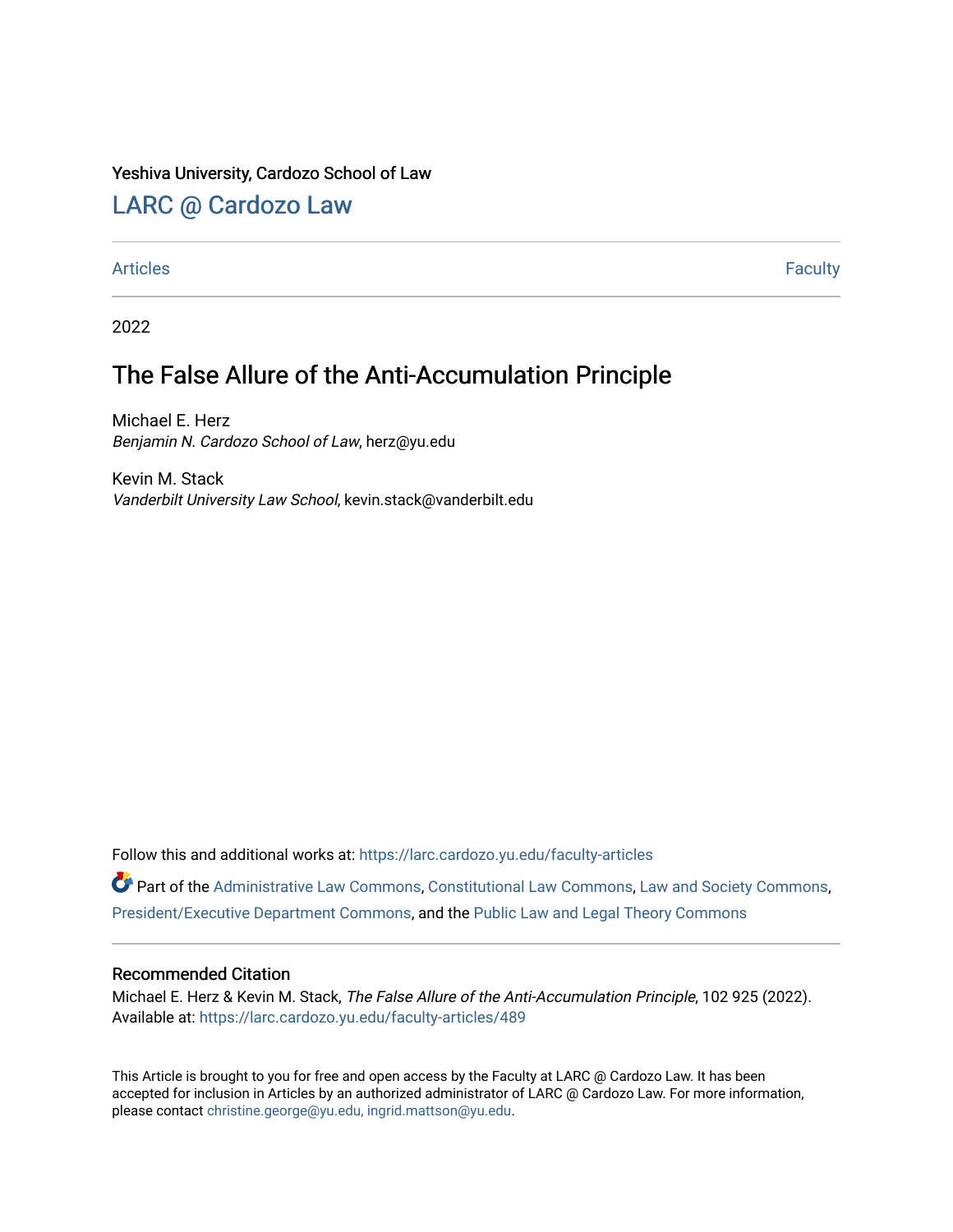Yeshiva University, Cardozo School of Law

# LARC @ Cardozo Law

Articles | Faculty

2022

## The False Allure of the Anti-Accumulation Principle

Michael E. Herz
*Benjamin N. Cardozo School of Law*, herz@yu.edu

Kevin M. Stack
*Vanderbilt University Law School*, kevin.stack@vanderbilt.edu

Follow this and additional works at: https://larc.cardozo.yu.edu/faculty-articles

Part of the Administrative Law Commons, Constitutional Law Commons, Law and Society Commons, President/Executive Department Commons, and the Public Law and Legal Theory Commons

### Recommended Citation

Michael E. Herz & Kevin M. Stack, *The False Allure of the Anti-Accumulation Principle*, 102 925 (2022).
Available at: https://larc.cardozo.yu.edu/faculty-articles/489

This Article is brought to you for free and open access by the Faculty at LARC @ Cardozo Law. It has been accepted for inclusion in Articles by an authorized administrator of LARC @ Cardozo Law. For more information, please contact christine.george@yu.edu, ingrid.mattson@yu.edu.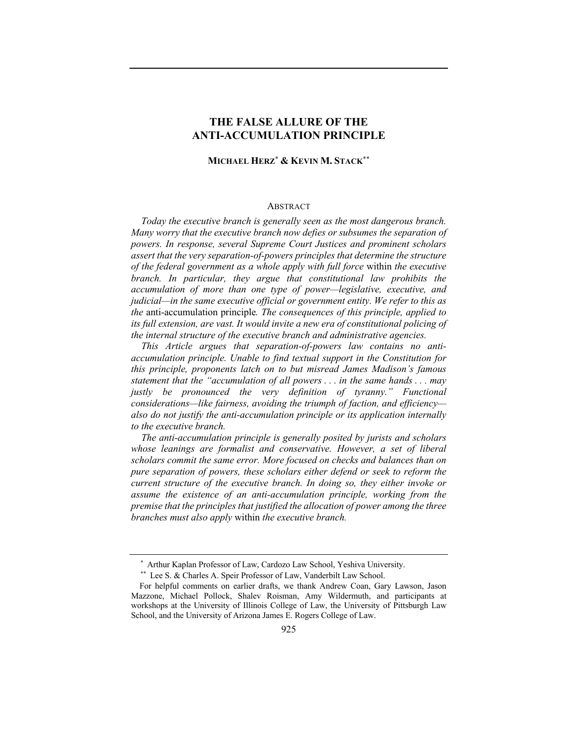# THE FALSE ALLURE OF THE ANTI-ACCUMULATION PRINCIPLE

**MICHAEL HERZ[*] & KEVIN M. STACK[**]**

## ABSTRACT

*Today the executive branch is generally seen as the most dangerous branch. Many worry that the executive branch now defies or subsumes the separation of powers. In response, several Supreme Court Justices and prominent scholars assert that the very separation-of-powers principles that determine the structure of the federal government as a whole apply with full force* within *the executive branch. In particular, they argue that constitutional law prohibits the accumulation of more than one type of power—legislative, executive, and judicial—in the same executive official or government entity. We refer to this as the* anti-accumulation principle*. The consequences of this principle, applied to its full extension, are vast. It would invite a new era of constitutional policing of the internal structure of the executive branch and administrative agencies.*

*This Article argues that separation-of-powers law contains no anti-accumulation principle. Unable to find textual support in the Constitution for this principle, proponents latch on to but misread James Madison's famous statement that the "accumulation of all powers . . . in the same hands . . . may justly be pronounced the very definition of tyranny." Functional considerations—like fairness, avoiding the triumph of faction, and efficiency—also do not justify the anti-accumulation principle or its application internally to the executive branch.*

*The anti-accumulation principle is generally posited by jurists and scholars whose leanings are formalist and conservative. However, a set of liberal scholars commit the same error. More focused on checks and balances than on pure separation of powers, these scholars either defend or seek to reform the current structure of the executive branch. In doing so, they either invoke or assume the existence of an anti-accumulation principle, working from the premise that the principles that justified the allocation of power among the three branches must also apply* within *the executive branch.*

---

[*] Arthur Kaplan Professor of Law, Cardozo Law School, Yeshiva University.

[**] Lee S. & Charles A. Speir Professor of Law, Vanderbilt Law School.

For helpful comments on earlier drafts, we thank Andrew Coan, Gary Lawson, Jason Mazzone, Michael Pollock, Shalev Roisman, Amy Wildermuth, and participants at workshops at the University of Illinois College of Law, the University of Pittsburgh Law School, and the University of Arizona James E. Rogers College of Law.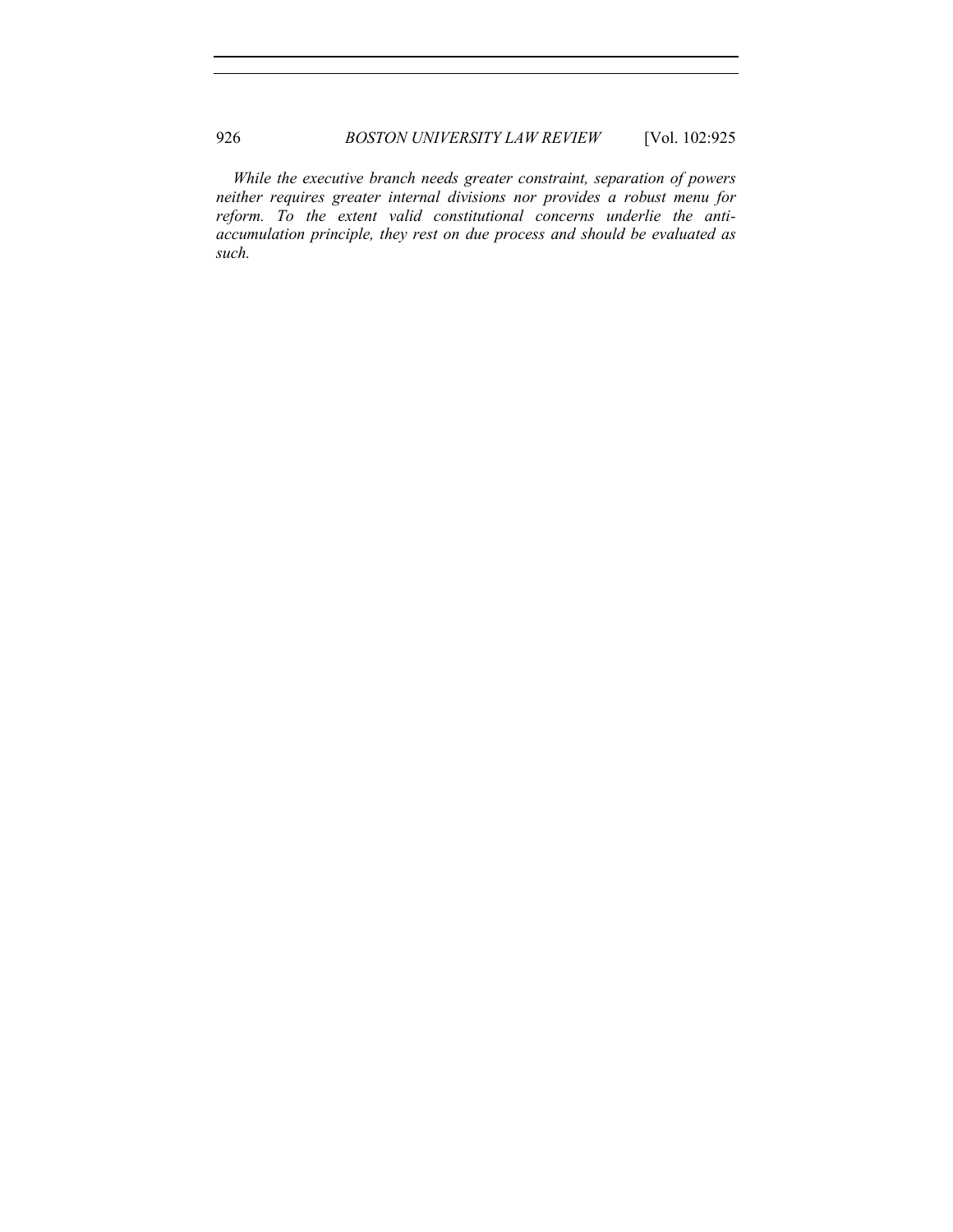*While the executive branch needs greater constraint, separation of powers neither requires greater internal divisions nor provides a robust menu for reform. To the extent valid constitutional concerns underlie the anti-accumulation principle, they rest on due process and should be evaluated as such.*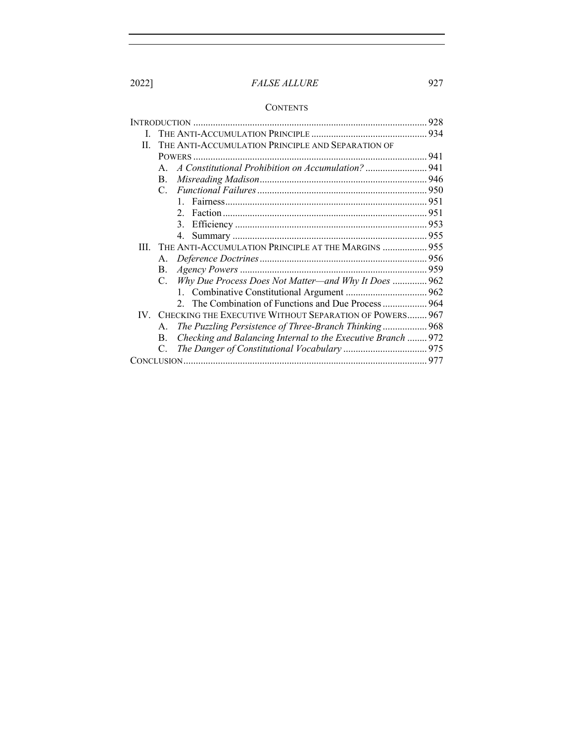## CONTENTS

INTRODUCTION ............................................................................................ 928

I. THE ANTI-ACCUMULATION PRINCIPLE ............................................... 934

II. THE ANTI-ACCUMULATION PRINCIPLE AND SEPARATION OF POWERS ............................................................................................ 941

  A. *A Constitutional Prohibition on Accumulation?* ......................... 941

  B. *Misreading Madison* ................................................................... 946

  C. *Functional Failures* .................................................................... 950

    1. Fairness ................................................................................. 951

    2. Faction .................................................................................. 951

    3. Efficiency ............................................................................. 953

    4. Summary .............................................................................. 955

III. THE ANTI-ACCUMULATION PRINCIPLE AT THE MARGINS .................. 955

  A. *Deference Doctrines* ................................................................... 956

  B. *Agency Powers* .......................................................................... 959

  C. *Why Due Process Does Not Matter—and Why It Does* ............. 962

    1. Combinative Constitutional Argument ................................. 962

    2. The Combination of Functions and Due Process .................. 964

IV. CHECKING THE EXECUTIVE WITHOUT SEPARATION OF POWERS ........ 967

  A. *The Puzzling Persistence of Three-Branch Thinking* .................. 968

  B. *Checking and Balancing Internal to the Executive Branch* ........ 972

  C. *The Danger of Constitutional Vocabulary* .................................. 975

CONCLUSION .............................................................................................. 977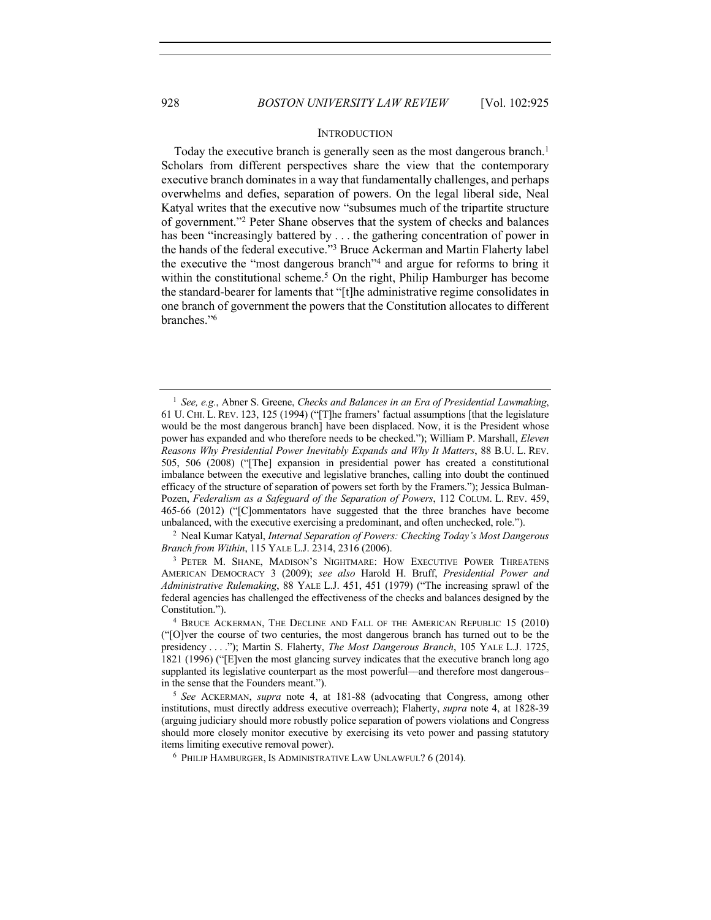## INTRODUCTION

Today the executive branch is generally seen as the most dangerous branch.[1] Scholars from different perspectives share the view that the contemporary executive branch dominates in a way that fundamentally challenges, and perhaps overwhelms and defies, separation of powers. On the legal liberal side, Neal Katyal writes that the executive now "subsumes much of the tripartite structure of government."[2] Peter Shane observes that the system of checks and balances has been "increasingly battered by . . . the gathering concentration of power in the hands of the federal executive."[3] Bruce Ackerman and Martin Flaherty label the executive the "most dangerous branch"[4] and argue for reforms to bring it within the constitutional scheme.[5] On the right, Philip Hamburger has become the standard-bearer for laments that "[t]he administrative regime consolidates in one branch of government the powers that the Constitution allocates to different branches."[6]

---

[1] *See, e.g.*, Abner S. Greene, *Checks and Balances in an Era of Presidential Lawmaking*, 61 U. CHI. L. REV. 123, 125 (1994) ("[T]he framers' factual assumptions [that the legislature would be the most dangerous branch] have been displaced. Now, it is the President whose power has expanded and who therefore needs to be checked."); William P. Marshall, *Eleven Reasons Why Presidential Power Inevitably Expands and Why It Matters*, 88 B.U. L. REV. 505, 506 (2008) ("[The] expansion in presidential power has created a constitutional imbalance between the executive and legislative branches, calling into doubt the continued efficacy of the structure of separation of powers set forth by the Framers."); Jessica Bulman-Pozen, *Federalism as a Safeguard of the Separation of Powers*, 112 COLUM. L. REV. 459, 465-66 (2012) ("[C]ommentators have suggested that the three branches have become unbalanced, with the executive exercising a predominant, and often unchecked, role.").

[2] Neal Kumar Katyal, *Internal Separation of Powers: Checking Today's Most Dangerous Branch from Within*, 115 YALE L.J. 2314, 2316 (2006).

[3] PETER M. SHANE, MADISON'S NIGHTMARE: HOW EXECUTIVE POWER THREATENS AMERICAN DEMOCRACY 3 (2009); *see also* Harold H. Bruff, *Presidential Power and Administrative Rulemaking*, 88 YALE L.J. 451, 451 (1979) ("The increasing sprawl of the federal agencies has challenged the effectiveness of the checks and balances designed by the Constitution.").

[4] BRUCE ACKERMAN, THE DECLINE AND FALL OF THE AMERICAN REPUBLIC 15 (2010) ("[O]ver the course of two centuries, the most dangerous branch has turned out to be the presidency . . . ."); Martin S. Flaherty, *The Most Dangerous Branch*, 105 YALE L.J. 1725, 1821 (1996) ("[E]ven the most glancing survey indicates that the executive branch long ago supplanted its legislative counterpart as the most powerful—and therefore most dangerous–in the sense that the Founders meant.").

[5] *See* ACKERMAN, *supra* note 4, at 181-88 (advocating that Congress, among other institutions, must directly address executive overreach); Flaherty, *supra* note 4, at 1828-39 (arguing judiciary should more robustly police separation of powers violations and Congress should more closely monitor executive by exercising its veto power and passing statutory items limiting executive removal power).

[6] PHILIP HAMBURGER, IS ADMINISTRATIVE LAW UNLAWFUL? 6 (2014).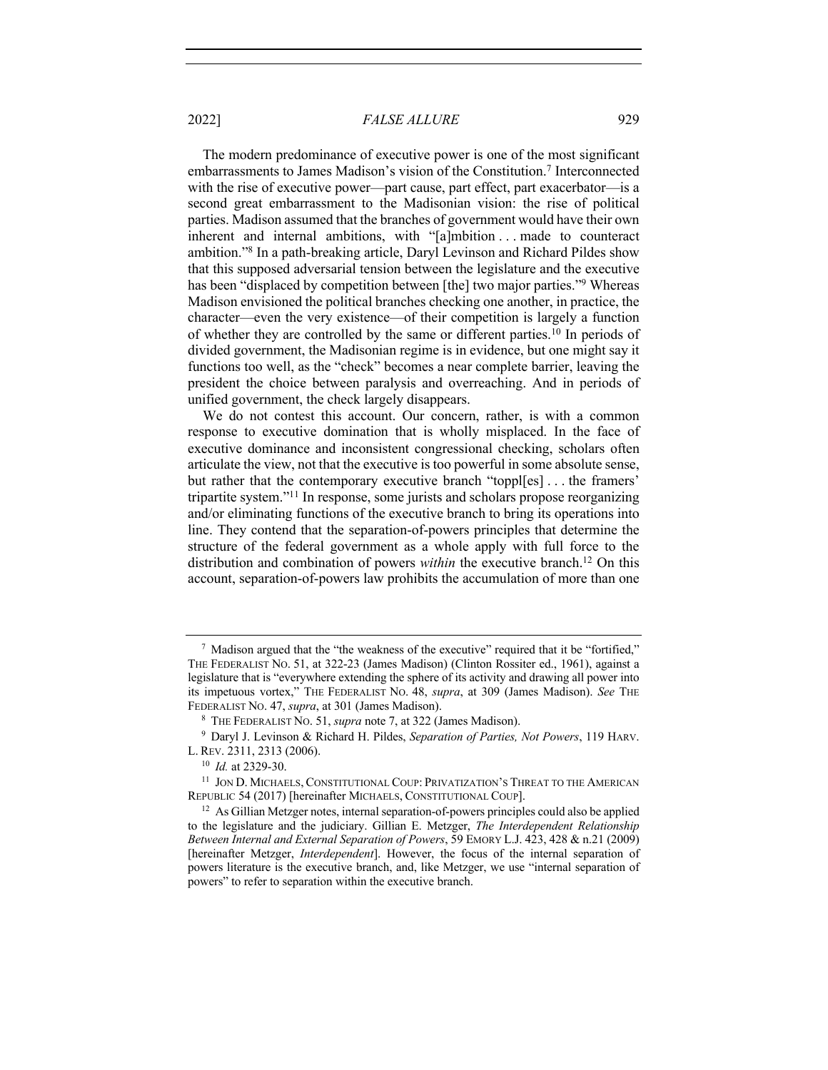The modern predominance of executive power is one of the most significant embarrassments to James Madison's vision of the Constitution.[7] Interconnected with the rise of executive power—part cause, part effect, part exacerbator—is a second great embarrassment to the Madisonian vision: the rise of political parties. Madison assumed that the branches of government would have their own inherent and internal ambitions, with "[a]mbition . . . made to counteract ambition."[8] In a path-breaking article, Daryl Levinson and Richard Pildes show that this supposed adversarial tension between the legislature and the executive has been "displaced by competition between [the] two major parties."[9] Whereas Madison envisioned the political branches checking one another, in practice, the character—even the very existence—of their competition is largely a function of whether they are controlled by the same or different parties.[10] In periods of divided government, the Madisonian regime is in evidence, but one might say it functions too well, as the "check" becomes a near complete barrier, leaving the president the choice between paralysis and overreaching. And in periods of unified government, the check largely disappears.

We do not contest this account. Our concern, rather, is with a common response to executive domination that is wholly misplaced. In the face of executive dominance and inconsistent congressional checking, scholars often articulate the view, not that the executive is too powerful in some absolute sense, but rather that the contemporary executive branch "toppl[es] . . . the framers' tripartite system."[11] In response, some jurists and scholars propose reorganizing and/or eliminating functions of the executive branch to bring its operations into line. They contend that the separation-of-powers principles that determine the structure of the federal government as a whole apply with full force to the distribution and combination of powers *within* the executive branch.[12] On this account, separation-of-powers law prohibits the accumulation of more than one

---

[7] Madison argued that the "the weakness of the executive" required that it be "fortified," THE FEDERALIST NO. 51, at 322-23 (James Madison) (Clinton Rossiter ed., 1961), against a legislature that is "everywhere extending the sphere of its activity and drawing all power into its impetuous vortex," THE FEDERALIST NO. 48, *supra*, at 309 (James Madison). *See* THE FEDERALIST NO. 47, *supra*, at 301 (James Madison).

[8] THE FEDERALIST NO. 51, *supra* note 7, at 322 (James Madison).

[9] Daryl J. Levinson & Richard H. Pildes, *Separation of Parties, Not Powers*, 119 HARV. L. REV. 2311, 2313 (2006).

[10] *Id.* at 2329-30.

[11] JON D. MICHAELS, CONSTITUTIONAL COUP: PRIVATIZATION'S THREAT TO THE AMERICAN REPUBLIC 54 (2017) [hereinafter MICHAELS, CONSTITUTIONAL COUP].

[12] As Gillian Metzger notes, internal separation-of-powers principles could also be applied to the legislature and the judiciary. Gillian E. Metzger, *The Interdependent Relationship Between Internal and External Separation of Powers*, 59 EMORY L.J. 423, 428 & n.21 (2009) [hereinafter Metzger, *Interdependent*]. However, the focus of the internal separation of powers literature is the executive branch, and, like Metzger, we use "internal separation of powers" to refer to separation within the executive branch.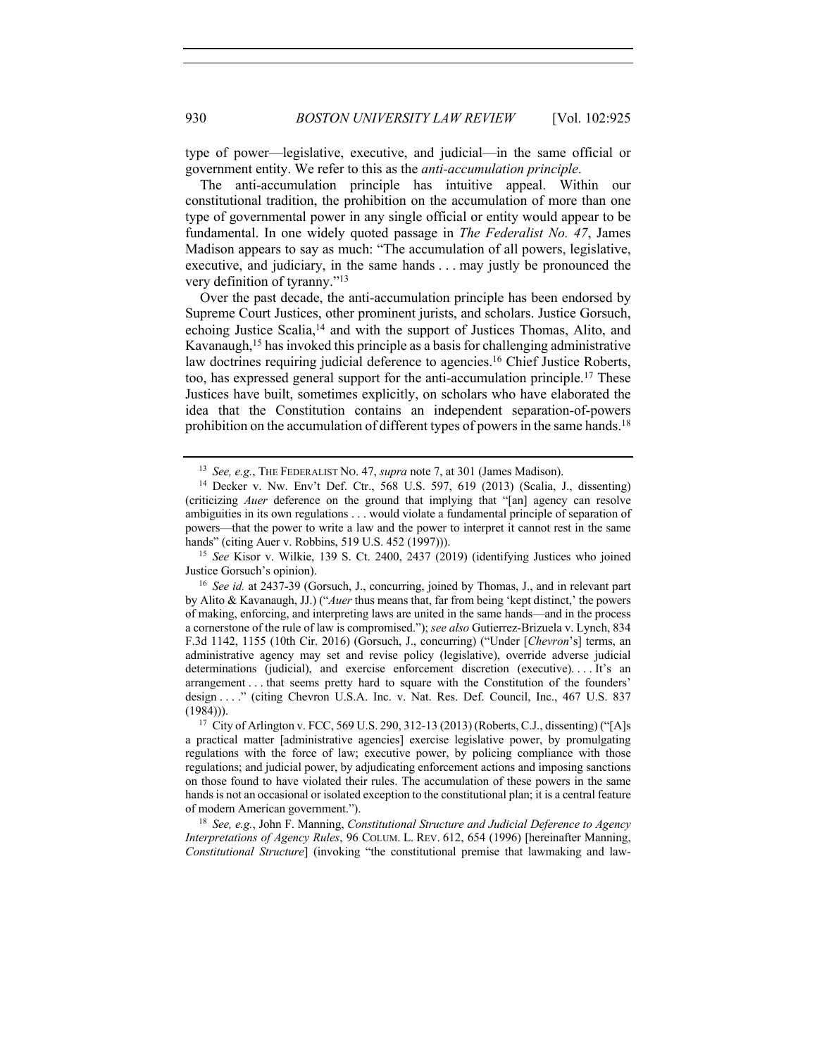type of power—legislative, executive, and judicial—in the same official or government entity. We refer to this as the *anti-accumulation principle*.

The anti-accumulation principle has intuitive appeal. Within our constitutional tradition, the prohibition on the accumulation of more than one type of governmental power in any single official or entity would appear to be fundamental. In one widely quoted passage in *The Federalist No. 47*, James Madison appears to say as much: "The accumulation of all powers, legislative, executive, and judiciary, in the same hands . . . may justly be pronounced the very definition of tyranny."[13]

Over the past decade, the anti-accumulation principle has been endorsed by Supreme Court Justices, other prominent jurists, and scholars. Justice Gorsuch, echoing Justice Scalia,[14] and with the support of Justices Thomas, Alito, and Kavanaugh,[15] has invoked this principle as a basis for challenging administrative law doctrines requiring judicial deference to agencies.[16] Chief Justice Roberts, too, has expressed general support for the anti-accumulation principle.[17] These Justices have built, sometimes explicitly, on scholars who have elaborated the idea that the Constitution contains an independent separation-of-powers prohibition on the accumulation of different types of powers in the same hands.[18]

---

[13] *See, e.g.*, THE FEDERALIST NO. 47, *supra* note 7, at 301 (James Madison).

[14] Decker v. Nw. Env't Def. Ctr., 568 U.S. 597, 619 (2013) (Scalia, J., dissenting) (criticizing *Auer* deference on the ground that implying that "[an] agency can resolve ambiguities in its own regulations . . . would violate a fundamental principle of separation of powers—that the power to write a law and the power to interpret it cannot rest in the same hands" (citing Auer v. Robbins, 519 U.S. 452 (1997))).

[15] *See* Kisor v. Wilkie, 139 S. Ct. 2400, 2437 (2019) (identifying Justices who joined Justice Gorsuch's opinion).

[16] *See id.* at 2437-39 (Gorsuch, J., concurring, joined by Thomas, J., and in relevant part by Alito & Kavanaugh, JJ.) ("*Auer* thus means that, far from being 'kept distinct,' the powers of making, enforcing, and interpreting laws are united in the same hands—and in the process a cornerstone of the rule of law is compromised."); *see also* Gutierrez-Brizuela v. Lynch, 834 F.3d 1142, 1155 (10th Cir. 2016) (Gorsuch, J., concurring) ("Under [*Chevron*'s] terms, an administrative agency may set and revise policy (legislative), override adverse judicial determinations (judicial), and exercise enforcement discretion (executive). . . . It's an arrangement . . . that seems pretty hard to square with the Constitution of the founders' design . . . ." (citing Chevron U.S.A. Inc. v. Nat. Res. Def. Council, Inc., 467 U.S. 837 (1984))).

[17] City of Arlington v. FCC, 569 U.S. 290, 312-13 (2013) (Roberts, C.J., dissenting) ("[A]s a practical matter [administrative agencies] exercise legislative power, by promulgating regulations with the force of law; executive power, by policing compliance with those regulations; and judicial power, by adjudicating enforcement actions and imposing sanctions on those found to have violated their rules. The accumulation of these powers in the same hands is not an occasional or isolated exception to the constitutional plan; it is a central feature of modern American government.").

[18] *See, e.g.*, John F. Manning, *Constitutional Structure and Judicial Deference to Agency Interpretations of Agency Rules*, 96 COLUM. L. REV. 612, 654 (1996) [hereinafter Manning, *Constitutional Structure*] (invoking "the constitutional premise that lawmaking and law-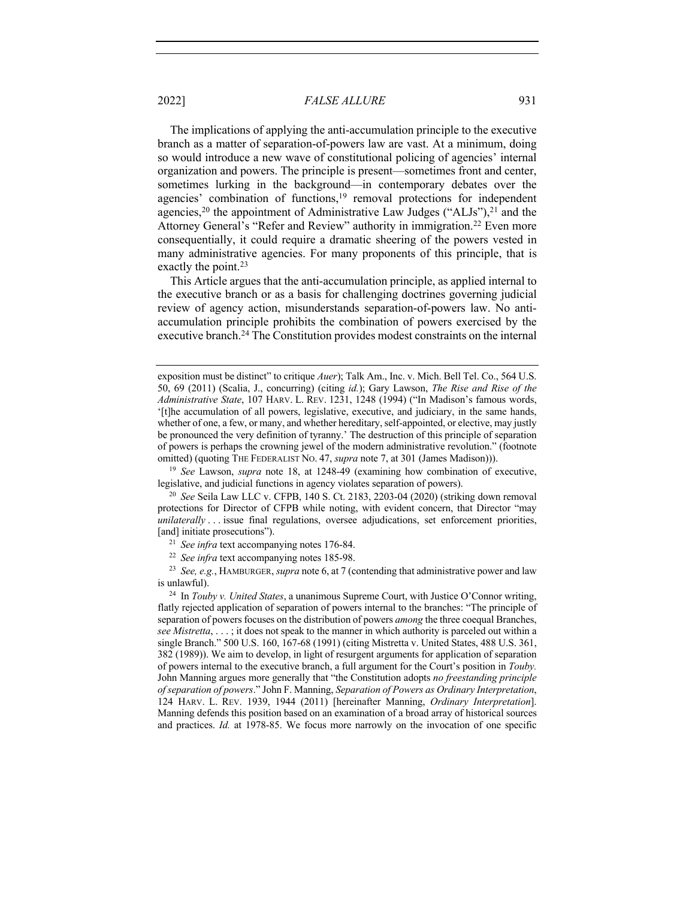The implications of applying the anti-accumulation principle to the executive branch as a matter of separation-of-powers law are vast. At a minimum, doing so would introduce a new wave of constitutional policing of agencies' internal organization and powers. The principle is present—sometimes front and center, sometimes lurking in the background—in contemporary debates over the agencies' combination of functions,[19] removal protections for independent agencies,[20] the appointment of Administrative Law Judges ("ALJs"),[21] and the Attorney General's "Refer and Review" authority in immigration.[22] Even more consequentially, it could require a dramatic sheering of the powers vested in many administrative agencies. For many proponents of this principle, that is exactly the point.[23]

This Article argues that the anti-accumulation principle, as applied internal to the executive branch or as a basis for challenging doctrines governing judicial review of agency action, misunderstands separation-of-powers law. No anti-accumulation principle prohibits the combination of powers exercised by the executive branch.[24] The Constitution provides modest constraints on the internal

---

exposition must be distinct" to critique *Auer*); Talk Am., Inc. v. Mich. Bell Tel. Co., 564 U.S. 50, 69 (2011) (Scalia, J., concurring) (citing *id.*); Gary Lawson, *The Rise and Rise of the Administrative State*, 107 HARV. L. REV. 1231, 1248 (1994) ("In Madison's famous words, '[t]he accumulation of all powers, legislative, executive, and judiciary, in the same hands, whether of one, a few, or many, and whether hereditary, self-appointed, or elective, may justly be pronounced the very definition of tyranny.' The destruction of this principle of separation of powers is perhaps the crowning jewel of the modern administrative revolution." (footnote omitted) (quoting THE FEDERALIST NO. 47, *supra* note 7, at 301 (James Madison))).

[19] *See* Lawson, *supra* note 18, at 1248-49 (examining how combination of executive, legislative, and judicial functions in agency violates separation of powers).

[20] *See* Seila Law LLC v. CFPB, 140 S. Ct. 2183, 2203-04 (2020) (striking down removal protections for Director of CFPB while noting, with evident concern, that Director "may *unilaterally* . . . issue final regulations, oversee adjudications, set enforcement priorities, [and] initiate prosecutions").

[21] *See infra* text accompanying notes 176-84.

[22] *See infra* text accompanying notes 185-98.

[23] *See, e.g.*, HAMBURGER, *supra* note 6, at 7 (contending that administrative power and law is unlawful).

[24] In *Touby v. United States*, a unanimous Supreme Court, with Justice O'Connor writing, flatly rejected application of separation of powers internal to the branches: "The principle of separation of powers focuses on the distribution of powers *among* the three coequal Branches, *see Mistretta*, . . . ; it does not speak to the manner in which authority is parceled out within a single Branch." 500 U.S. 160, 167-68 (1991) (citing Mistretta v. United States, 488 U.S. 361, 382 (1989)). We aim to develop, in light of resurgent arguments for application of separation of powers internal to the executive branch, a full argument for the Court's position in *Touby.* John Manning argues more generally that "the Constitution adopts *no freestanding principle of separation of powers*." John F. Manning, *Separation of Powers as Ordinary Interpretation*, 124 HARV. L. REV. 1939, 1944 (2011) [hereinafter Manning, *Ordinary Interpretation*]. Manning defends this position based on an examination of a broad array of historical sources and practices. *Id.* at 1978-85. We focus more narrowly on the invocation of one specific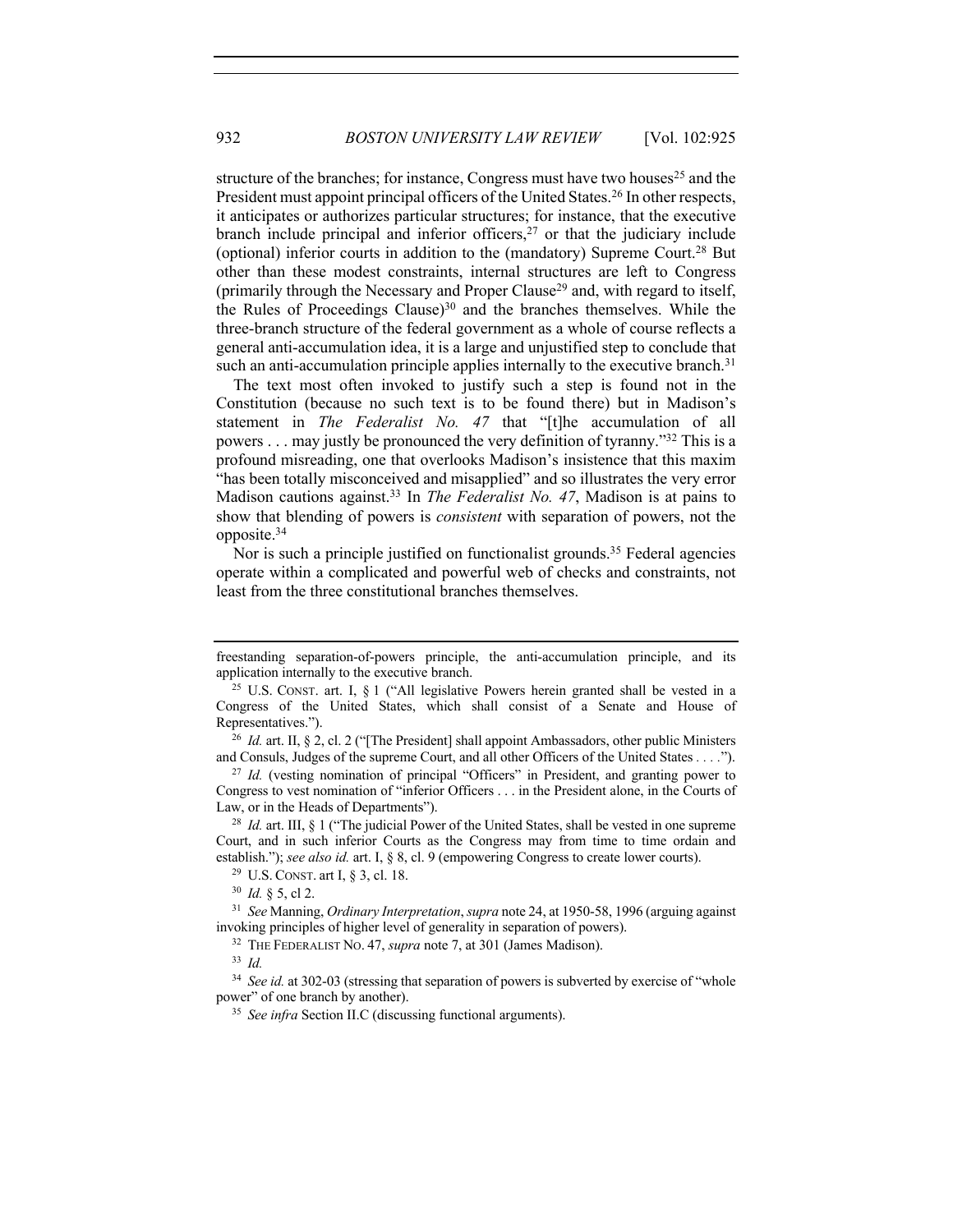structure of the branches; for instance, Congress must have two houses[25] and the President must appoint principal officers of the United States.[26] In other respects, it anticipates or authorizes particular structures; for instance, that the executive branch include principal and inferior officers,[27] or that the judiciary include (optional) inferior courts in addition to the (mandatory) Supreme Court.[28] But other than these modest constraints, internal structures are left to Congress (primarily through the Necessary and Proper Clause[29] and, with regard to itself, the Rules of Proceedings Clause)[30] and the branches themselves. While the three-branch structure of the federal government as a whole of course reflects a general anti-accumulation idea, it is a large and unjustified step to conclude that such an anti-accumulation principle applies internally to the executive branch.[31]

The text most often invoked to justify such a step is found not in the Constitution (because no such text is to be found there) but in Madison's statement in *The Federalist No. 47* that "[t]he accumulation of all powers . . . may justly be pronounced the very definition of tyranny."[32] This is a profound misreading, one that overlooks Madison's insistence that this maxim "has been totally misconceived and misapplied" and so illustrates the very error Madison cautions against.[33] In *The Federalist No. 47*, Madison is at pains to show that blending of powers is *consistent* with separation of powers, not the opposite.[34]

Nor is such a principle justified on functionalist grounds.[35] Federal agencies operate within a complicated and powerful web of checks and constraints, not least from the three constitutional branches themselves.

---

freestanding separation-of-powers principle, the anti-accumulation principle, and its application internally to the executive branch.

[25] U.S. CONST. art. I, § 1 ("All legislative Powers herein granted shall be vested in a Congress of the United States, which shall consist of a Senate and House of Representatives.").

[26] *Id.* art. II, § 2, cl. 2 ("[The President] shall appoint Ambassadors, other public Ministers and Consuls, Judges of the supreme Court, and all other Officers of the United States . . . .").

[27] *Id.* (vesting nomination of principal "Officers" in President, and granting power to Congress to vest nomination of "inferior Officers . . . in the President alone, in the Courts of Law, or in the Heads of Departments").

[28] *Id.* art. III, § 1 ("The judicial Power of the United States, shall be vested in one supreme Court, and in such inferior Courts as the Congress may from time to time ordain and establish."); *see also id.* art. I, § 8, cl. 9 (empowering Congress to create lower courts).

[29] U.S. CONST. art I, § 3, cl. 18.

[30] *Id.* § 5, cl 2.

[31] *See* Manning, *Ordinary Interpretation*, *supra* note 24, at 1950-58, 1996 (arguing against invoking principles of higher level of generality in separation of powers).

[32] THE FEDERALIST NO. 47, *supra* note 7, at 301 (James Madison).

[33] *Id.*

[34] *See id.* at 302-03 (stressing that separation of powers is subverted by exercise of "whole power" of one branch by another).

[35] *See infra* Section II.C (discussing functional arguments).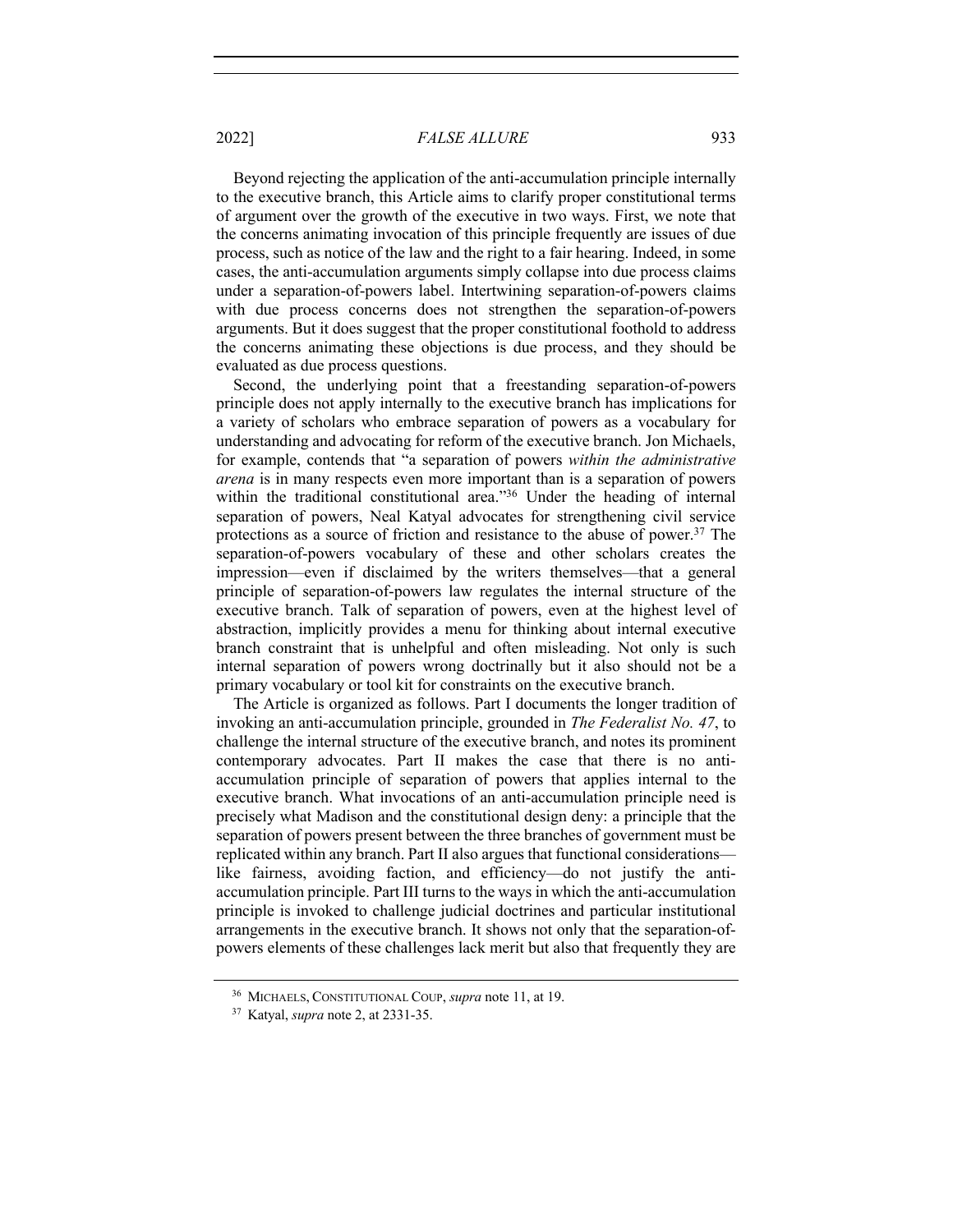Beyond rejecting the application of the anti-accumulation principle internally to the executive branch, this Article aims to clarify proper constitutional terms of argument over the growth of the executive in two ways. First, we note that the concerns animating invocation of this principle frequently are issues of due process, such as notice of the law and the right to a fair hearing. Indeed, in some cases, the anti-accumulation arguments simply collapse into due process claims under a separation-of-powers label. Intertwining separation-of-powers claims with due process concerns does not strengthen the separation-of-powers arguments. But it does suggest that the proper constitutional foothold to address the concerns animating these objections is due process, and they should be evaluated as due process questions.

Second, the underlying point that a freestanding separation-of-powers principle does not apply internally to the executive branch has implications for a variety of scholars who embrace separation of powers as a vocabulary for understanding and advocating for reform of the executive branch. Jon Michaels, for example, contends that "a separation of powers *within the administrative arena* is in many respects even more important than is a separation of powers within the traditional constitutional area."[36] Under the heading of internal separation of powers, Neal Katyal advocates for strengthening civil service protections as a source of friction and resistance to the abuse of power.[37] The separation-of-powers vocabulary of these and other scholars creates the impression—even if disclaimed by the writers themselves—that a general principle of separation-of-powers law regulates the internal structure of the executive branch. Talk of separation of powers, even at the highest level of abstraction, implicitly provides a menu for thinking about internal executive branch constraint that is unhelpful and often misleading. Not only is such internal separation of powers wrong doctrinally but it also should not be a primary vocabulary or tool kit for constraints on the executive branch.

The Article is organized as follows. Part I documents the longer tradition of invoking an anti-accumulation principle, grounded in *The Federalist No. 47*, to challenge the internal structure of the executive branch, and notes its prominent contemporary advocates. Part II makes the case that there is no anti-accumulation principle of separation of powers that applies internal to the executive branch. What invocations of an anti-accumulation principle need is precisely what Madison and the constitutional design deny: a principle that the separation of powers present between the three branches of government must be replicated within any branch. Part II also argues that functional considerations—like fairness, avoiding faction, and efficiency—do not justify the anti-accumulation principle. Part III turns to the ways in which the anti-accumulation principle is invoked to challenge judicial doctrines and particular institutional arrangements in the executive branch. It shows not only that the separation-of-powers elements of these challenges lack merit but also that frequently they are

[36] MICHAELS, CONSTITUTIONAL COUP, *supra* note 11, at 19.

[37] Katyal, *supra* note 2, at 2331-35.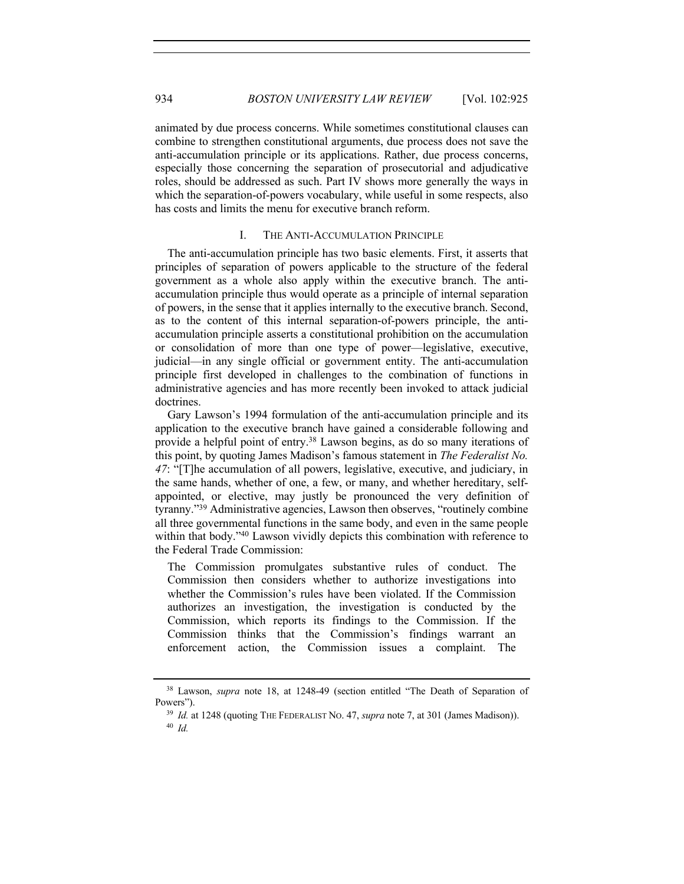animated by due process concerns. While sometimes constitutional clauses can combine to strengthen constitutional arguments, due process does not save the anti-accumulation principle or its applications. Rather, due process concerns, especially those concerning the separation of prosecutorial and adjudicative roles, should be addressed as such. Part IV shows more generally the ways in which the separation-of-powers vocabulary, while useful in some respects, also has costs and limits the menu for executive branch reform.

## I. THE ANTI-ACCUMULATION PRINCIPLE

The anti-accumulation principle has two basic elements. First, it asserts that principles of separation of powers applicable to the structure of the federal government as a whole also apply within the executive branch. The anti-accumulation principle thus would operate as a principle of internal separation of powers, in the sense that it applies internally to the executive branch. Second, as to the content of this internal separation-of-powers principle, the anti-accumulation principle asserts a constitutional prohibition on the accumulation or consolidation of more than one type of power—legislative, executive, judicial—in any single official or government entity. The anti-accumulation principle first developed in challenges to the combination of functions in administrative agencies and has more recently been invoked to attack judicial doctrines.

Gary Lawson's 1994 formulation of the anti-accumulation principle and its application to the executive branch have gained a considerable following and provide a helpful point of entry.[38] Lawson begins, as do so many iterations of this point, by quoting James Madison's famous statement in *The Federalist No. 47*: "[T]he accumulation of all powers, legislative, executive, and judiciary, in the same hands, whether of one, a few, or many, and whether hereditary, self-appointed, or elective, may justly be pronounced the very definition of tyranny."[39] Administrative agencies, Lawson then observes, "routinely combine all three governmental functions in the same body, and even in the same people within that body."[40] Lawson vividly depicts this combination with reference to the Federal Trade Commission:

> The Commission promulgates substantive rules of conduct. The Commission then considers whether to authorize investigations into whether the Commission's rules have been violated. If the Commission authorizes an investigation, the investigation is conducted by the Commission, which reports its findings to the Commission. If the Commission thinks that the Commission's findings warrant an enforcement action, the Commission issues a complaint. The

---

[38] Lawson, *supra* note 18, at 1248-49 (section entitled "The Death of Separation of Powers").

[39] *Id.* at 1248 (quoting THE FEDERALIST NO. 47, *supra* note 7, at 301 (James Madison)).

[40] *Id.*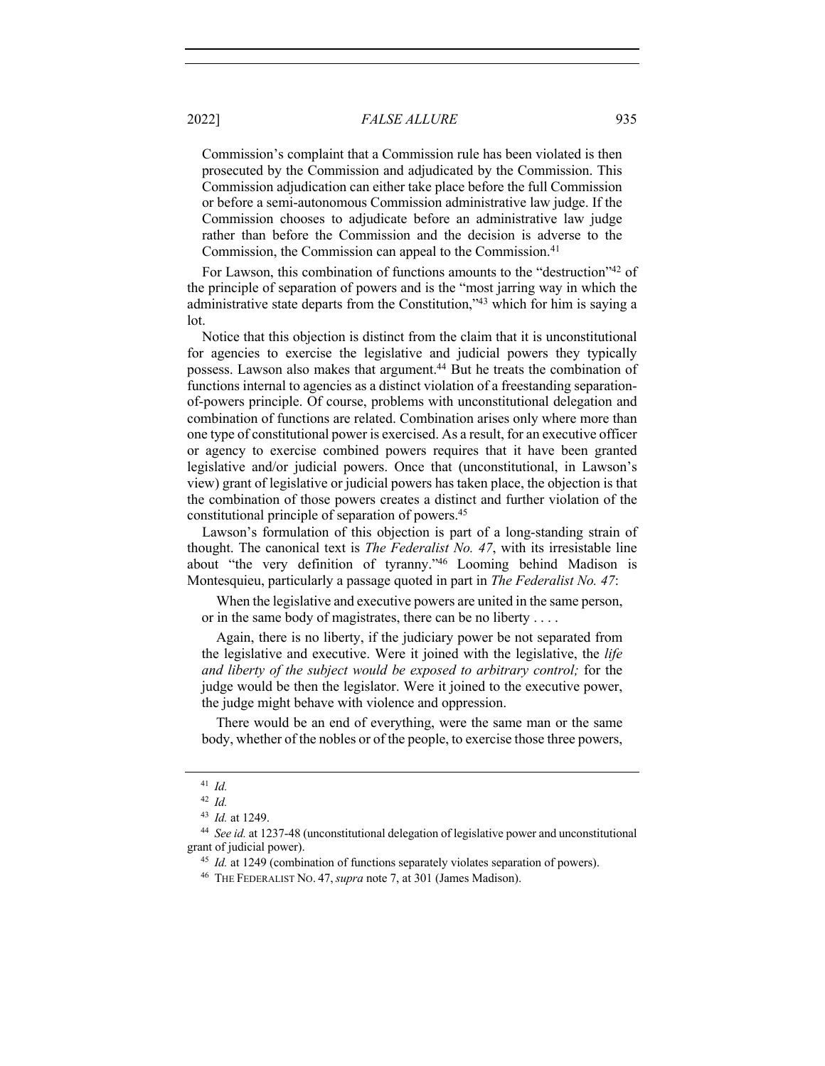> Commission's complaint that a Commission rule has been violated is then prosecuted by the Commission and adjudicated by the Commission. This Commission adjudication can either take place before the full Commission or before a semi-autonomous Commission administrative law judge. If the Commission chooses to adjudicate before an administrative law judge rather than before the Commission and the decision is adverse to the Commission, the Commission can appeal to the Commission.[41]

For Lawson, this combination of functions amounts to the "destruction"[42] of the principle of separation of powers and is the "most jarring way in which the administrative state departs from the Constitution,"[43] which for him is saying a lot.

Notice that this objection is distinct from the claim that it is unconstitutional for agencies to exercise the legislative and judicial powers they typically possess. Lawson also makes that argument.[44] But he treats the combination of functions internal to agencies as a distinct violation of a freestanding separation-of-powers principle. Of course, problems with unconstitutional delegation and combination of functions are related. Combination arises only where more than one type of constitutional power is exercised. As a result, for an executive officer or agency to exercise combined powers requires that it have been granted legislative and/or judicial powers. Once that (unconstitutional, in Lawson's view) grant of legislative or judicial powers has taken place, the objection is that the combination of those powers creates a distinct and further violation of the constitutional principle of separation of powers.[45]

Lawson's formulation of this objection is part of a long-standing strain of thought. The canonical text is *The Federalist No. 47*, with its irresistible line about "the very definition of tyranny."[46] Looming behind Madison is Montesquieu, particularly a passage quoted in part in *The Federalist No. 47*:

> When the legislative and executive powers are united in the same person, or in the same body of magistrates, there can be no liberty . . . .
>
> Again, there is no liberty, if the judiciary power be not separated from the legislative and executive. Were it joined with the legislative, the *life and liberty of the subject would be exposed to arbitrary control;* for the judge would be then the legislator. Were it joined to the executive power, the judge might behave with violence and oppression.
>
> There would be an end of everything, were the same man or the same body, whether of the nobles or of the people, to exercise those three powers,

---

[41] *Id.*

[42] *Id.*

[43] *Id.* at 1249.

[44] *See id.* at 1237-48 (unconstitutional delegation of legislative power and unconstitutional grant of judicial power).

[45] *Id.* at 1249 (combination of functions separately violates separation of powers).

[46] THE FEDERALIST NO. 47, *supra* note 7, at 301 (James Madison).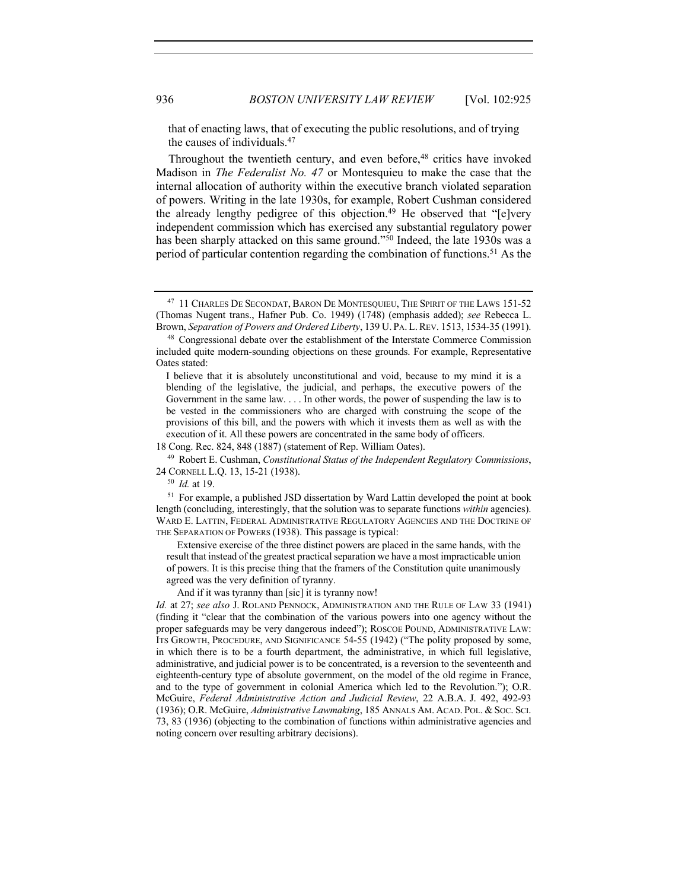that of enacting laws, that of executing the public resolutions, and of trying the causes of individuals.[47]

Throughout the twentieth century, and even before,[48] critics have invoked Madison in *The Federalist No. 47* or Montesquieu to make the case that the internal allocation of authority within the executive branch violated separation of powers. Writing in the late 1930s, for example, Robert Cushman considered the already lengthy pedigree of this objection.[49] He observed that "[e]very independent commission which has exercised any substantial regulatory power has been sharply attacked on this same ground."[50] Indeed, the late 1930s was a period of particular contention regarding the combination of functions.[51] As the

---

[47] 11 CHARLES DE SECONDAT, BARON DE MONTESQUIEU, THE SPIRIT OF THE LAWS 151-52 (Thomas Nugent trans., Hafner Pub. Co. 1949) (1748) (emphasis added); *see* Rebecca L. Brown, *Separation of Powers and Ordered Liberty*, 139 U. PA. L. REV. 1513, 1534-35 (1991).

[48] Congressional debate over the establishment of the Interstate Commerce Commission included quite modern-sounding objections on these grounds. For example, Representative Oates stated:

> I believe that it is absolutely unconstitutional and void, because to my mind it is a blending of the legislative, the judicial, and perhaps, the executive powers of the Government in the same law. . . . In other words, the power of suspending the law is to be vested in the commissioners who are charged with construing the scope of the provisions of this bill, and the powers with which it invests them as well as with the execution of it. All these powers are concentrated in the same body of officers.

18 Cong. Rec. 824, 848 (1887) (statement of Rep. William Oates).

[49] Robert E. Cushman, *Constitutional Status of the Independent Regulatory Commissions*, 24 CORNELL L.Q. 13, 15-21 (1938).

[50] *Id.* at 19.

[51] For example, a published JSD dissertation by Ward Lattin developed the point at book length (concluding, interestingly, that the solution was to separate functions *within* agencies). WARD E. LATTIN, FEDERAL ADMINISTRATIVE REGULATORY AGENCIES AND THE DOCTRINE OF THE SEPARATION OF POWERS (1938). This passage is typical:

> Extensive exercise of the three distinct powers are placed in the same hands, with the result that instead of the greatest practical separation we have a most impracticable union of powers. It is this precise thing that the framers of the Constitution quite unanimously agreed was the very definition of tyranny.
>
> And if it was tyranny than [sic] it is tyranny now!

*Id.* at 27; *see also* J. ROLAND PENNOCK, ADMINISTRATION AND THE RULE OF LAW 33 (1941) (finding it "clear that the combination of the various powers into one agency without the proper safeguards may be very dangerous indeed"); ROSCOE POUND, ADMINISTRATIVE LAW: ITS GROWTH, PROCEDURE, AND SIGNIFICANCE 54-55 (1942) ("The polity proposed by some, in which there is to be a fourth department, the administrative, in which full legislative, administrative, and judicial power is to be concentrated, is a reversion to the seventeenth and eighteenth-century type of absolute government, on the model of the old regime in France, and to the type of government in colonial America which led to the Revolution."); O.R. McGuire, *Federal Administrative Action and Judicial Review*, 22 A.B.A. J. 492, 492-93 (1936); O.R. McGuire, *Administrative Lawmaking*, 185 ANNALS AM. ACAD. POL. & SOC. SCI. 73, 83 (1936) (objecting to the combination of functions within administrative agencies and noting concern over resulting arbitrary decisions).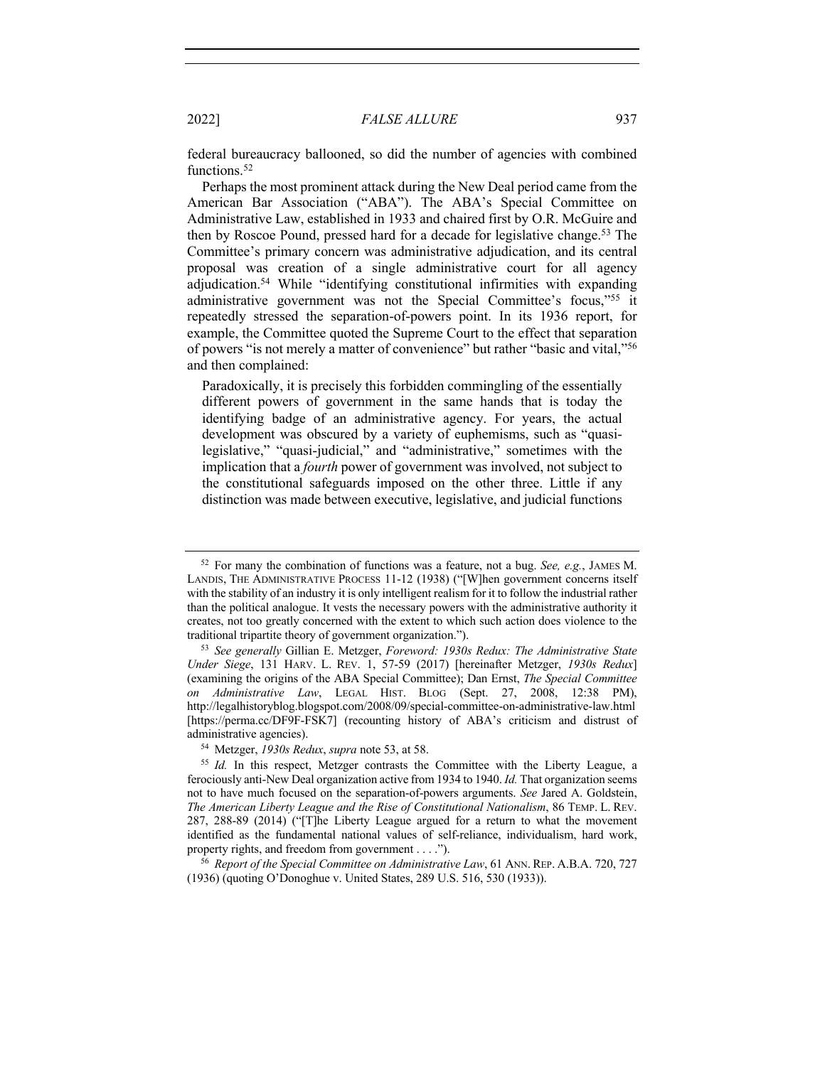federal bureaucracy ballooned, so did the number of agencies with combined functions.[52]

Perhaps the most prominent attack during the New Deal period came from the American Bar Association ("ABA"). The ABA's Special Committee on Administrative Law, established in 1933 and chaired first by O.R. McGuire and then by Roscoe Pound, pressed hard for a decade for legislative change.[53] The Committee's primary concern was administrative adjudication, and its central proposal was creation of a single administrative court for all agency adjudication.[54] While "identifying constitutional infirmities with expanding administrative government was not the Special Committee's focus,"[55] it repeatedly stressed the separation-of-powers point. In its 1936 report, for example, the Committee quoted the Supreme Court to the effect that separation of powers "is not merely a matter of convenience" but rather "basic and vital,"[56] and then complained:

> Paradoxically, it is precisely this forbidden commingling of the essentially different powers of government in the same hands that is today the identifying badge of an administrative agency. For years, the actual development was obscured by a variety of euphemisms, such as "quasi-legislative," "quasi-judicial," and "administrative," sometimes with the implication that a *fourth* power of government was involved, not subject to the constitutional safeguards imposed on the other three. Little if any distinction was made between executive, legislative, and judicial functions

---

[52] For many the combination of functions was a feature, not a bug. *See, e.g.*, JAMES M. LANDIS, THE ADMINISTRATIVE PROCESS 11-12 (1938) ("[W]hen government concerns itself with the stability of an industry it is only intelligent realism for it to follow the industrial rather than the political analogue. It vests the necessary powers with the administrative authority it creates, not too greatly concerned with the extent to which such action does violence to the traditional tripartite theory of government organization.").

[53] *See generally* Gillian E. Metzger, *Foreword: 1930s Redux: The Administrative State Under Siege*, 131 HARV. L. REV. 1, 57-59 (2017) [hereinafter Metzger, *1930s Redux*] (examining the origins of the ABA Special Committee); Dan Ernst, *The Special Committee on Administrative Law*, LEGAL HIST. BLOG (Sept. 27, 2008, 12:38 PM), http://legalhistoryblog.blogspot.com/2008/09/special-committee-on-administrative-law.html [https://perma.cc/DF9F-FSK7] (recounting history of ABA's criticism and distrust of administrative agencies).

[54] Metzger, *1930s Redux*, *supra* note 53, at 58.

[55] *Id.* In this respect, Metzger contrasts the Committee with the Liberty League, a ferociously anti-New Deal organization active from 1934 to 1940. *Id.* That organization seems not to have much focused on the separation-of-powers arguments. *See* Jared A. Goldstein, *The American Liberty League and the Rise of Constitutional Nationalism*, 86 TEMP. L. REV. 287, 288-89 (2014) ("[T]he Liberty League argued for a return to what the movement identified as the fundamental national values of self-reliance, individualism, hard work, property rights, and freedom from government . . . .").

[56] *Report of the Special Committee on Administrative Law*, 61 ANN. REP. A.B.A. 720, 727 (1936) (quoting O'Donoghue v. United States, 289 U.S. 516, 530 (1933)).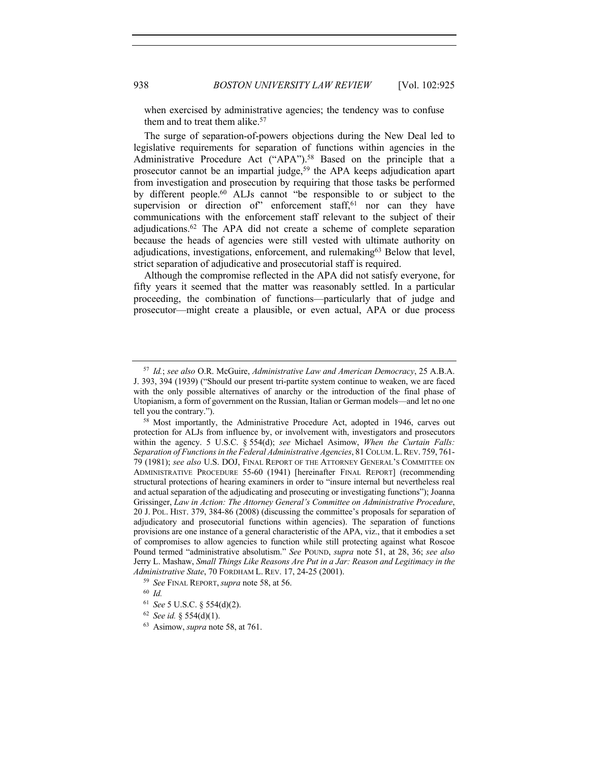when exercised by administrative agencies; the tendency was to confuse them and to treat them alike.[57]

The surge of separation-of-powers objections during the New Deal led to legislative requirements for separation of functions within agencies in the Administrative Procedure Act ("APA").[58] Based on the principle that a prosecutor cannot be an impartial judge,[59] the APA keeps adjudication apart from investigation and prosecution by requiring that those tasks be performed by different people.[60] ALJs cannot "be responsible to or subject to the supervision or direction of" enforcement staff,[61] nor can they have communications with the enforcement staff relevant to the subject of their adjudications.[62] The APA did not create a scheme of complete separation because the heads of agencies were still vested with ultimate authority on adjudications, investigations, enforcement, and rulemaking[63] Below that level, strict separation of adjudicative and prosecutorial staff is required.

Although the compromise reflected in the APA did not satisfy everyone, for fifty years it seemed that the matter was reasonably settled. In a particular proceeding, the combination of functions—particularly that of judge and prosecutor—might create a plausible, or even actual, APA or due process

---

[57] *Id.*; *see also* O.R. McGuire, *Administrative Law and American Democracy*, 25 A.B.A. J. 393, 394 (1939) ("Should our present tri-partite system continue to weaken, we are faced with the only possible alternatives of anarchy or the introduction of the final phase of Utopianism, a form of government on the Russian, Italian or German models—and let no one tell you the contrary.").

[58] Most importantly, the Administrative Procedure Act, adopted in 1946, carves out protection for ALJs from influence by, or involvement with, investigators and prosecutors within the agency. 5 U.S.C. § 554(d); *see* Michael Asimow, *When the Curtain Falls: Separation of Functions in the Federal Administrative Agencies*, 81 COLUM. L. REV. 759, 761-79 (1981); *see also* U.S. DOJ, FINAL REPORT OF THE ATTORNEY GENERAL'S COMMITTEE ON ADMINISTRATIVE PROCEDURE 55-60 (1941) [hereinafter FINAL REPORT] (recommending structural protections of hearing examiners in order to "insure internal but nevertheless real and actual separation of the adjudicating and prosecuting or investigating functions"); Joanna Grissinger, *Law in Action: The Attorney General's Committee on Administrative Procedure*, 20 J. POL. HIST. 379, 384-86 (2008) (discussing the committee's proposals for separation of adjudicatory and prosecutorial functions within agencies). The separation of functions provisions are one instance of a general characteristic of the APA, viz., that it embodies a set of compromises to allow agencies to function while still protecting against what Roscoe Pound termed "administrative absolutism." *See* POUND, *supra* note 51, at 28, 36; *see also* Jerry L. Mashaw, *Small Things Like Reasons Are Put in a Jar: Reason and Legitimacy in the Administrative State*, 70 FORDHAM L. REV. 17, 24-25 (2001).

[59] *See* FINAL REPORT, *supra* note 58, at 56.

[60] *Id.*

[61] *See* 5 U.S.C. § 554(d)(2).

[62] *See id.* § 554(d)(1).

[63] Asimow, *supra* note 58, at 761.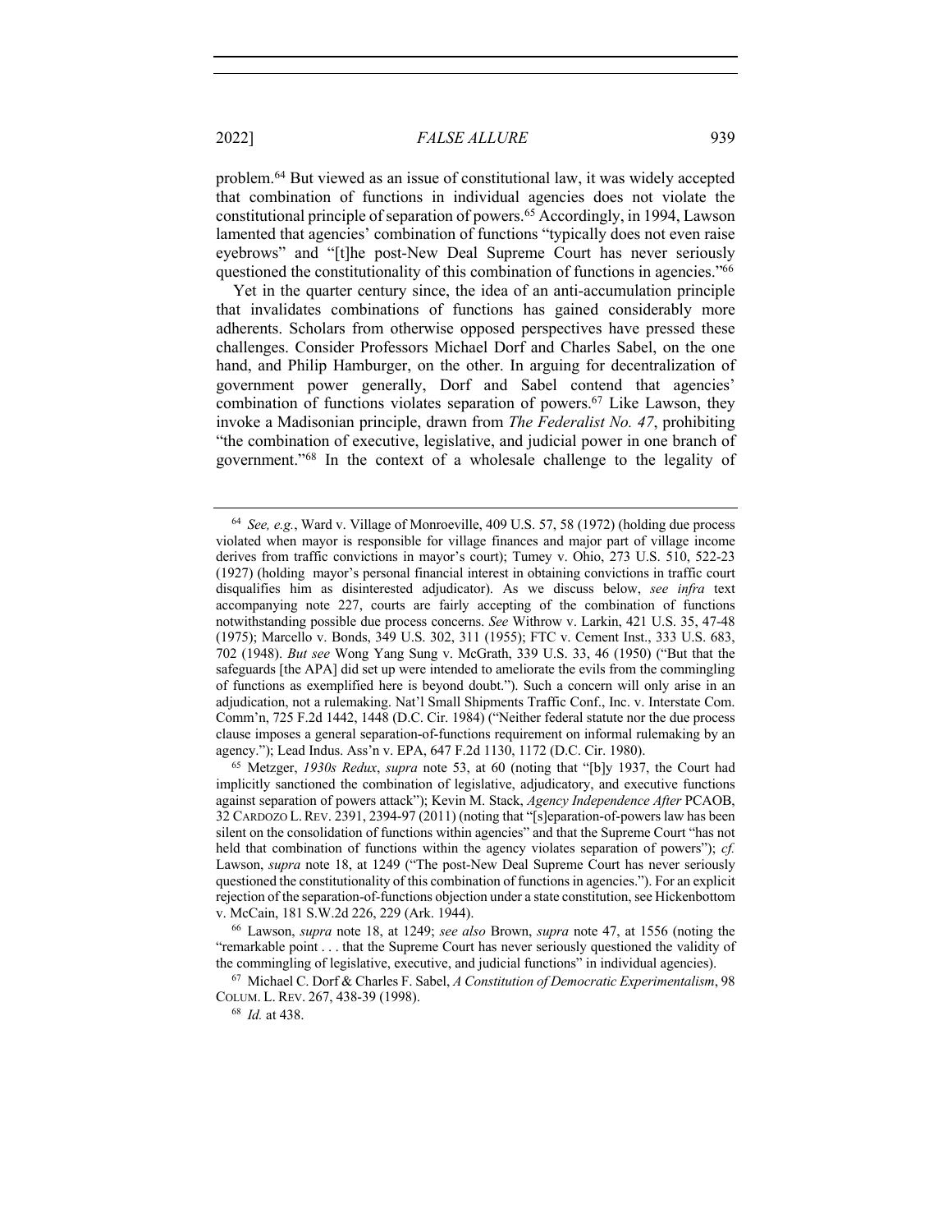problem.[64] But viewed as an issue of constitutional law, it was widely accepted that combination of functions in individual agencies does not violate the constitutional principle of separation of powers.[65] Accordingly, in 1994, Lawson lamented that agencies' combination of functions "typically does not even raise eyebrows" and "[t]he post-New Deal Supreme Court has never seriously questioned the constitutionality of this combination of functions in agencies."[66]

Yet in the quarter century since, the idea of an anti-accumulation principle that invalidates combinations of functions has gained considerably more adherents. Scholars from otherwise opposed perspectives have pressed these challenges. Consider Professors Michael Dorf and Charles Sabel, on the one hand, and Philip Hamburger, on the other. In arguing for decentralization of government power generally, Dorf and Sabel contend that agencies' combination of functions violates separation of powers.[67] Like Lawson, they invoke a Madisonian principle, drawn from *The Federalist No. 47*, prohibiting "the combination of executive, legislative, and judicial power in one branch of government."[68] In the context of a wholesale challenge to the legality of

---

[64] *See, e.g.*, Ward v. Village of Monroeville, 409 U.S. 57, 58 (1972) (holding due process violated when mayor is responsible for village finances and major part of village income derives from traffic convictions in mayor's court); Tumey v. Ohio, 273 U.S. 510, 522-23 (1927) (holding mayor's personal financial interest in obtaining convictions in traffic court disqualifies him as disinterested adjudicator). As we discuss below, *see infra* text accompanying note 227, courts are fairly accepting of the combination of functions notwithstanding possible due process concerns. *See* Withrow v. Larkin, 421 U.S. 35, 47-48 (1975); Marcello v. Bonds, 349 U.S. 302, 311 (1955); FTC v. Cement Inst., 333 U.S. 683, 702 (1948). *But see* Wong Yang Sung v. McGrath, 339 U.S. 33, 46 (1950) ("But that the safeguards [the APA] did set up were intended to ameliorate the evils from the commingling of functions as exemplified here is beyond doubt."). Such a concern will only arise in an adjudication, not a rulemaking. Nat'l Small Shipments Traffic Conf., Inc. v. Interstate Com. Comm'n, 725 F.2d 1442, 1448 (D.C. Cir. 1984) ("Neither federal statute nor the due process clause imposes a general separation-of-functions requirement on informal rulemaking by an agency."); Lead Indus. Ass'n v. EPA, 647 F.2d 1130, 1172 (D.C. Cir. 1980).

[65] Metzger, *1930s Redux*, *supra* note 53, at 60 (noting that "[b]y 1937, the Court had implicitly sanctioned the combination of legislative, adjudicatory, and executive functions against separation of powers attack"); Kevin M. Stack, *Agency Independence After* PCAOB, 32 CARDOZO L. REV. 2391, 2394-97 (2011) (noting that "[s]eparation-of-powers law has been silent on the consolidation of functions within agencies" and that the Supreme Court "has not held that combination of functions within the agency violates separation of powers"); *cf.* Lawson, *supra* note 18, at 1249 ("The post-New Deal Supreme Court has never seriously questioned the constitutionality of this combination of functions in agencies."). For an explicit rejection of the separation-of-functions objection under a state constitution, see Hickenbottom v. McCain, 181 S.W.2d 226, 229 (Ark. 1944).

[66] Lawson, *supra* note 18, at 1249; *see also* Brown, *supra* note 47, at 1556 (noting the "remarkable point . . . that the Supreme Court has never seriously questioned the validity of the commingling of legislative, executive, and judicial functions" in individual agencies).

[67] Michael C. Dorf & Charles F. Sabel, *A Constitution of Democratic Experimentalism*, 98 COLUM. L. REV. 267, 438-39 (1998).

[68] *Id.* at 438.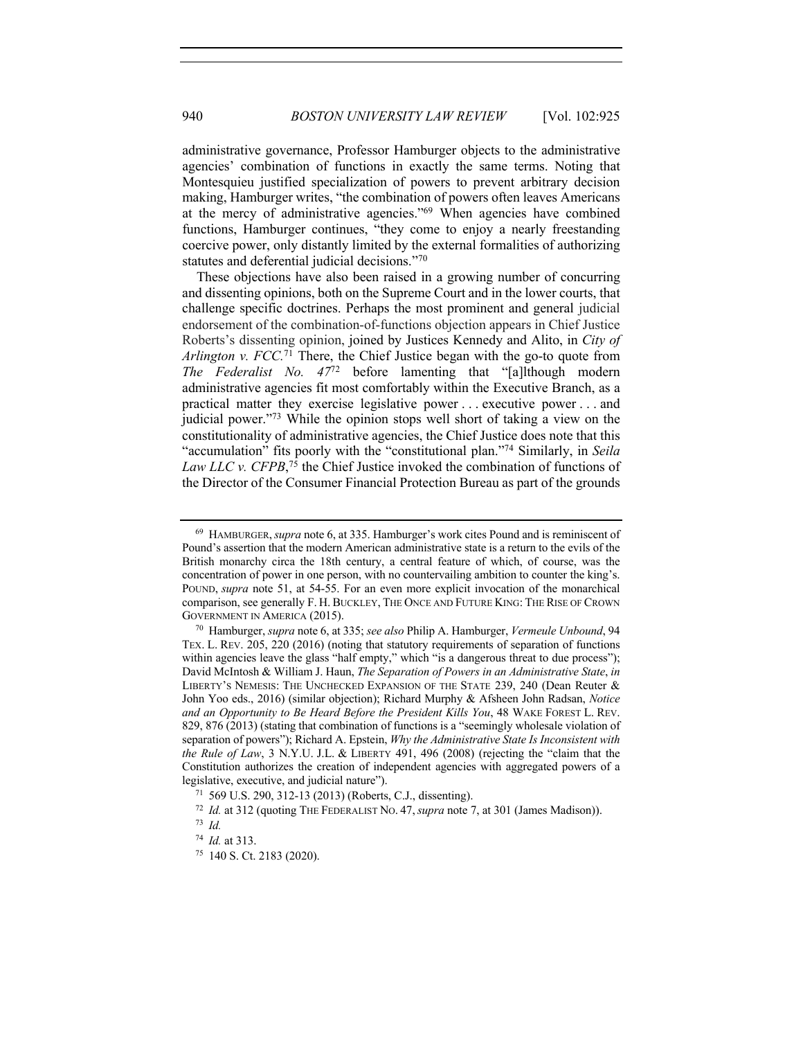administrative governance, Professor Hamburger objects to the administrative agencies' combination of functions in exactly the same terms. Noting that Montesquieu justified specialization of powers to prevent arbitrary decision making, Hamburger writes, "the combination of powers often leaves Americans at the mercy of administrative agencies."[69] When agencies have combined functions, Hamburger continues, "they come to enjoy a nearly freestanding coercive power, only distantly limited by the external formalities of authorizing statutes and deferential judicial decisions."[70]

These objections have also been raised in a growing number of concurring and dissenting opinions, both on the Supreme Court and in the lower courts, that challenge specific doctrines. Perhaps the most prominent and general judicial endorsement of the combination-of-functions objection appears in Chief Justice Roberts's dissenting opinion, joined by Justices Kennedy and Alito, in *City of Arlington v. FCC*.[71] There, the Chief Justice began with the go-to quote from *The Federalist No. 47*[72] before lamenting that "[a]lthough modern administrative agencies fit most comfortably within the Executive Branch, as a practical matter they exercise legislative power . . . executive power . . . and judicial power."[73] While the opinion stops well short of taking a view on the constitutionality of administrative agencies, the Chief Justice does note that this "accumulation" fits poorly with the "constitutional plan."[74] Similarly, in *Seila Law LLC v. CFPB*,[75] the Chief Justice invoked the combination of functions of the Director of the Consumer Financial Protection Bureau as part of the grounds

---

[69] HAMBURGER, *supra* note 6, at 335. Hamburger's work cites Pound and is reminiscent of Pound's assertion that the modern American administrative state is a return to the evils of the British monarchy circa the 18th century, a central feature of which, of course, was the concentration of power in one person, with no countervailing ambition to counter the king's. POUND, *supra* note 51, at 54-55. For an even more explicit invocation of the monarchical comparison, see generally F. H. BUCKLEY, THE ONCE AND FUTURE KING: THE RISE OF CROWN GOVERNMENT IN AMERICA (2015).

[70] Hamburger, *supra* note 6, at 335; *see also* Philip A. Hamburger, *Vermeule Unbound*, 94 TEX. L. REV. 205, 220 (2016) (noting that statutory requirements of separation of functions within agencies leave the glass "half empty," which "is a dangerous threat to due process"); David McIntosh & William J. Haun, *The Separation of Powers in an Administrative State*, *in* LIBERTY'S NEMESIS: THE UNCHECKED EXPANSION OF THE STATE 239, 240 (Dean Reuter & John Yoo eds., 2016) (similar objection); Richard Murphy & Afsheen John Radsan, *Notice and an Opportunity to Be Heard Before the President Kills You*, 48 WAKE FOREST L. REV. 829, 876 (2013) (stating that combination of functions is a "seemingly wholesale violation of separation of powers"); Richard A. Epstein, *Why the Administrative State Is Inconsistent with the Rule of Law*, 3 N.Y.U. J.L. & LIBERTY 491, 496 (2008) (rejecting the "claim that the Constitution authorizes the creation of independent agencies with aggregated powers of a legislative, executive, and judicial nature").

[71] 569 U.S. 290, 312-13 (2013) (Roberts, C.J., dissenting).

[72] *Id.* at 312 (quoting THE FEDERALIST NO. 47, *supra* note 7, at 301 (James Madison)).

[73] *Id.*

[74] *Id.* at 313.

[75] 140 S. Ct. 2183 (2020).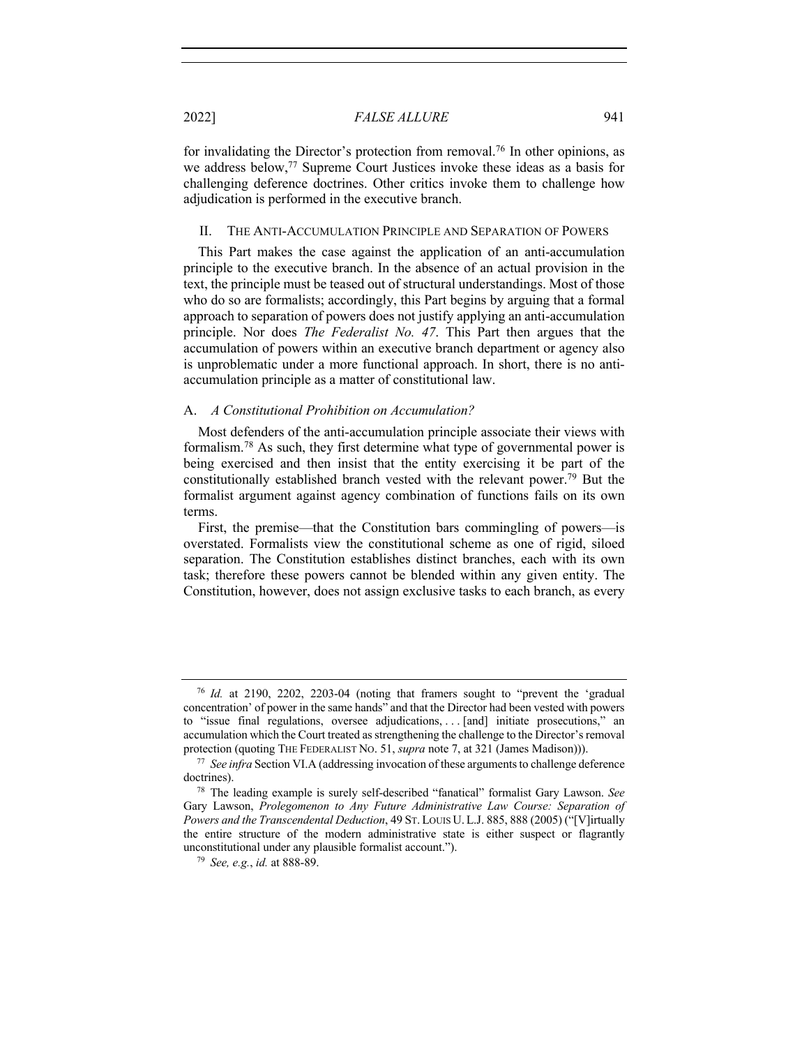for invalidating the Director's protection from removal.[76] In other opinions, as we address below,[77] Supreme Court Justices invoke these ideas as a basis for challenging deference doctrines. Other critics invoke them to challenge how adjudication is performed in the executive branch.

## II. THE ANTI-ACCUMULATION PRINCIPLE AND SEPARATION OF POWERS

This Part makes the case against the application of an anti-accumulation principle to the executive branch. In the absence of an actual provision in the text, the principle must be teased out of structural understandings. Most of those who do so are formalists; accordingly, this Part begins by arguing that a formal approach to separation of powers does not justify applying an anti-accumulation principle. Nor does *The Federalist No. 47*. This Part then argues that the accumulation of powers within an executive branch department or agency also is unproblematic under a more functional approach. In short, there is no anti-accumulation principle as a matter of constitutional law.

### A. *A Constitutional Prohibition on Accumulation?*

Most defenders of the anti-accumulation principle associate their views with formalism.[78] As such, they first determine what type of governmental power is being exercised and then insist that the entity exercising it be part of the constitutionally established branch vested with the relevant power.[79] But the formalist argument against agency combination of functions fails on its own terms.

First, the premise—that the Constitution bars commingling of powers—is overstated. Formalists view the constitutional scheme as one of rigid, siloed separation. The Constitution establishes distinct branches, each with its own task; therefore these powers cannot be blended within any given entity. The Constitution, however, does not assign exclusive tasks to each branch, as every

---

[76] *Id.* at 2190, 2202, 2203-04 (noting that framers sought to "prevent the 'gradual concentration' of power in the same hands" and that the Director had been vested with powers to "issue final regulations, oversee adjudications, . . . [and] initiate prosecutions," an accumulation which the Court treated as strengthening the challenge to the Director's removal protection (quoting THE FEDERALIST NO. 51, *supra* note 7, at 321 (James Madison))).

[77] *See infra* Section VI.A (addressing invocation of these arguments to challenge deference doctrines).

[78] The leading example is surely self-described "fanatical" formalist Gary Lawson. *See* Gary Lawson, *Prolegomenon to Any Future Administrative Law Course: Separation of Powers and the Transcendental Deduction*, 49 ST. LOUIS U. L.J. 885, 888 (2005) ("[V]irtually the entire structure of the modern administrative state is either suspect or flagrantly unconstitutional under any plausible formalist account.").

[79] *See, e.g.*, *id.* at 888-89.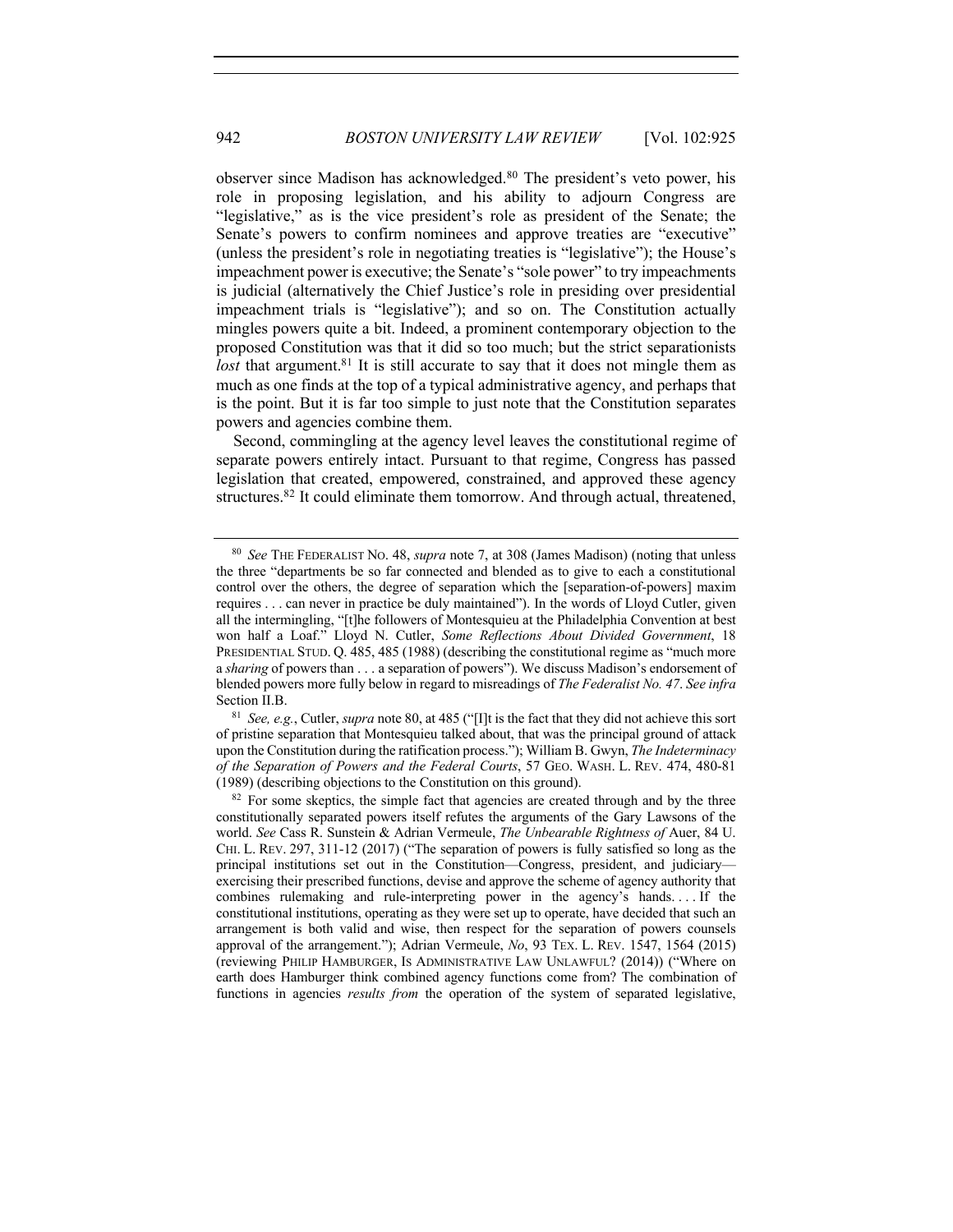observer since Madison has acknowledged.[80] The president's veto power, his role in proposing legislation, and his ability to adjourn Congress are "legislative," as is the vice president's role as president of the Senate; the Senate's powers to confirm nominees and approve treaties are "executive" (unless the president's role in negotiating treaties is "legislative"); the House's impeachment power is executive; the Senate's "sole power" to try impeachments is judicial (alternatively the Chief Justice's role in presiding over presidential impeachment trials is "legislative"); and so on. The Constitution actually mingles powers quite a bit. Indeed, a prominent contemporary objection to the proposed Constitution was that it did so too much; but the strict separationists *lost* that argument.[81] It is still accurate to say that it does not mingle them as much as one finds at the top of a typical administrative agency, and perhaps that is the point. But it is far too simple to just note that the Constitution separates powers and agencies combine them.

Second, commingling at the agency level leaves the constitutional regime of separate powers entirely intact. Pursuant to that regime, Congress has passed legislation that created, empowered, constrained, and approved these agency structures.[82] It could eliminate them tomorrow. And through actual, threatened,

---

[80] *See* THE FEDERALIST NO. 48, *supra* note 7, at 308 (James Madison) (noting that unless the three "departments be so far connected and blended as to give to each a constitutional control over the others, the degree of separation which the [separation-of-powers] maxim requires . . . can never in practice be duly maintained"). In the words of Lloyd Cutler, given all the intermingling, "[t]he followers of Montesquieu at the Philadelphia Convention at best won half a Loaf." Lloyd N. Cutler, *Some Reflections About Divided Government*, 18 PRESIDENTIAL STUD. Q. 485, 485 (1988) (describing the constitutional regime as "much more a *sharing* of powers than . . . a separation of powers"). We discuss Madison's endorsement of blended powers more fully below in regard to misreadings of *The Federalist No. 47*. *See infra* Section II.B.

[81] *See, e.g.*, Cutler, *supra* note 80, at 485 ("[I]t is the fact that they did not achieve this sort of pristine separation that Montesquieu talked about, that was the principal ground of attack upon the Constitution during the ratification process."); William B. Gwyn, *The Indeterminacy of the Separation of Powers and the Federal Courts*, 57 GEO. WASH. L. REV. 474, 480-81 (1989) (describing objections to the Constitution on this ground).

[82] For some skeptics, the simple fact that agencies are created through and by the three constitutionally separated powers itself refutes the arguments of the Gary Lawsons of the world. *See* Cass R. Sunstein & Adrian Vermeule, *The Unbearable Rightness of* Auer, 84 U. CHI. L. REV. 297, 311-12 (2017) ("The separation of powers is fully satisfied so long as the principal institutions set out in the Constitution—Congress, president, and judiciary—exercising their prescribed functions, devise and approve the scheme of agency authority that combines rulemaking and rule-interpreting power in the agency's hands. . . . If the constitutional institutions, operating as they were set up to operate, have decided that such an arrangement is both valid and wise, then respect for the separation of powers counsels approval of the arrangement."); Adrian Vermeule, *No*, 93 TEX. L. REV. 1547, 1564 (2015) (reviewing PHILIP HAMBURGER, IS ADMINISTRATIVE LAW UNLAWFUL? (2014)) ("Where on earth does Hamburger think combined agency functions come from? The combination of functions in agencies *results from* the operation of the system of separated legislative,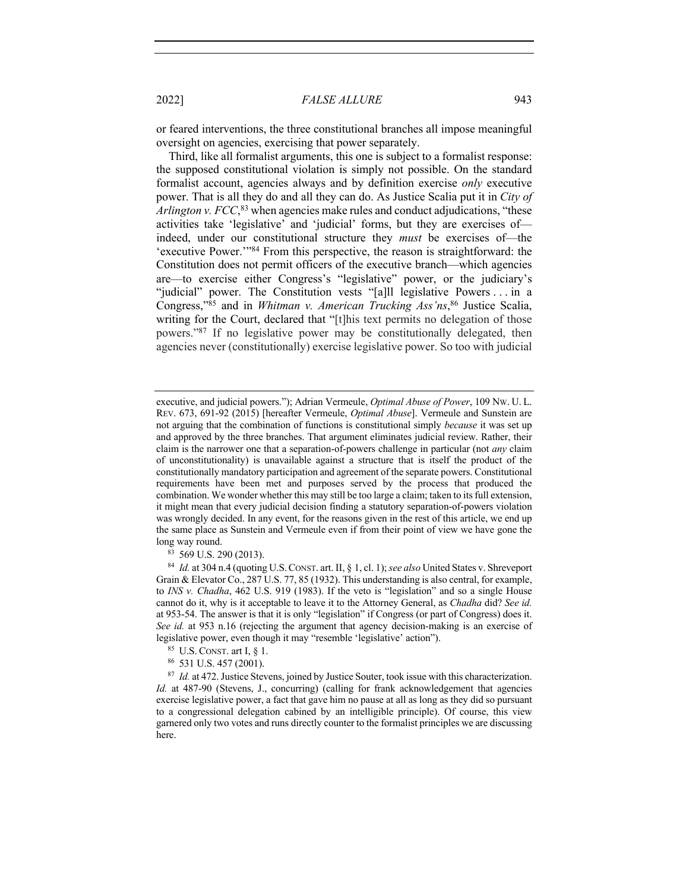or feared interventions, the three constitutional branches all impose meaningful oversight on agencies, exercising that power separately.

Third, like all formalist arguments, this one is subject to a formalist response: the supposed constitutional violation is simply not possible. On the standard formalist account, agencies always and by definition exercise *only* executive power. That is all they do and all they can do. As Justice Scalia put it in *City of Arlington v. FCC*,[83] when agencies make rules and conduct adjudications, "these activities take 'legislative' and 'judicial' forms, but they are exercises of—indeed, under our constitutional structure they *must* be exercises of—the 'executive Power.'"[84] From this perspective, the reason is straightforward: the Constitution does not permit officers of the executive branch—which agencies are—to exercise either Congress's "legislative" power, or the judiciary's "judicial" power. The Constitution vests "[a]ll legislative Powers . . . in a Congress,"[85] and in *Whitman v. American Trucking Ass'ns*,[86] Justice Scalia, writing for the Court, declared that "[t]his text permits no delegation of those powers."[87] If no legislative power may be constitutionally delegated, then agencies never (constitutionally) exercise legislative power. So too with judicial

---

executive, and judicial powers."); Adrian Vermeule, *Optimal Abuse of Power*, 109 NW. U. L. REV. 673, 691-92 (2015) [hereafter Vermeule, *Optimal Abuse*]. Vermeule and Sunstein are not arguing that the combination of functions is constitutional simply *because* it was set up and approved by the three branches. That argument eliminates judicial review. Rather, their claim is the narrower one that a separation-of-powers challenge in particular (not *any* claim of unconstitutionality) is unavailable against a structure that is itself the product of the constitutionally mandatory participation and agreement of the separate powers. Constitutional requirements have been met and purposes served by the process that produced the combination. We wonder whether this may still be too large a claim; taken to its full extension, it might mean that every judicial decision finding a statutory separation-of-powers violation was wrongly decided. In any event, for the reasons given in the rest of this article, we end up the same place as Sunstein and Vermeule even if from their point of view we have gone the long way round.

[83] 569 U.S. 290 (2013).

[84] *Id.* at 304 n.4 (quoting U.S. CONST. art. II, § 1, cl. 1); *see also* United States v. Shreveport Grain & Elevator Co., 287 U.S. 77, 85 (1932). This understanding is also central, for example, to *INS v. Chadha*, 462 U.S. 919 (1983). If the veto is "legislation" and so a single House cannot do it, why is it acceptable to leave it to the Attorney General, as *Chadha* did? *See id.* at 953-54. The answer is that it is only "legislation" if Congress (or part of Congress) does it. *See id.* at 953 n.16 (rejecting the argument that agency decision-making is an exercise of legislative power, even though it may "resemble 'legislative' action").

[85] U.S. CONST. art I, § 1.

[86] 531 U.S. 457 (2001).

[87] *Id.* at 472. Justice Stevens, joined by Justice Souter, took issue with this characterization. *Id.* at 487-90 (Stevens, J., concurring) (calling for frank acknowledgement that agencies exercise legislative power, a fact that gave him no pause at all as long as they did so pursuant to a congressional delegation cabined by an intelligible principle). Of course, this view garnered only two votes and runs directly counter to the formalist principles we are discussing here.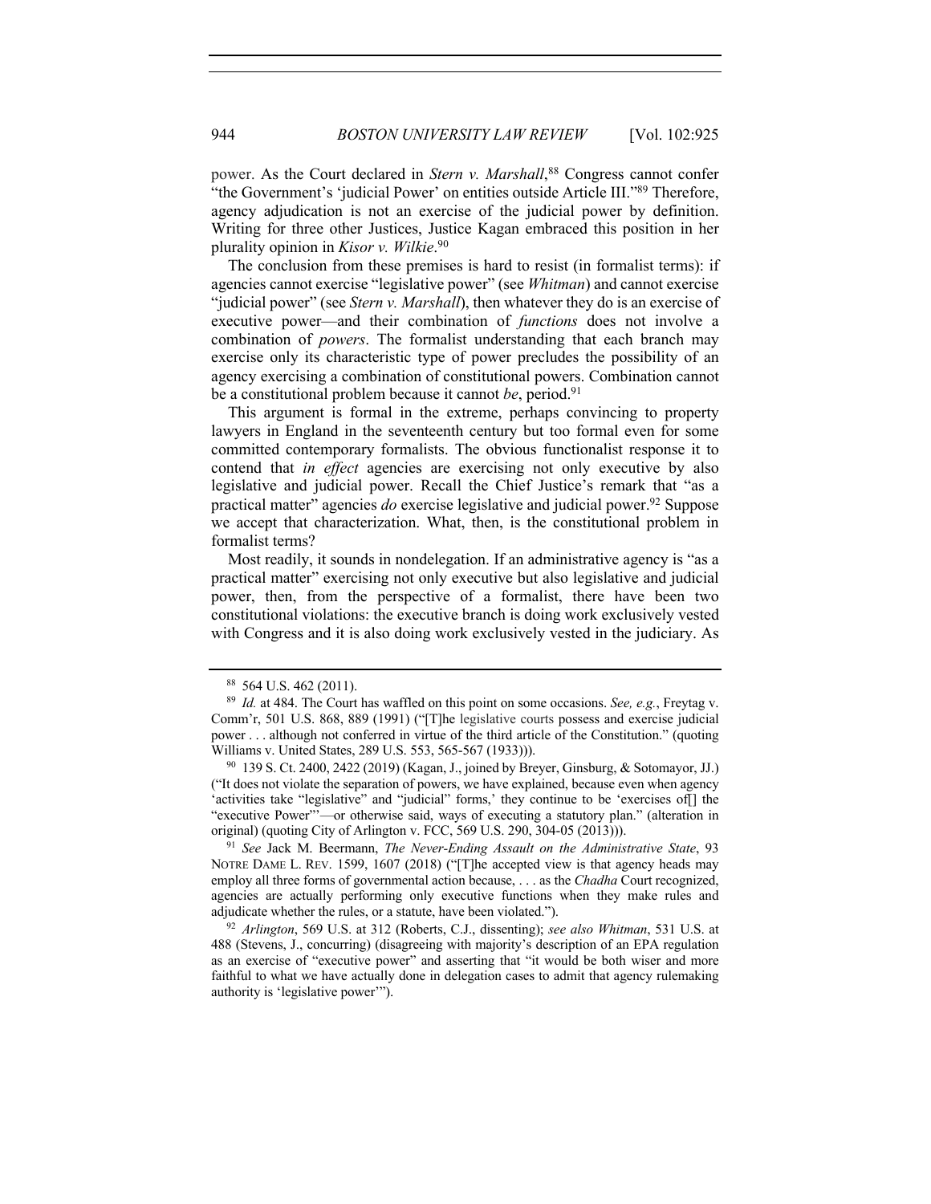power. As the Court declared in *Stern v. Marshall*,[88] Congress cannot confer "the Government's 'judicial Power' on entities outside Article III."[89] Therefore, agency adjudication is not an exercise of the judicial power by definition. Writing for three other Justices, Justice Kagan embraced this position in her plurality opinion in *Kisor v. Wilkie*.[90]

The conclusion from these premises is hard to resist (in formalist terms): if agencies cannot exercise "legislative power" (see *Whitman*) and cannot exercise "judicial power" (see *Stern v. Marshall*), then whatever they do is an exercise of executive power—and their combination of *functions* does not involve a combination of *powers*. The formalist understanding that each branch may exercise only its characteristic type of power precludes the possibility of an agency exercising a combination of constitutional powers. Combination cannot be a constitutional problem because it cannot *be*, period.[91]

This argument is formal in the extreme, perhaps convincing to property lawyers in England in the seventeenth century but too formal even for some committed contemporary formalists. The obvious functionalist response it to contend that *in effect* agencies are exercising not only executive by also legislative and judicial power. Recall the Chief Justice's remark that "as a practical matter" agencies *do* exercise legislative and judicial power.[92] Suppose we accept that characterization. What, then, is the constitutional problem in formalist terms?

Most readily, it sounds in nondelegation. If an administrative agency is "as a practical matter" exercising not only executive but also legislative and judicial power, then, from the perspective of a formalist, there have been two constitutional violations: the executive branch is doing work exclusively vested with Congress and it is also doing work exclusively vested in the judiciary. As

---

[88] 564 U.S. 462 (2011).

[89] *Id.* at 484. The Court has waffled on this point on some occasions. *See, e.g.*, Freytag v. Comm'r, 501 U.S. 868, 889 (1991) ("[T]he legislative courts possess and exercise judicial power . . . although not conferred in virtue of the third article of the Constitution." (quoting Williams v. United States, 289 U.S. 553, 565-567 (1933))).

[90] 139 S. Ct. 2400, 2422 (2019) (Kagan, J., joined by Breyer, Ginsburg, & Sotomayor, JJ.) ("It does not violate the separation of powers, we have explained, because even when agency 'activities take "legislative" and "judicial" forms,' they continue to be 'exercises of[] the "executive Power"'—or otherwise said, ways of executing a statutory plan." (alteration in original) (quoting City of Arlington v. FCC, 569 U.S. 290, 304-05 (2013))).

[91] *See* Jack M. Beermann, *The Never-Ending Assault on the Administrative State*, 93 NOTRE DAME L. REV. 1599, 1607 (2018) ("[T]he accepted view is that agency heads may employ all three forms of governmental action because, . . . as the *Chadha* Court recognized, agencies are actually performing only executive functions when they make rules and adjudicate whether the rules, or a statute, have been violated.").

[92] *Arlington*, 569 U.S. at 312 (Roberts, C.J., dissenting); *see also Whitman*, 531 U.S. at 488 (Stevens, J., concurring) (disagreeing with majority's description of an EPA regulation as an exercise of "executive power" and asserting that "it would be both wiser and more faithful to what we have actually done in delegation cases to admit that agency rulemaking authority is 'legislative power'").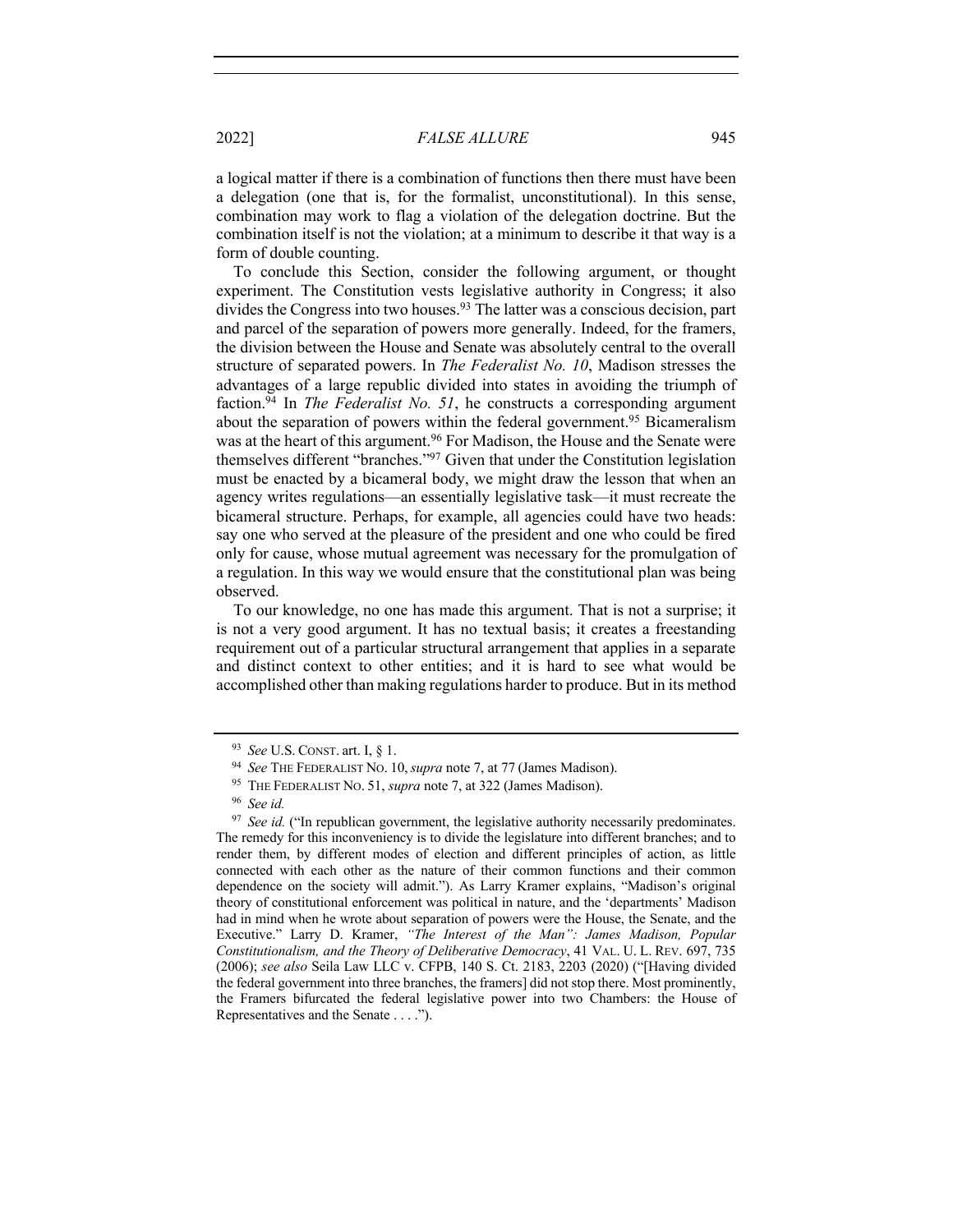a logical matter if there is a combination of functions then there must have been a delegation (one that is, for the formalist, unconstitutional). In this sense, combination may work to flag a violation of the delegation doctrine. But the combination itself is not the violation; at a minimum to describe it that way is a form of double counting.

To conclude this Section, consider the following argument, or thought experiment. The Constitution vests legislative authority in Congress; it also divides the Congress into two houses.[93] The latter was a conscious decision, part and parcel of the separation of powers more generally. Indeed, for the framers, the division between the House and Senate was absolutely central to the overall structure of separated powers. In *The Federalist No. 10*, Madison stresses the advantages of a large republic divided into states in avoiding the triumph of faction.[94] In *The Federalist No. 51*, he constructs a corresponding argument about the separation of powers within the federal government.[95] Bicameralism was at the heart of this argument.[96] For Madison, the House and the Senate were themselves different "branches."[97] Given that under the Constitution legislation must be enacted by a bicameral body, we might draw the lesson that when an agency writes regulations—an essentially legislative task—it must recreate the bicameral structure. Perhaps, for example, all agencies could have two heads: say one who served at the pleasure of the president and one who could be fired only for cause, whose mutual agreement was necessary for the promulgation of a regulation. In this way we would ensure that the constitutional plan was being observed.

To our knowledge, no one has made this argument. That is not a surprise; it is not a very good argument. It has no textual basis; it creates a freestanding requirement out of a particular structural arrangement that applies in a separate and distinct context to other entities; and it is hard to see what would be accomplished other than making regulations harder to produce. But in its method

---

[93] *See* U.S. CONST. art. I, § 1.

[94] *See* THE FEDERALIST NO. 10, *supra* note 7, at 77 (James Madison).

[95] THE FEDERALIST NO. 51, *supra* note 7, at 322 (James Madison).

[96] *See id.*

[97] *See id.* ("In republican government, the legislative authority necessarily predominates. The remedy for this inconveniency is to divide the legislature into different branches; and to render them, by different modes of election and different principles of action, as little connected with each other as the nature of their common functions and their common dependence on the society will admit."). As Larry Kramer explains, "Madison's original theory of constitutional enforcement was political in nature, and the 'departments' Madison had in mind when he wrote about separation of powers were the House, the Senate, and the Executive." Larry D. Kramer, *"The Interest of the Man": James Madison, Popular Constitutionalism, and the Theory of Deliberative Democracy*, 41 VAL. U. L. REV. 697, 735 (2006); *see also* Seila Law LLC v. CFPB, 140 S. Ct. 2183, 2203 (2020) ("[Having divided the federal government into three branches, the framers] did not stop there. Most prominently, the Framers bifurcated the federal legislative power into two Chambers: the House of Representatives and the Senate . . . .").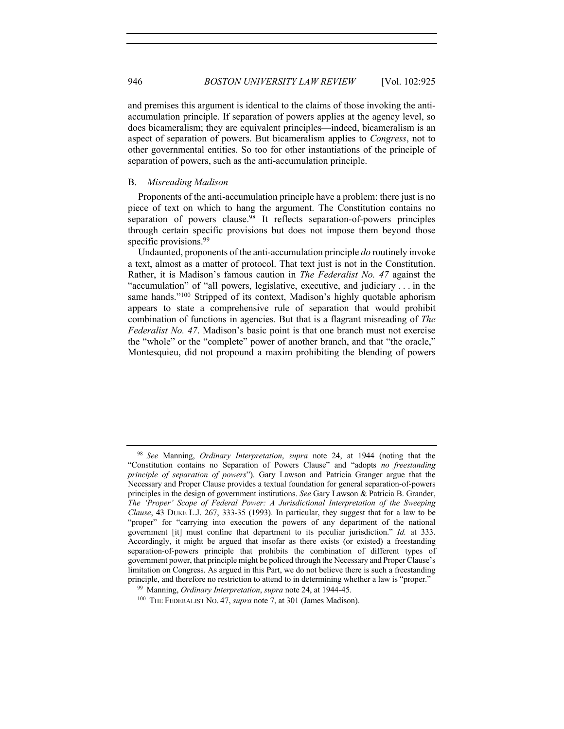and premises this argument is identical to the claims of those invoking the anti-accumulation principle. If separation of powers applies at the agency level, so does bicameralism; they are equivalent principles—indeed, bicameralism is an aspect of separation of powers. But bicameralism applies to *Congress*, not to other governmental entities. So too for other instantiations of the principle of separation of powers, such as the anti-accumulation principle.

### B. *Misreading Madison*

Proponents of the anti-accumulation principle have a problem: there just is no piece of text on which to hang the argument. The Constitution contains no separation of powers clause.[98] It reflects separation-of-powers principles through certain specific provisions but does not impose them beyond those specific provisions.[99]

Undaunted, proponents of the anti-accumulation principle *do* routinely invoke a text, almost as a matter of protocol. That text just is not in the Constitution. Rather, it is Madison's famous caution in *The Federalist No. 47* against the "accumulation" of "all powers, legislative, executive, and judiciary . . . in the same hands."[100] Stripped of its context, Madison's highly quotable aphorism appears to state a comprehensive rule of separation that would prohibit combination of functions in agencies. But that is a flagrant misreading of *The Federalist No. 47*. Madison's basic point is that one branch must not exercise the "whole" or the "complete" power of another branch, and that "the oracle," Montesquieu, did not propound a maxim prohibiting the blending of powers

---

[98] *See* Manning, *Ordinary Interpretation*, *supra* note 24, at 1944 (noting that the "Constitution contains no Separation of Powers Clause" and "adopts *no freestanding principle of separation of powers*"). Gary Lawson and Patricia Granger argue that the Necessary and Proper Clause provides a textual foundation for general separation-of-powers principles in the design of government institutions. *See* Gary Lawson & Patricia B. Grander, *The 'Proper' Scope of Federal Power: A Jurisdictional Interpretation of the Sweeping Clause*, 43 DUKE L.J. 267, 333-35 (1993). In particular, they suggest that for a law to be "proper" for "carrying into execution the powers of any department of the national government [it] must confine that department to its peculiar jurisdiction." *Id.* at 333. Accordingly, it might be argued that insofar as there exists (or existed) a freestanding separation-of-powers principle that prohibits the combination of different types of government power, that principle might be policed through the Necessary and Proper Clause's limitation on Congress. As argued in this Part, we do not believe there is such a freestanding principle, and therefore no restriction to attend to in determining whether a law is "proper."

[99] Manning, *Ordinary Interpretation*, *supra* note 24, at 1944-45.

[100] THE FEDERALIST NO. 47, *supra* note 7, at 301 (James Madison).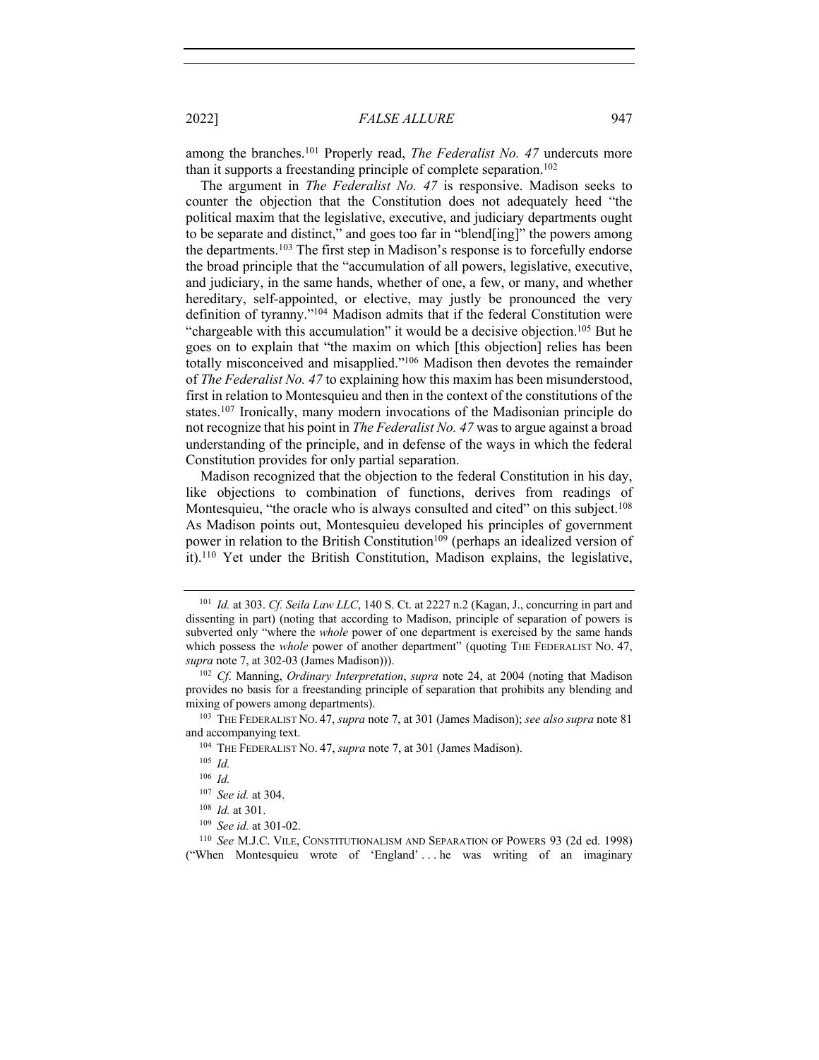among the branches.[101] Properly read, *The Federalist No. 47* undercuts more than it supports a freestanding principle of complete separation.[102]

The argument in *The Federalist No. 47* is responsive. Madison seeks to counter the objection that the Constitution does not adequately heed "the political maxim that the legislative, executive, and judiciary departments ought to be separate and distinct," and goes too far in "blend[ing]" the powers among the departments.[103] The first step in Madison's response is to forcefully endorse the broad principle that the "accumulation of all powers, legislative, executive, and judiciary, in the same hands, whether of one, a few, or many, and whether hereditary, self-appointed, or elective, may justly be pronounced the very definition of tyranny."[104] Madison admits that if the federal Constitution were "chargeable with this accumulation" it would be a decisive objection.[105] But he goes on to explain that "the maxim on which [this objection] relies has been totally misconceived and misapplied."[106] Madison then devotes the remainder of *The Federalist No. 47* to explaining how this maxim has been misunderstood, first in relation to Montesquieu and then in the context of the constitutions of the states.[107] Ironically, many modern invocations of the Madisonian principle do not recognize that his point in *The Federalist No. 47* was to argue against a broad understanding of the principle, and in defense of the ways in which the federal Constitution provides for only partial separation.

Madison recognized that the objection to the federal Constitution in his day, like objections to combination of functions, derives from readings of Montesquieu, "the oracle who is always consulted and cited" on this subject.[108] As Madison points out, Montesquieu developed his principles of government power in relation to the British Constitution[109] (perhaps an idealized version of it).[110] Yet under the British Constitution, Madison explains, the legislative,

---

[101] *Id.* at 303. *Cf. Seila Law LLC*, 140 S. Ct. at 2227 n.2 (Kagan, J., concurring in part and dissenting in part) (noting that according to Madison, principle of separation of powers is subverted only "where the *whole* power of one department is exercised by the same hands which possess the *whole* power of another department" (quoting THE FEDERALIST NO. 47, *supra* note 7, at 302-03 (James Madison))).

[102] *Cf.* Manning, *Ordinary Interpretation*, *supra* note 24, at 2004 (noting that Madison provides no basis for a freestanding principle of separation that prohibits any blending and mixing of powers among departments).

[103] THE FEDERALIST NO. 47, *supra* note 7, at 301 (James Madison); *see also supra* note 81 and accompanying text.

[104] THE FEDERALIST NO. 47, *supra* note 7, at 301 (James Madison).

[105] *Id.*

[106] *Id.*

[107] *See id.* at 304.

[108] *Id.* at 301.

[109] *See id.* at 301-02.

[110] *See* M.J.C. VILE, CONSTITUTIONALISM AND SEPARATION OF POWERS 93 (2d ed. 1998) ("When Montesquieu wrote of 'England' . . . he was writing of an imaginary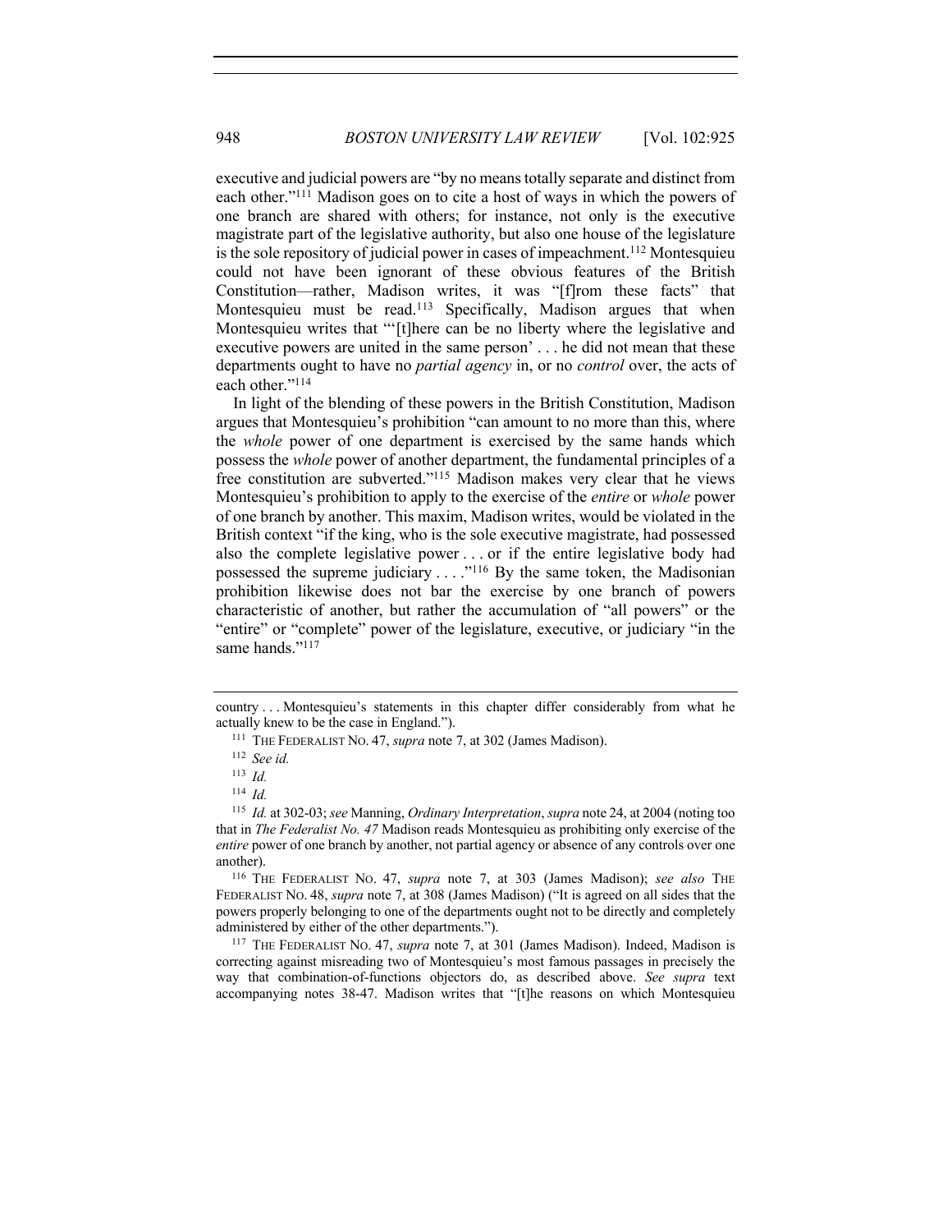executive and judicial powers are "by no means totally separate and distinct from each other."[111] Madison goes on to cite a host of ways in which the powers of one branch are shared with others; for instance, not only is the executive magistrate part of the legislative authority, but also one house of the legislature is the sole repository of judicial power in cases of impeachment.[112] Montesquieu could not have been ignorant of these obvious features of the British Constitution—rather, Madison writes, it was "[f]rom these facts" that Montesquieu must be read.[113] Specifically, Madison argues that when Montesquieu writes that "'[t]here can be no liberty where the legislative and executive powers are united in the same person' . . . he did not mean that these departments ought to have no *partial agency* in, or no *control* over, the acts of each other."[114]

In light of the blending of these powers in the British Constitution, Madison argues that Montesquieu's prohibition "can amount to no more than this, where the *whole* power of one department is exercised by the same hands which possess the *whole* power of another department, the fundamental principles of a free constitution are subverted."[115] Madison makes very clear that he views Montesquieu's prohibition to apply to the exercise of the *entire* or *whole* power of one branch by another. This maxim, Madison writes, would be violated in the British context "if the king, who is the sole executive magistrate, had possessed also the complete legislative power . . . or if the entire legislative body had possessed the supreme judiciary . . . ."[116] By the same token, the Madisonian prohibition likewise does not bar the exercise by one branch of powers characteristic of another, but rather the accumulation of "all powers" or the "entire" or "complete" power of the legislature, executive, or judiciary "in the same hands."[117]

---

country . . . Montesquieu's statements in this chapter differ considerably from what he actually knew to be the case in England.").

[111] THE FEDERALIST NO. 47, *supra* note 7, at 302 (James Madison).

[112] *See id.*

[113] *Id.*

[114] *Id.*

[115] *Id.* at 302-03; *see* Manning, *Ordinary Interpretation*, *supra* note 24, at 2004 (noting too that in *The Federalist No. 47* Madison reads Montesquieu as prohibiting only exercise of the *entire* power of one branch by another, not partial agency or absence of any controls over one another).

[116] THE FEDERALIST NO. 47, *supra* note 7, at 303 (James Madison); *see also* THE FEDERALIST NO. 48, *supra* note 7, at 308 (James Madison) ("It is agreed on all sides that the powers properly belonging to one of the departments ought not to be directly and completely administered by either of the other departments.").

[117] THE FEDERALIST NO. 47, *supra* note 7, at 301 (James Madison). Indeed, Madison is correcting against misreading two of Montesquieu's most famous passages in precisely the way that combination-of-functions objectors do, as described above. *See supra* text accompanying notes 38-47. Madison writes that "[t]he reasons on which Montesquieu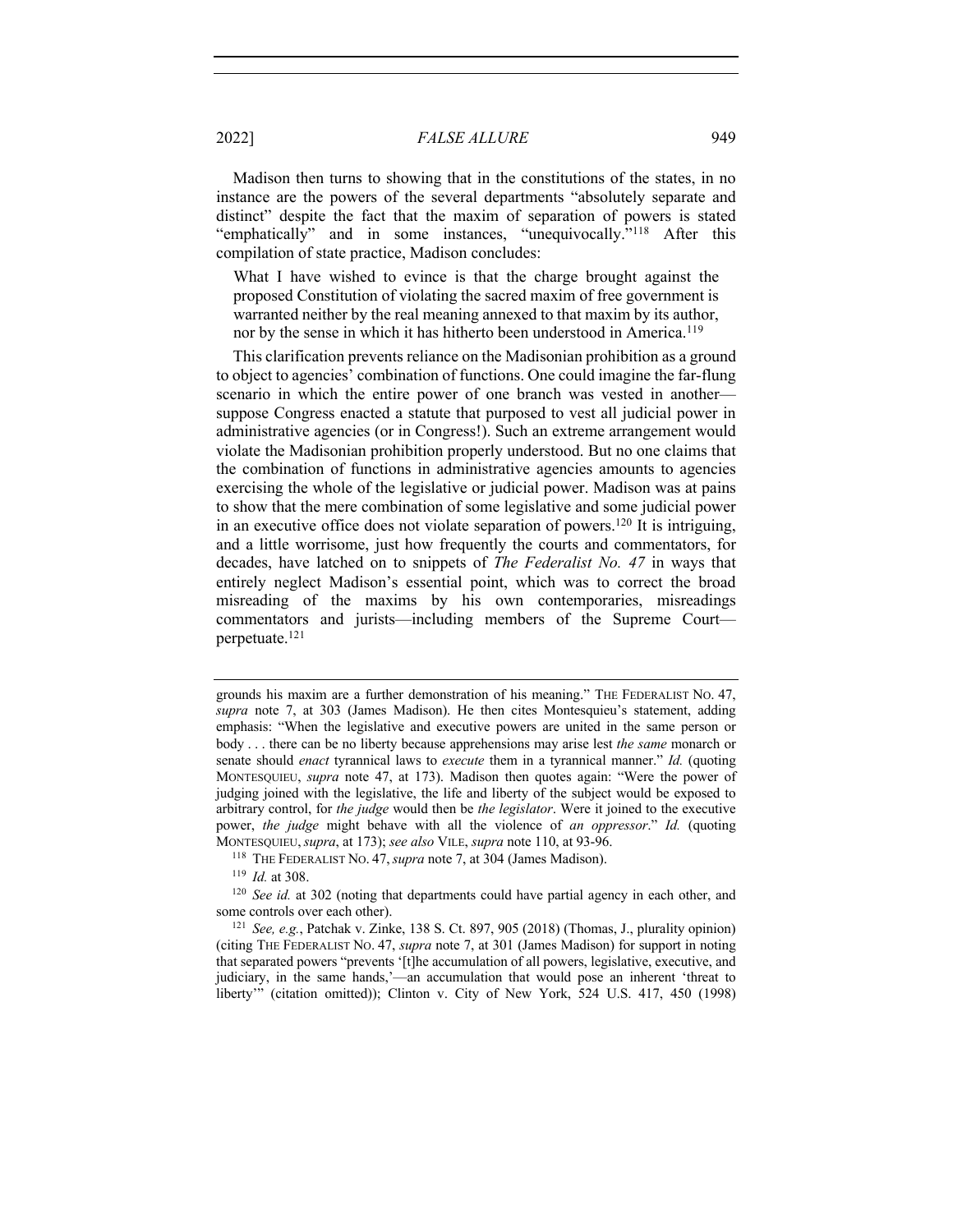Madison then turns to showing that in the constitutions of the states, in no instance are the powers of the several departments "absolutely separate and distinct" despite the fact that the maxim of separation of powers is stated "emphatically" and in some instances, "unequivocally."[118] After this compilation of state practice, Madison concludes:

> What I have wished to evince is that the charge brought against the proposed Constitution of violating the sacred maxim of free government is warranted neither by the real meaning annexed to that maxim by its author, nor by the sense in which it has hitherto been understood in America.[119]

This clarification prevents reliance on the Madisonian prohibition as a ground to object to agencies' combination of functions. One could imagine the far-flung scenario in which the entire power of one branch was vested in another—suppose Congress enacted a statute that purposed to vest all judicial power in administrative agencies (or in Congress!). Such an extreme arrangement would violate the Madisonian prohibition properly understood. But no one claims that the combination of functions in administrative agencies amounts to agencies exercising the whole of the legislative or judicial power. Madison was at pains to show that the mere combination of some legislative and some judicial power in an executive office does not violate separation of powers.[120] It is intriguing, and a little worrisome, just how frequently the courts and commentators, for decades, have latched on to snippets of *The Federalist No. 47* in ways that entirely neglect Madison's essential point, which was to correct the broad misreading of the maxims by his own contemporaries, misreadings commentators and jurists—including members of the Supreme Court—perpetuate.[121]

---

grounds his maxim are a further demonstration of his meaning." THE FEDERALIST NO. 47, *supra* note 7, at 303 (James Madison). He then cites Montesquieu's statement, adding emphasis: "When the legislative and executive powers are united in the same person or body . . . there can be no liberty because apprehensions may arise lest *the same* monarch or senate should *enact* tyrannical laws to *execute* them in a tyrannical manner." *Id.* (quoting MONTESQUIEU, *supra* note 47, at 173). Madison then quotes again: "Were the power of judging joined with the legislative, the life and liberty of the subject would be exposed to arbitrary control, for *the judge* would then be *the legislator*. Were it joined to the executive power, *the judge* might behave with all the violence of *an oppressor*." *Id.* (quoting MONTESQUIEU, *supra*, at 173); *see also* VILE, *supra* note 110, at 93-96.

[118] THE FEDERALIST NO. 47, *supra* note 7, at 304 (James Madison).

[119] *Id.* at 308.

[120] *See id.* at 302 (noting that departments could have partial agency in each other, and some controls over each other).

[121] *See, e.g.*, Patchak v. Zinke, 138 S. Ct. 897, 905 (2018) (Thomas, J., plurality opinion) (citing THE FEDERALIST NO. 47, *supra* note 7, at 301 (James Madison) for support in noting that separated powers "prevents '[t]he accumulation of all powers, legislative, executive, and judiciary, in the same hands,'—an accumulation that would pose an inherent 'threat to liberty'" (citation omitted)); Clinton v. City of New York, 524 U.S. 417, 450 (1998)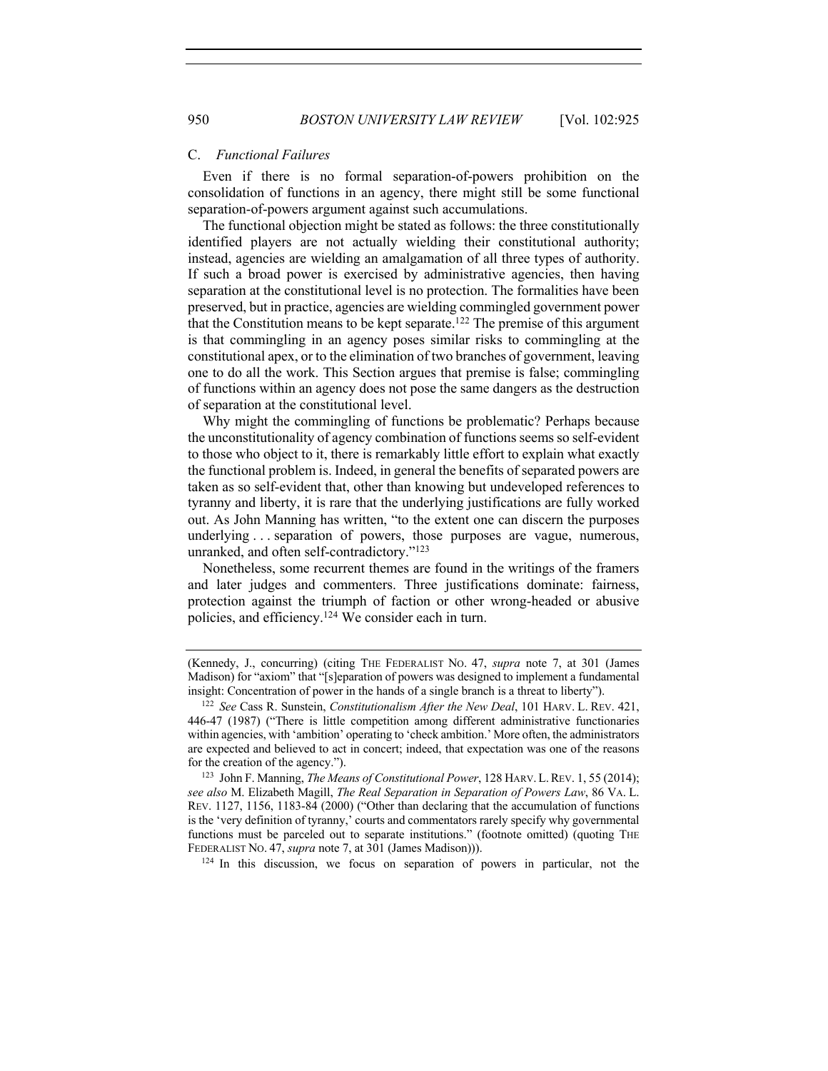### C. *Functional Failures*

Even if there is no formal separation-of-powers prohibition on the consolidation of functions in an agency, there might still be some functional separation-of-powers argument against such accumulations.

The functional objection might be stated as follows: the three constitutionally identified players are not actually wielding their constitutional authority; instead, agencies are wielding an amalgamation of all three types of authority. If such a broad power is exercised by administrative agencies, then having separation at the constitutional level is no protection. The formalities have been preserved, but in practice, agencies are wielding commingled government power that the Constitution means to be kept separate.[122] The premise of this argument is that commingling in an agency poses similar risks to commingling at the constitutional apex, or to the elimination of two branches of government, leaving one to do all the work. This Section argues that premise is false; commingling of functions within an agency does not pose the same dangers as the destruction of separation at the constitutional level.

Why might the commingling of functions be problematic? Perhaps because the unconstitutionality of agency combination of functions seems so self-evident to those who object to it, there is remarkably little effort to explain what exactly the functional problem is. Indeed, in general the benefits of separated powers are taken as so self-evident that, other than knowing but undeveloped references to tyranny and liberty, it is rare that the underlying justifications are fully worked out. As John Manning has written, "to the extent one can discern the purposes underlying . . . separation of powers, those purposes are vague, numerous, unranked, and often self-contradictory."[123]

Nonetheless, some recurrent themes are found in the writings of the framers and later judges and commenters. Three justifications dominate: fairness, protection against the triumph of faction or other wrong-headed or abusive policies, and efficiency.[124] We consider each in turn.

---

(Kennedy, J., concurring) (citing THE FEDERALIST NO. 47, *supra* note 7, at 301 (James Madison) for "axiom" that "[s]eparation of powers was designed to implement a fundamental insight: Concentration of power in the hands of a single branch is a threat to liberty").

[122] *See* Cass R. Sunstein, *Constitutionalism After the New Deal*, 101 HARV. L. REV. 421, 446-47 (1987) ("There is little competition among different administrative functionaries within agencies, with 'ambition' operating to 'check ambition.' More often, the administrators are expected and believed to act in concert; indeed, that expectation was one of the reasons for the creation of the agency.").

[123] John F. Manning, *The Means of Constitutional Power*, 128 HARV. L. REV. 1, 55 (2014); *see also* M. Elizabeth Magill, *The Real Separation in Separation of Powers Law*, 86 VA. L. REV. 1127, 1156, 1183-84 (2000) ("Other than declaring that the accumulation of functions is the 'very definition of tyranny,' courts and commentators rarely specify why governmental functions must be parceled out to separate institutions." (footnote omitted) (quoting THE FEDERALIST NO. 47, *supra* note 7, at 301 (James Madison))).

[124] In this discussion, we focus on separation of powers in particular, not the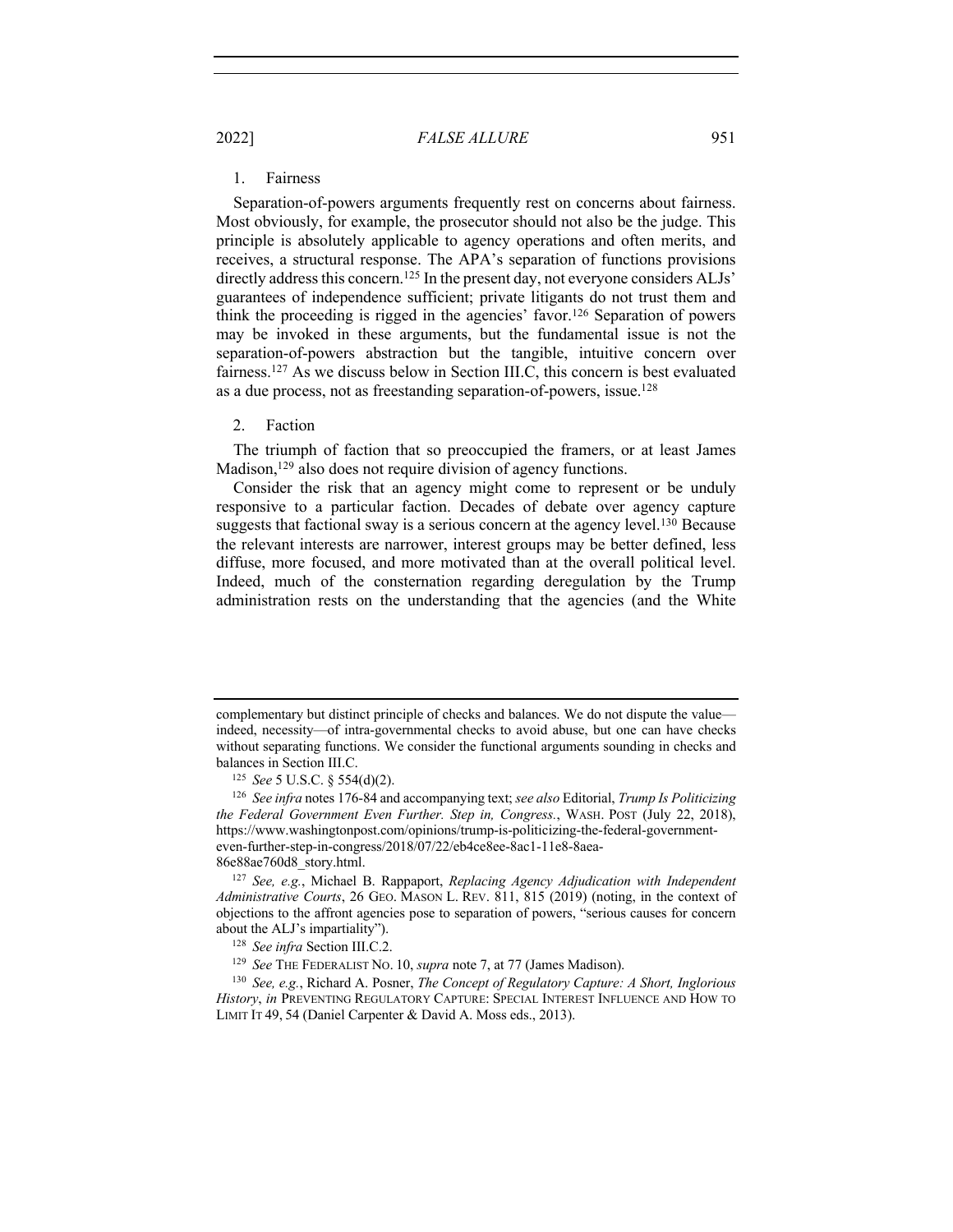### 1. Fairness

Separation-of-powers arguments frequently rest on concerns about fairness. Most obviously, for example, the prosecutor should not also be the judge. This principle is absolutely applicable to agency operations and often merits, and receives, a structural response. The APA's separation of functions provisions directly address this concern.[125] In the present day, not everyone considers ALJs' guarantees of independence sufficient; private litigants do not trust them and think the proceeding is rigged in the agencies' favor.[126] Separation of powers may be invoked in these arguments, but the fundamental issue is not the separation-of-powers abstraction but the tangible, intuitive concern over fairness.[127] As we discuss below in Section III.C, this concern is best evaluated as a due process, not as freestanding separation-of-powers, issue.[128]

### 2. Faction

The triumph of faction that so preoccupied the framers, or at least James Madison,[129] also does not require division of agency functions.

Consider the risk that an agency might come to represent or be unduly responsive to a particular faction. Decades of debate over agency capture suggests that factional sway is a serious concern at the agency level.[130] Because the relevant interests are narrower, interest groups may be better defined, less diffuse, more focused, and more motivated than at the overall political level. Indeed, much of the consternation regarding deregulation by the Trump administration rests on the understanding that the agencies (and the White

---

complementary but distinct principle of checks and balances. We do not dispute the value—indeed, necessity—of intra-governmental checks to avoid abuse, but one can have checks without separating functions. We consider the functional arguments sounding in checks and balances in Section III.C.

[125] *See* 5 U.S.C. § 554(d)(2).

[126] *See infra* notes 176-84 and accompanying text; *see also* Editorial, *Trump Is Politicizing the Federal Government Even Further. Step in, Congress.*, WASH. POST (July 22, 2018), https://www.washingtonpost.com/opinions/trump-is-politicizing-the-federal-government-even-further-step-in-congress/2018/07/22/eb4ce8ee-8ac1-11e8-8aea-86e88ae760d8_story.html.

[127] *See, e.g.*, Michael B. Rappaport, *Replacing Agency Adjudication with Independent Administrative Courts*, 26 GEO. MASON L. REV. 811, 815 (2019) (noting, in the context of objections to the affront agencies pose to separation of powers, "serious causes for concern about the ALJ's impartiality").

[128] *See infra* Section III.C.2.

[129] *See* THE FEDERALIST NO. 10, *supra* note 7, at 77 (James Madison).

[130] *See, e.g.*, Richard A. Posner, *The Concept of Regulatory Capture: A Short, Inglorious History*, *in* PREVENTING REGULATORY CAPTURE: SPECIAL INTEREST INFLUENCE AND HOW TO LIMIT IT 49, 54 (Daniel Carpenter & David A. Moss eds., 2013).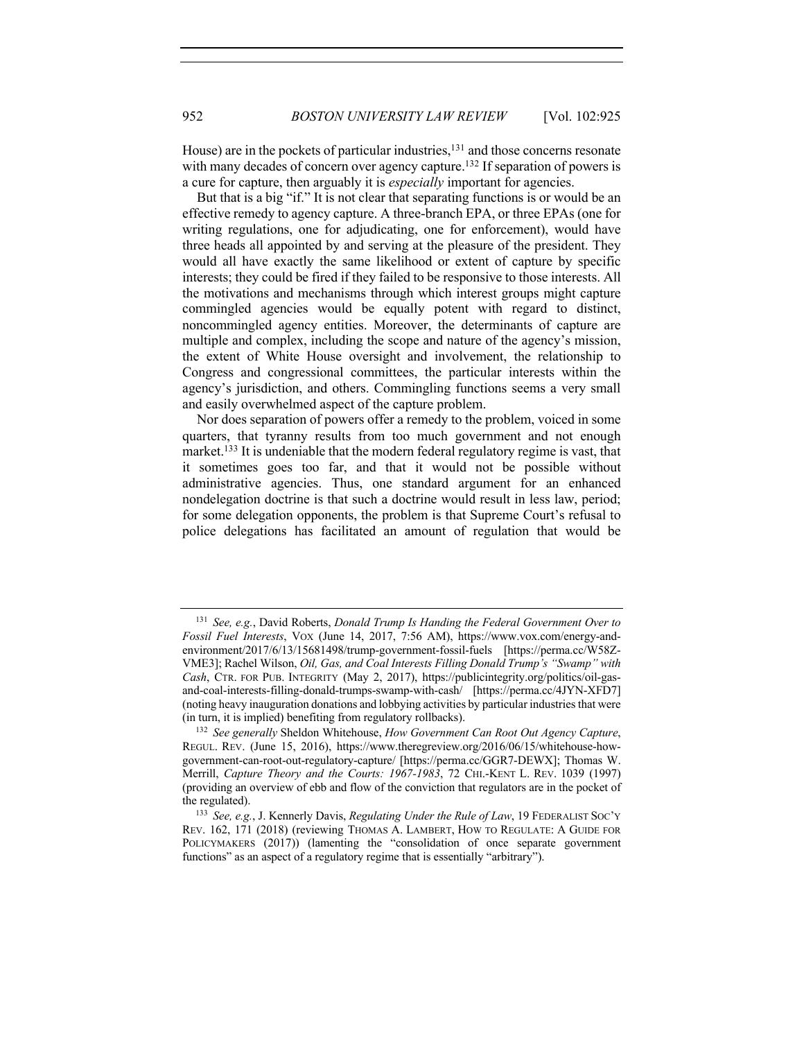House) are in the pockets of particular industries,[131] and those concerns resonate with many decades of concern over agency capture.[132] If separation of powers is a cure for capture, then arguably it is *especially* important for agencies.

But that is a big "if." It is not clear that separating functions is or would be an effective remedy to agency capture. A three-branch EPA, or three EPAs (one for writing regulations, one for adjudicating, one for enforcement), would have three heads all appointed by and serving at the pleasure of the president. They would all have exactly the same likelihood or extent of capture by specific interests; they could be fired if they failed to be responsive to those interests. All the motivations and mechanisms through which interest groups might capture commingled agencies would be equally potent with regard to distinct, noncommingled agency entities. Moreover, the determinants of capture are multiple and complex, including the scope and nature of the agency's mission, the extent of White House oversight and involvement, the relationship to Congress and congressional committees, the particular interests within the agency's jurisdiction, and others. Commingling functions seems a very small and easily overwhelmed aspect of the capture problem.

Nor does separation of powers offer a remedy to the problem, voiced in some quarters, that tyranny results from too much government and not enough market.[133] It is undeniable that the modern federal regulatory regime is vast, that it sometimes goes too far, and that it would not be possible without administrative agencies. Thus, one standard argument for an enhanced nondelegation doctrine is that such a doctrine would result in less law, period; for some delegation opponents, the problem is that Supreme Court's refusal to police delegations has facilitated an amount of regulation that would be

---

[131] *See, e.g.*, David Roberts, *Donald Trump Is Handing the Federal Government Over to Fossil Fuel Interests*, VOX (June 14, 2017, 7:56 AM), https://www.vox.com/energy-and-environment/2017/6/13/15681498/trump-government-fossil-fuels [https://perma.cc/W58Z-VME3]; Rachel Wilson, *Oil, Gas, and Coal Interests Filling Donald Trump's "Swamp" with Cash*, CTR. FOR PUB. INTEGRITY (May 2, 2017), https://publicintegrity.org/politics/oil-gas-and-coal-interests-filling-donald-trumps-swamp-with-cash/ [https://perma.cc/4JYN-XFD7] (noting heavy inauguration donations and lobbying activities by particular industries that were (in turn, it is implied) benefiting from regulatory rollbacks).

[132] *See generally* Sheldon Whitehouse, *How Government Can Root Out Agency Capture*, REGUL. REV. (June 15, 2016), https://www.theregreview.org/2016/06/15/whitehouse-how-government-can-root-out-regulatory-capture/ [https://perma.cc/GGR7-DEWX]; Thomas W. Merrill, *Capture Theory and the Courts: 1967-1983*, 72 CHI.-KENT L. REV. 1039 (1997) (providing an overview of ebb and flow of the conviction that regulators are in the pocket of the regulated).

[133] *See, e.g.*, J. Kennerly Davis, *Regulating Under the Rule of Law*, 19 FEDERALIST SOC'Y REV. 162, 171 (2018) (reviewing THOMAS A. LAMBERT, HOW TO REGULATE: A GUIDE FOR POLICYMAKERS (2017)) (lamenting the "consolidation of once separate government functions" as an aspect of a regulatory regime that is essentially "arbitrary").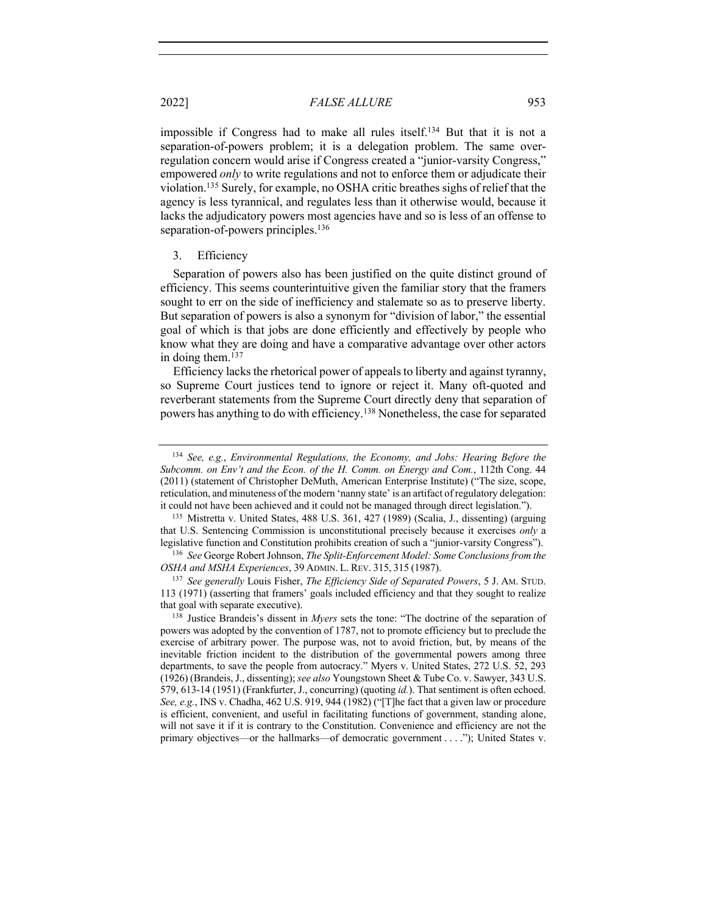impossible if Congress had to make all rules itself.[134] But that it is not a separation-of-powers problem; it is a delegation problem. The same over-regulation concern would arise if Congress created a "junior-varsity Congress," empowered *only* to write regulations and not to enforce them or adjudicate their violation.[135] Surely, for example, no OSHA critic breathes sighs of relief that the agency is less tyrannical, and regulates less than it otherwise would, because it lacks the adjudicatory powers most agencies have and so is less of an offense to separation-of-powers principles.[136]

### 3. Efficiency

Separation of powers also has been justified on the quite distinct ground of efficiency. This seems counterintuitive given the familiar story that the framers sought to err on the side of inefficiency and stalemate so as to preserve liberty. But separation of powers is also a synonym for "division of labor," the essential goal of which is that jobs are done efficiently and effectively by people who know what they are doing and have a comparative advantage over other actors in doing them.[137]

Efficiency lacks the rhetorical power of appeals to liberty and against tyranny, so Supreme Court justices tend to ignore or reject it. Many oft-quoted and reverberant statements from the Supreme Court directly deny that separation of powers has anything to do with efficiency.[138] Nonetheless, the case for separated

---

[134] *See, e.g.*, *Environmental Regulations, the Economy, and Jobs: Hearing Before the Subcomm. on Env't and the Econ. of the H. Comm. on Energy and Com.*, 112th Cong. 44 (2011) (statement of Christopher DeMuth, American Enterprise Institute) ("The size, scope, reticulation, and minuteness of the modern 'nanny state' is an artifact of regulatory delegation: it could not have been achieved and it could not be managed through direct legislation.").

[135] Mistretta v. United States, 488 U.S. 361, 427 (1989) (Scalia, J., dissenting) (arguing that U.S. Sentencing Commission is unconstitutional precisely because it exercises *only* a legislative function and Constitution prohibits creation of such a "junior-varsity Congress").

[136] *See* George Robert Johnson, *The Split-Enforcement Model: Some Conclusions from the OSHA and MSHA Experiences*, 39 ADMIN. L. REV. 315, 315 (1987).

[137] *See generally* Louis Fisher, *The Efficiency Side of Separated Powers*, 5 J. AM. STUD. 113 (1971) (asserting that framers' goals included efficiency and that they sought to realize that goal with separate executive).

[138] Justice Brandeis's dissent in *Myers* sets the tone: "The doctrine of the separation of powers was adopted by the convention of 1787, not to promote efficiency but to preclude the exercise of arbitrary power. The purpose was, not to avoid friction, but, by means of the inevitable friction incident to the distribution of the governmental powers among three departments, to save the people from autocracy." Myers v. United States, 272 U.S. 52, 293 (1926) (Brandeis, J., dissenting); *see also* Youngstown Sheet & Tube Co. v. Sawyer, 343 U.S. 579, 613-14 (1951) (Frankfurter, J., concurring) (quoting *id.*). That sentiment is often echoed. *See, e.g.*, INS v. Chadha, 462 U.S. 919, 944 (1982) ("[T]he fact that a given law or procedure is efficient, convenient, and useful in facilitating functions of government, standing alone, will not save it if it is contrary to the Constitution. Convenience and efficiency are not the primary objectives—or the hallmarks—of democratic government . . . ."); United States v.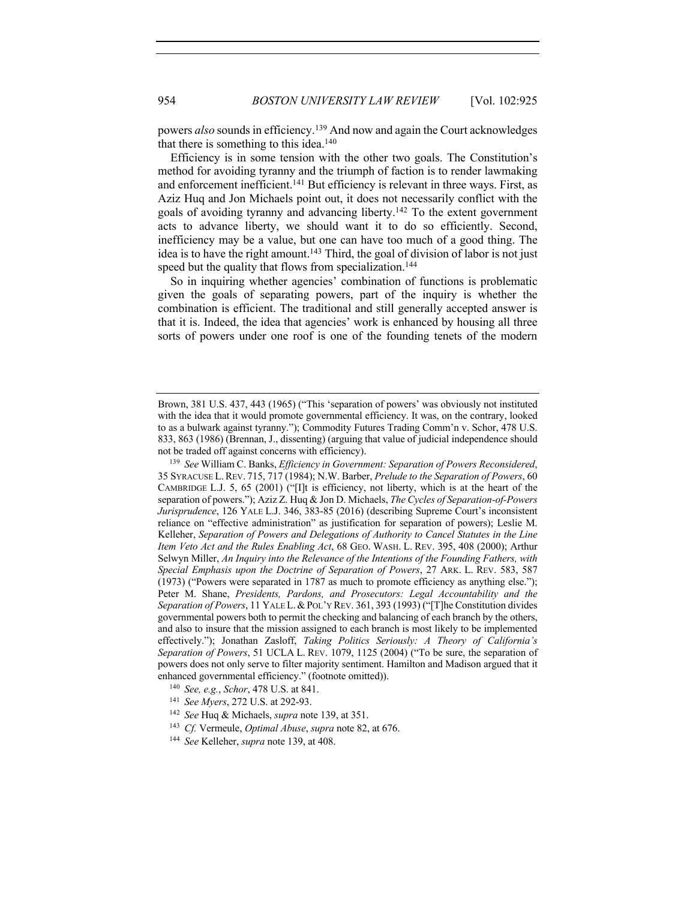powers *also* sounds in efficiency.[139] And now and again the Court acknowledges that there is something to this idea.[140]

Efficiency is in some tension with the other two goals. The Constitution's method for avoiding tyranny and the triumph of faction is to render lawmaking and enforcement inefficient.[141] But efficiency is relevant in three ways. First, as Aziz Huq and Jon Michaels point out, it does not necessarily conflict with the goals of avoiding tyranny and advancing liberty.[142] To the extent government acts to advance liberty, we should want it to do so efficiently. Second, inefficiency may be a value, but one can have too much of a good thing. The idea is to have the right amount.[143] Third, the goal of division of labor is not just speed but the quality that flows from specialization.[144]

So in inquiring whether agencies' combination of functions is problematic given the goals of separating powers, part of the inquiry is whether the combination is efficient. The traditional and still generally accepted answer is that it is. Indeed, the idea that agencies' work is enhanced by housing all three sorts of powers under one roof is one of the founding tenets of the modern

---

Brown, 381 U.S. 437, 443 (1965) ("This 'separation of powers' was obviously not instituted with the idea that it would promote governmental efficiency. It was, on the contrary, looked to as a bulwark against tyranny."); Commodity Futures Trading Comm'n v. Schor, 478 U.S. 833, 863 (1986) (Brennan, J., dissenting) (arguing that value of judicial independence should not be traded off against concerns with efficiency).

[139] *See* William C. Banks, *Efficiency in Government: Separation of Powers Reconsidered*, 35 SYRACUSE L. REV. 715, 717 (1984); N.W. Barber, *Prelude to the Separation of Powers*, 60 CAMBRIDGE L.J. 5, 65 (2001) ("[I]t is efficiency, not liberty, which is at the heart of the separation of powers."); Aziz Z. Huq & Jon D. Michaels, *The Cycles of Separation-of-Powers Jurisprudence*, 126 YALE L.J. 346, 383-85 (2016) (describing Supreme Court's inconsistent reliance on "effective administration" as justification for separation of powers); Leslie M. Kelleher, *Separation of Powers and Delegations of Authority to Cancel Statutes in the Line Item Veto Act and the Rules Enabling Act*, 68 GEO. WASH. L. REV. 395, 408 (2000); Arthur Selwyn Miller, *An Inquiry into the Relevance of the Intentions of the Founding Fathers, with Special Emphasis upon the Doctrine of Separation of Powers*, 27 ARK. L. REV. 583, 587 (1973) ("Powers were separated in 1787 as much to promote efficiency as anything else."); Peter M. Shane, *Presidents, Pardons, and Prosecutors: Legal Accountability and the Separation of Powers*, 11 YALE L. & POL'Y REV. 361, 393 (1993) ("[T]he Constitution divides governmental powers both to permit the checking and balancing of each branch by the others, and also to insure that the mission assigned to each branch is most likely to be implemented effectively."); Jonathan Zasloff, *Taking Politics Seriously: A Theory of California's Separation of Powers*, 51 UCLA L. REV. 1079, 1125 (2004) ("To be sure, the separation of powers does not only serve to filter majority sentiment. Hamilton and Madison argued that it enhanced governmental efficiency." (footnote omitted)).

[140] *See, e.g.*, *Schor*, 478 U.S. at 841.

[141] *See Myers*, 272 U.S. at 292-93.

[142] *See* Huq & Michaels, *supra* note 139, at 351.

[143] *Cf.* Vermeule, *Optimal Abuse*, *supra* note 82, at 676.

[144] *See* Kelleher, *supra* note 139, at 408.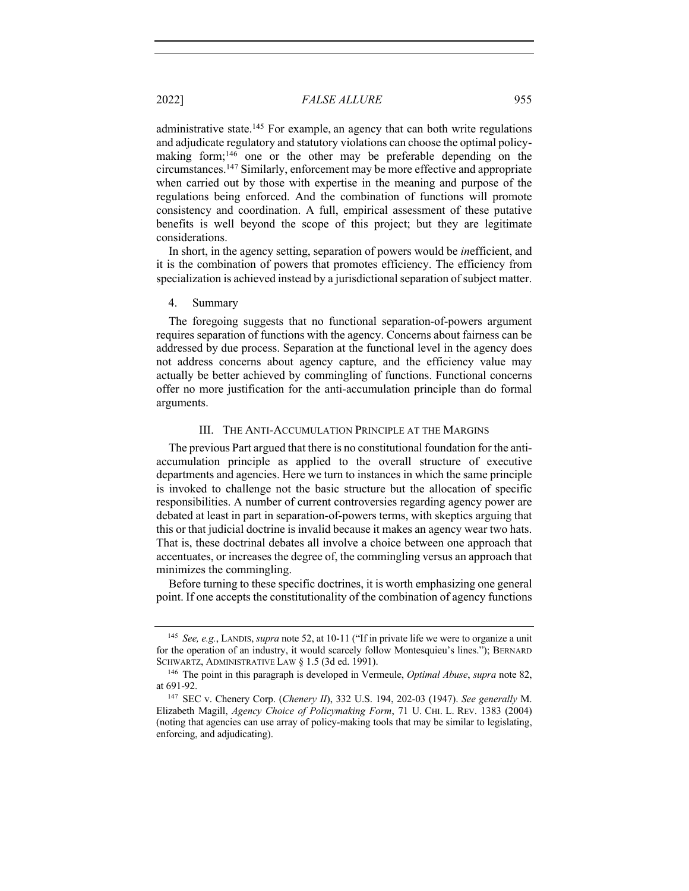administrative state.[145] For example, an agency that can both write regulations and adjudicate regulatory and statutory violations can choose the optimal policy-making form;[146] one or the other may be preferable depending on the circumstances.[147] Similarly, enforcement may be more effective and appropriate when carried out by those with expertise in the meaning and purpose of the regulations being enforced. And the combination of functions will promote consistency and coordination. A full, empirical assessment of these putative benefits is well beyond the scope of this project; but they are legitimate considerations.

In short, in the agency setting, separation of powers would be *in*efficient, and it is the combination of powers that promotes efficiency. The efficiency from specialization is achieved instead by a jurisdictional separation of subject matter.

#### 4. Summary

The foregoing suggests that no functional separation-of-powers argument requires separation of functions with the agency. Concerns about fairness can be addressed by due process. Separation at the functional level in the agency does not address concerns about agency capture, and the efficiency value may actually be better achieved by commingling of functions. Functional concerns offer no more justification for the anti-accumulation principle than do formal arguments.

## III. THE ANTI-ACCUMULATION PRINCIPLE AT THE MARGINS

The previous Part argued that there is no constitutional foundation for the anti-accumulation principle as applied to the overall structure of executive departments and agencies. Here we turn to instances in which the same principle is invoked to challenge not the basic structure but the allocation of specific responsibilities. A number of current controversies regarding agency power are debated at least in part in separation-of-powers terms, with skeptics arguing that this or that judicial doctrine is invalid because it makes an agency wear two hats. That is, these doctrinal debates all involve a choice between one approach that accentuates, or increases the degree of, the commingling versus an approach that minimizes the commingling.

Before turning to these specific doctrines, it is worth emphasizing one general point. If one accepts the constitutionality of the combination of agency functions

---

[145] *See, e.g.*, LANDIS, *supra* note 52, at 10-11 ("If in private life we were to organize a unit for the operation of an industry, it would scarcely follow Montesquieu's lines."); BERNARD SCHWARTZ, ADMINISTRATIVE LAW § 1.5 (3d ed. 1991).

[146] The point in this paragraph is developed in Vermeule, *Optimal Abuse*, *supra* note 82, at 691-92.

[147] SEC v. Chenery Corp. (*Chenery II*), 332 U.S. 194, 202-03 (1947). *See generally* M. Elizabeth Magill, *Agency Choice of Policymaking Form*, 71 U. CHI. L. REV. 1383 (2004) (noting that agencies can use array of policy-making tools that may be similar to legislating, enforcing, and adjudicating).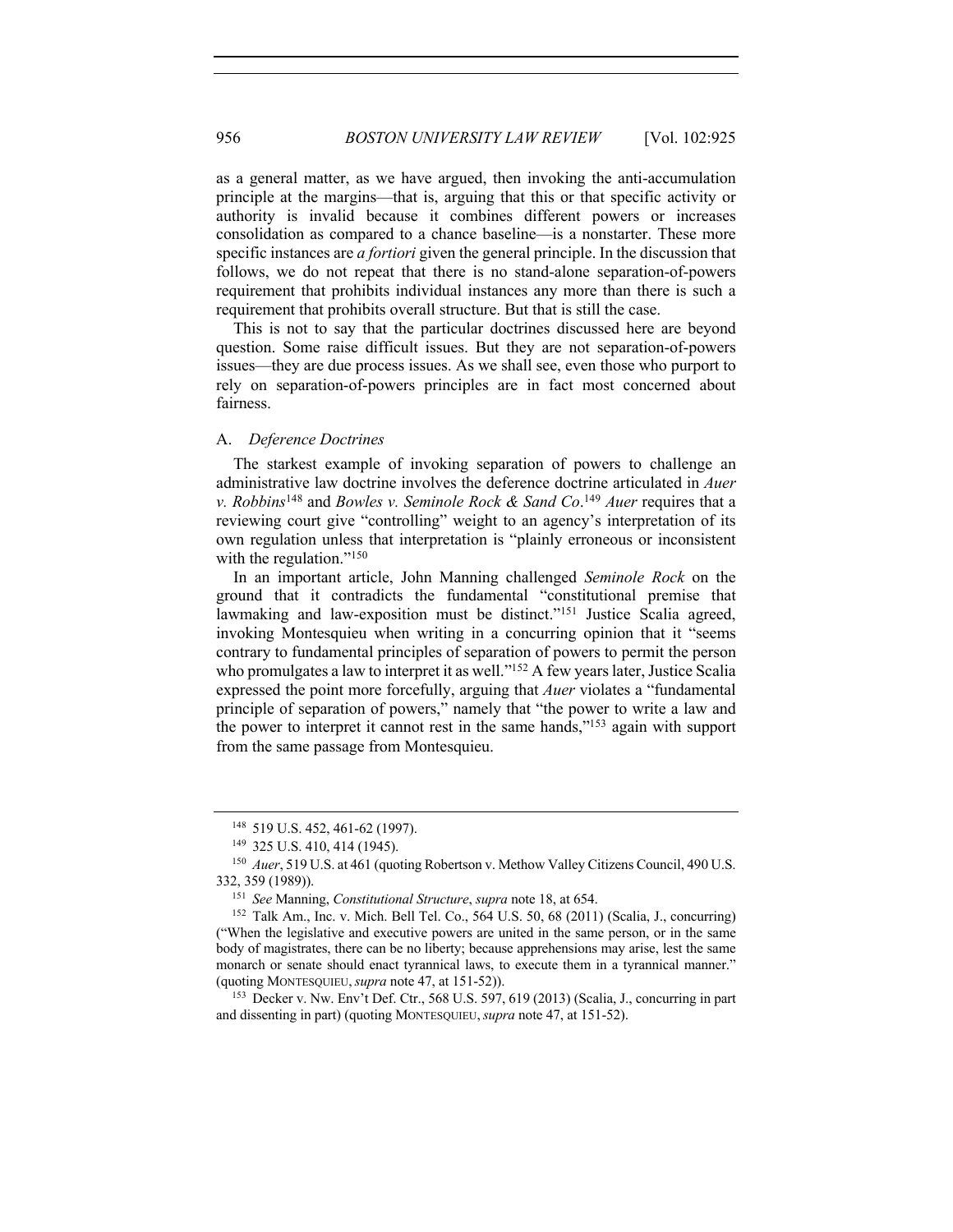as a general matter, as we have argued, then invoking the anti-accumulation principle at the margins—that is, arguing that this or that specific activity or authority is invalid because it combines different powers or increases consolidation as compared to a chance baseline—is a nonstarter. These more specific instances are *a fortiori* given the general principle. In the discussion that follows, we do not repeat that there is no stand-alone separation-of-powers requirement that prohibits individual instances any more than there is such a requirement that prohibits overall structure. But that is still the case.

This is not to say that the particular doctrines discussed here are beyond question. Some raise difficult issues. But they are not separation-of-powers issues—they are due process issues. As we shall see, even those who purport to rely on separation-of-powers principles are in fact most concerned about fairness.

### A. *Deference Doctrines*

The starkest example of invoking separation of powers to challenge an administrative law doctrine involves the deference doctrine articulated in *Auer v. Robbins*[148] and *Bowles v. Seminole Rock & Sand Co*.[149] *Auer* requires that a reviewing court give "controlling" weight to an agency's interpretation of its own regulation unless that interpretation is "plainly erroneous or inconsistent with the regulation."[150]

In an important article, John Manning challenged *Seminole Rock* on the ground that it contradicts the fundamental "constitutional premise that lawmaking and law-exposition must be distinct."[151] Justice Scalia agreed, invoking Montesquieu when writing in a concurring opinion that it "seems contrary to fundamental principles of separation of powers to permit the person who promulgates a law to interpret it as well."[152] A few years later, Justice Scalia expressed the point more forcefully, arguing that *Auer* violates a "fundamental principle of separation of powers," namely that "the power to write a law and the power to interpret it cannot rest in the same hands,"[153] again with support from the same passage from Montesquieu.

---

[148] 519 U.S. 452, 461-62 (1997).

[149] 325 U.S. 410, 414 (1945).

[150] *Auer*, 519 U.S. at 461 (quoting Robertson v. Methow Valley Citizens Council, 490 U.S. 332, 359 (1989)).

[151] *See* Manning, *Constitutional Structure*, *supra* note 18, at 654.

[152] Talk Am., Inc. v. Mich. Bell Tel. Co., 564 U.S. 50, 68 (2011) (Scalia, J., concurring) ("When the legislative and executive powers are united in the same person, or in the same body of magistrates, there can be no liberty; because apprehensions may arise, lest the same monarch or senate should enact tyrannical laws, to execute them in a tyrannical manner." (quoting MONTESQUIEU, *supra* note 47, at 151-52)).

[153] Decker v. Nw. Env't Def. Ctr., 568 U.S. 597, 619 (2013) (Scalia, J., concurring in part and dissenting in part) (quoting MONTESQUIEU, *supra* note 47, at 151-52).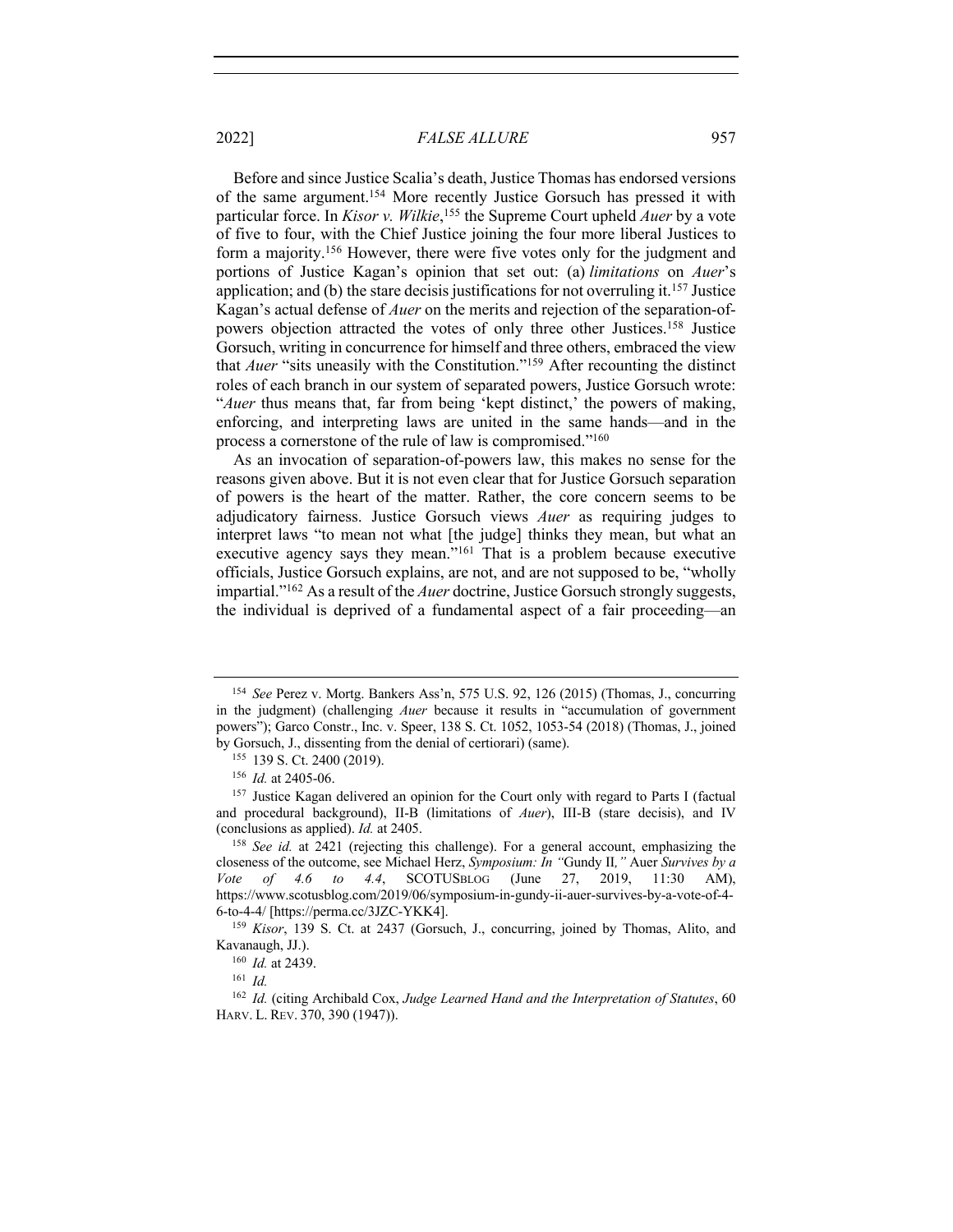Before and since Justice Scalia's death, Justice Thomas has endorsed versions of the same argument.[154] More recently Justice Gorsuch has pressed it with particular force. In *Kisor v. Wilkie*,[155] the Supreme Court upheld *Auer* by a vote of five to four, with the Chief Justice joining the four more liberal Justices to form a majority.[156] However, there were five votes only for the judgment and portions of Justice Kagan's opinion that set out: (a) *limitations* on *Auer*'s application; and (b) the stare decisis justifications for not overruling it.[157] Justice Kagan's actual defense of *Auer* on the merits and rejection of the separation-of-powers objection attracted the votes of only three other Justices.[158] Justice Gorsuch, writing in concurrence for himself and three others, embraced the view that *Auer* "sits uneasily with the Constitution."[159] After recounting the distinct roles of each branch in our system of separated powers, Justice Gorsuch wrote: "*Auer* thus means that, far from being 'kept distinct,' the powers of making, enforcing, and interpreting laws are united in the same hands—and in the process a cornerstone of the rule of law is compromised."[160]

As an invocation of separation-of-powers law, this makes no sense for the reasons given above. But it is not even clear that for Justice Gorsuch separation of powers is the heart of the matter. Rather, the core concern seems to be adjudicatory fairness. Justice Gorsuch views *Auer* as requiring judges to interpret laws "to mean not what [the judge] thinks they mean, but what an executive agency says they mean."[161] That is a problem because executive officials, Justice Gorsuch explains, are not, and are not supposed to be, "wholly impartial."[162] As a result of the *Auer* doctrine, Justice Gorsuch strongly suggests, the individual is deprived of a fundamental aspect of a fair proceeding—an

---

[154] *See* Perez v. Mortg. Bankers Ass'n, 575 U.S. 92, 126 (2015) (Thomas, J., concurring in the judgment) (challenging *Auer* because it results in "accumulation of government powers"); Garco Constr., Inc. v. Speer, 138 S. Ct. 1052, 1053-54 (2018) (Thomas, J., joined by Gorsuch, J., dissenting from the denial of certiorari) (same).

[155] 139 S. Ct. 2400 (2019).

[156] *Id.* at 2405-06.

[157] Justice Kagan delivered an opinion for the Court only with regard to Parts I (factual and procedural background), II-B (limitations of *Auer*), III-B (stare decisis), and IV (conclusions as applied). *Id.* at 2405.

[158] *See id.* at 2421 (rejecting this challenge). For a general account, emphasizing the closeness of the outcome, see Michael Herz, *Symposium: In "*Gundy II*,"* Auer *Survives by a Vote of 4.6 to 4.4*, SCOTUSBLOG (June 27, 2019, 11:30 AM), https://www.scotusblog.com/2019/06/symposium-in-gundy-ii-auer-survives-by-a-vote-of-4-6-to-4-4/ [https://perma.cc/3JZC-YKK4].

[159] *Kisor*, 139 S. Ct. at 2437 (Gorsuch, J., concurring, joined by Thomas, Alito, and Kavanaugh, JJ.).

[160] *Id.* at 2439.

[161] *Id.*

[162] *Id.* (citing Archibald Cox, *Judge Learned Hand and the Interpretation of Statutes*, 60 HARV. L. REV. 370, 390 (1947)).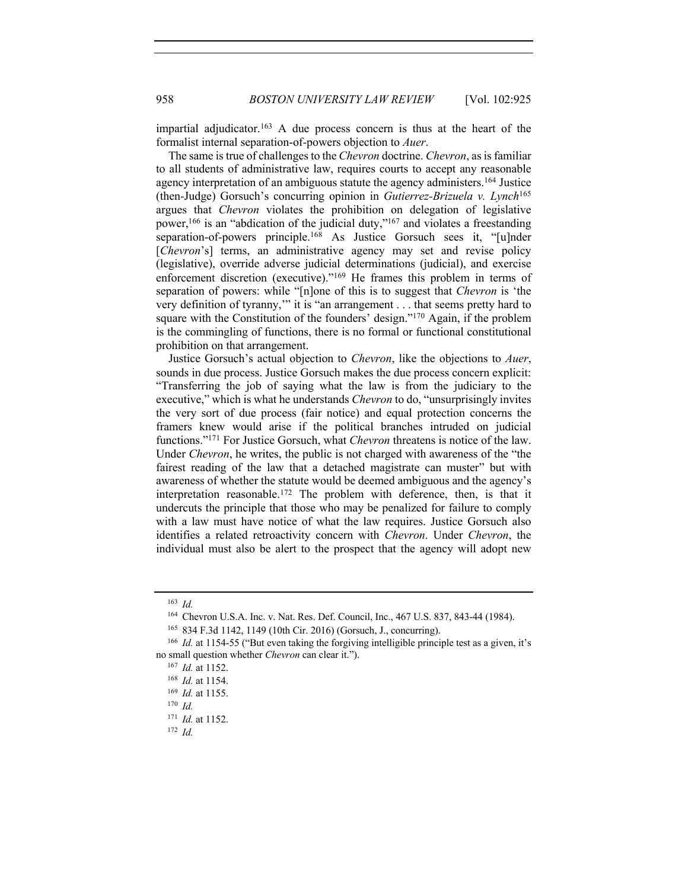impartial adjudicator.[163] A due process concern is thus at the heart of the formalist internal separation-of-powers objection to *Auer*.

The same is true of challenges to the *Chevron* doctrine. *Chevron*, as is familiar to all students of administrative law, requires courts to accept any reasonable agency interpretation of an ambiguous statute the agency administers.[164] Justice (then-Judge) Gorsuch's concurring opinion in *Gutierrez-Brizuela v. Lynch*[165] argues that *Chevron* violates the prohibition on delegation of legislative power,[166] is an "abdication of the judicial duty,"[167] and violates a freestanding separation-of-powers principle.[168] As Justice Gorsuch sees it, "[u]nder [*Chevron*'s] terms, an administrative agency may set and revise policy (legislative), override adverse judicial determinations (judicial), and exercise enforcement discretion (executive)."[169] He frames this problem in terms of separation of powers: while "[n]one of this is to suggest that *Chevron* is 'the very definition of tyranny,'" it is "an arrangement . . . that seems pretty hard to square with the Constitution of the founders' design."[170] Again, if the problem is the commingling of functions, there is no formal or functional constitutional prohibition on that arrangement.

Justice Gorsuch's actual objection to *Chevron*, like the objections to *Auer*, sounds in due process. Justice Gorsuch makes the due process concern explicit: "Transferring the job of saying what the law is from the judiciary to the executive," which is what he understands *Chevron* to do, "unsurprisingly invites the very sort of due process (fair notice) and equal protection concerns the framers knew would arise if the political branches intruded on judicial functions."[171] For Justice Gorsuch, what *Chevron* threatens is notice of the law. Under *Chevron*, he writes, the public is not charged with awareness of the "the fairest reading of the law that a detached magistrate can muster" but with awareness of whether the statute would be deemed ambiguous and the agency's interpretation reasonable.[172] The problem with deference, then, is that it undercuts the principle that those who may be penalized for failure to comply with a law must have notice of what the law requires. Justice Gorsuch also identifies a related retroactivity concern with *Chevron*. Under *Chevron*, the individual must also be alert to the prospect that the agency will adopt new

---

[163] *Id.*

[164] Chevron U.S.A. Inc. v. Nat. Res. Def. Council, Inc., 467 U.S. 837, 843-44 (1984).

[165] 834 F.3d 1142, 1149 (10th Cir. 2016) (Gorsuch, J., concurring).

[166] *Id.* at 1154-55 ("But even taking the forgiving intelligible principle test as a given, it's no small question whether *Chevron* can clear it.").

[167] *Id.* at 1152.

[168] *Id.* at 1154.

[169] *Id.* at 1155.

[170] *Id.*

[171] *Id.* at 1152.

[172] *Id.*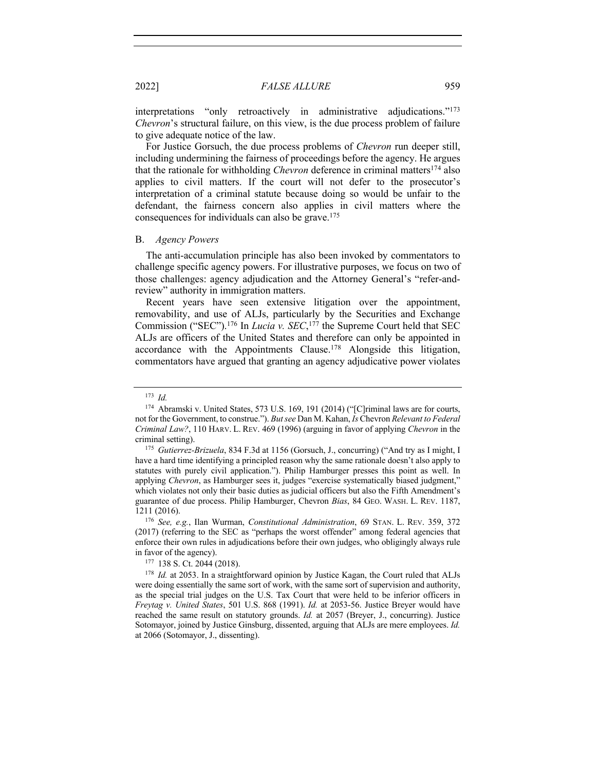interpretations "only retroactively in administrative adjudications."[173] *Chevron*'s structural failure, on this view, is the due process problem of failure to give adequate notice of the law.

For Justice Gorsuch, the due process problems of *Chevron* run deeper still, including undermining the fairness of proceedings before the agency. He argues that the rationale for withholding *Chevron* deference in criminal matters[174] also applies to civil matters. If the court will not defer to the prosecutor's interpretation of a criminal statute because doing so would be unfair to the defendant, the fairness concern also applies in civil matters where the consequences for individuals can also be grave.[175]

### B. *Agency Powers*

The anti-accumulation principle has also been invoked by commentators to challenge specific agency powers. For illustrative purposes, we focus on two of those challenges: agency adjudication and the Attorney General's "refer-and-review" authority in immigration matters.

Recent years have seen extensive litigation over the appointment, removability, and use of ALJs, particularly by the Securities and Exchange Commission ("SEC").[176] In *Lucia v. SEC*,[177] the Supreme Court held that SEC ALJs are officers of the United States and therefore can only be appointed in accordance with the Appointments Clause.[178] Alongside this litigation, commentators have argued that granting an agency adjudicative power violates

---

[173] *Id.*

[174] Abramski v. United States, 573 U.S. 169, 191 (2014) ("[C]riminal laws are for courts, not for the Government, to construe."). *But see* Dan M. Kahan, *Is* Chevron *Relevant to Federal Criminal Law?*, 110 HARV. L. REV. 469 (1996) (arguing in favor of applying *Chevron* in the criminal setting).

[175] *Gutierrez-Brizuela*, 834 F.3d at 1156 (Gorsuch, J., concurring) ("And try as I might, I have a hard time identifying a principled reason why the same rationale doesn't also apply to statutes with purely civil application."). Philip Hamburger presses this point as well. In applying *Chevron*, as Hamburger sees it, judges "exercise systematically biased judgment," which violates not only their basic duties as judicial officers but also the Fifth Amendment's guarantee of due process. Philip Hamburger, Chevron *Bias*, 84 GEO. WASH. L. REV. 1187, 1211 (2016).

[176] *See, e.g.*, Ilan Wurman, *Constitutional Administration*, 69 STAN. L. REV. 359, 372 (2017) (referring to the SEC as "perhaps the worst offender" among federal agencies that enforce their own rules in adjudications before their own judges, who obligingly always rule in favor of the agency).

[177] 138 S. Ct. 2044 (2018).

[178] *Id.* at 2053. In a straightforward opinion by Justice Kagan, the Court ruled that ALJs were doing essentially the same sort of work, with the same sort of supervision and authority, as the special trial judges on the U.S. Tax Court that were held to be inferior officers in *Freytag v. United States*, 501 U.S. 868 (1991). *Id.* at 2053-56. Justice Breyer would have reached the same result on statutory grounds. *Id.* at 2057 (Breyer, J., concurring). Justice Sotomayor, joined by Justice Ginsburg, dissented, arguing that ALJs are mere employees. *Id.* at 2066 (Sotomayor, J., dissenting).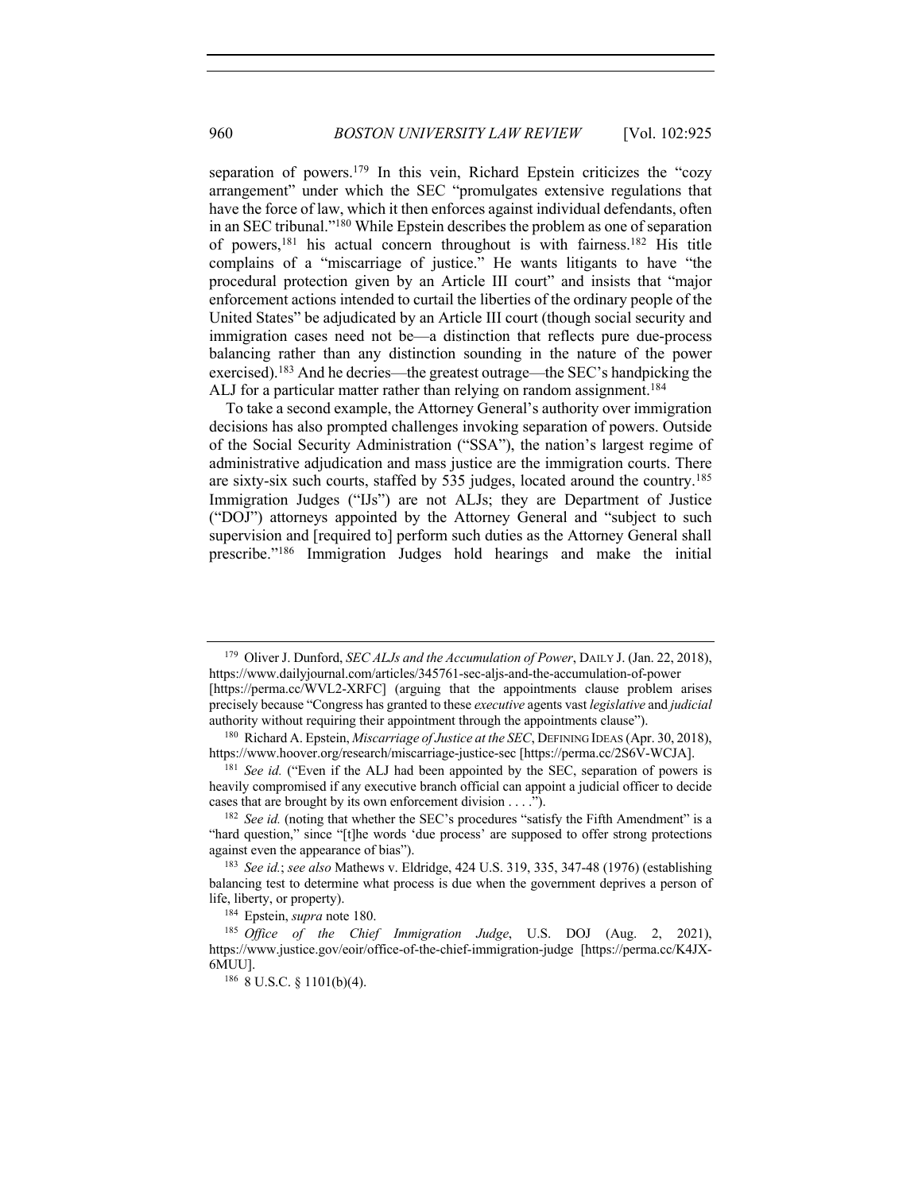separation of powers.[179] In this vein, Richard Epstein criticizes the "cozy arrangement" under which the SEC "promulgates extensive regulations that have the force of law, which it then enforces against individual defendants, often in an SEC tribunal."[180] While Epstein describes the problem as one of separation of powers,[181] his actual concern throughout is with fairness.[182] His title complains of a "miscarriage of justice." He wants litigants to have "the procedural protection given by an Article III court" and insists that "major enforcement actions intended to curtail the liberties of the ordinary people of the United States" be adjudicated by an Article III court (though social security and immigration cases need not be—a distinction that reflects pure due-process balancing rather than any distinction sounding in the nature of the power exercised).[183] And he decries—the greatest outrage—the SEC's handpicking the ALJ for a particular matter rather than relying on random assignment.[184]

To take a second example, the Attorney General's authority over immigration decisions has also prompted challenges invoking separation of powers. Outside of the Social Security Administration ("SSA"), the nation's largest regime of administrative adjudication and mass justice are the immigration courts. There are sixty-six such courts, staffed by 535 judges, located around the country.[185] Immigration Judges ("IJs") are not ALJs; they are Department of Justice ("DOJ") attorneys appointed by the Attorney General and "subject to such supervision and [required to] perform such duties as the Attorney General shall prescribe."[186] Immigration Judges hold hearings and make the initial

---

[179] Oliver J. Dunford, *SEC ALJs and the Accumulation of Power*, DAILY J. (Jan. 22, 2018), https://www.dailyjournal.com/articles/345761-sec-aljs-and-the-accumulation-of-power [https://perma.cc/WVL2-XRFC] (arguing that the appointments clause problem arises precisely because "Congress has granted to these *executive* agents vast *legislative* and *judicial* authority without requiring their appointment through the appointments clause").

[180] Richard A. Epstein, *Miscarriage of Justice at the SEC*, DEFINING IDEAS (Apr. 30, 2018), https://www.hoover.org/research/miscarriage-justice-sec [https://perma.cc/2S6V-WCJA].

[181] *See id.* ("Even if the ALJ had been appointed by the SEC, separation of powers is heavily compromised if any executive branch official can appoint a judicial officer to decide cases that are brought by its own enforcement division . . . .").

[182] *See id.* (noting that whether the SEC's procedures "satisfy the Fifth Amendment" is a "hard question," since "[t]he words 'due process' are supposed to offer strong protections against even the appearance of bias").

[183] *See id.*; *see also* Mathews v. Eldridge, 424 U.S. 319, 335, 347-48 (1976) (establishing balancing test to determine what process is due when the government deprives a person of life, liberty, or property).

[184] Epstein, *supra* note 180.

[185] *Office of the Chief Immigration Judge*, U.S. DOJ (Aug. 2, 2021), https://www.justice.gov/eoir/office-of-the-chief-immigration-judge [https://perma.cc/K4JX-6MUU].

[186] 8 U.S.C. § 1101(b)(4).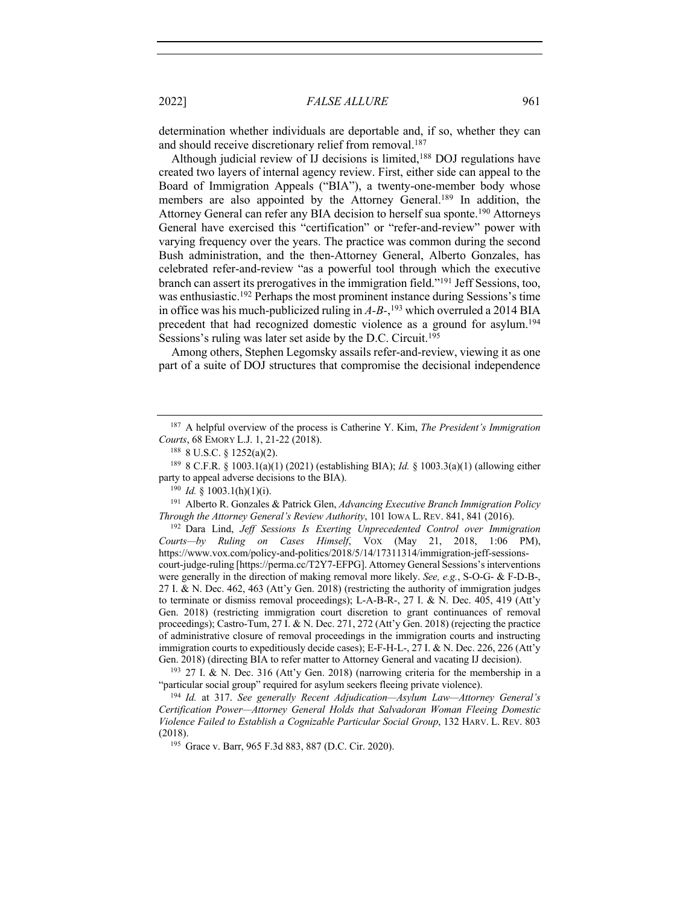determination whether individuals are deportable and, if so, whether they can and should receive discretionary relief from removal.[187]

Although judicial review of IJ decisions is limited,[188] DOJ regulations have created two layers of internal agency review. First, either side can appeal to the Board of Immigration Appeals ("BIA"), a twenty-one-member body whose members are also appointed by the Attorney General.[189] In addition, the Attorney General can refer any BIA decision to herself sua sponte.[190] Attorneys General have exercised this "certification" or "refer-and-review" power with varying frequency over the years. The practice was common during the second Bush administration, and the then-Attorney General, Alberto Gonzales, has celebrated refer-and-review "as a powerful tool through which the executive branch can assert its prerogatives in the immigration field."[191] Jeff Sessions, too, was enthusiastic.[192] Perhaps the most prominent instance during Sessions's time in office was his much-publicized ruling in *A-B-*,[193] which overruled a 2014 BIA precedent that had recognized domestic violence as a ground for asylum.[194] Sessions's ruling was later set aside by the D.C. Circuit.[195]

Among others, Stephen Legomsky assails refer-and-review, viewing it as one part of a suite of DOJ structures that compromise the decisional independence

---

[187] A helpful overview of the process is Catherine Y. Kim, *The President's Immigration Courts*, 68 EMORY L.J. 1, 21-22 (2018).

[188] 8 U.S.C. § 1252(a)(2).

[189] 8 C.F.R. § 1003.1(a)(1) (2021) (establishing BIA); *Id.* § 1003.3(a)(1) (allowing either party to appeal adverse decisions to the BIA).

[190] *Id.* § 1003.1(h)(1)(i).

[191] Alberto R. Gonzales & Patrick Glen, *Advancing Executive Branch Immigration Policy Through the Attorney General's Review Authority*, 101 IOWA L. REV. 841, 841 (2016).

[192] Dara Lind, *Jeff Sessions Is Exerting Unprecedented Control over Immigration Courts—by Ruling on Cases Himself*, VOX (May 21, 2018, 1:06 PM), https://www.vox.com/policy-and-politics/2018/5/14/17311314/immigration-jeff-sessions-court-judge-ruling [https://perma.cc/T2Y7-EFPG]. Attorney General Sessions's interventions were generally in the direction of making removal more likely. *See, e.g.*, S-O-G- & F-D-B-, 27 I. & N. Dec. 462, 463 (Att'y Gen. 2018) (restricting the authority of immigration judges to terminate or dismiss removal proceedings); L-A-B-R-, 27 I. & N. Dec. 405, 419 (Att'y Gen. 2018) (restricting immigration court discretion to grant continuances of removal proceedings); Castro-Tum, 27 I. & N. Dec. 271, 272 (Att'y Gen. 2018) (rejecting the practice of administrative closure of removal proceedings in the immigration courts and instructing immigration courts to expeditiously decide cases); E-F-H-L-, 27 I. & N. Dec. 226, 226 (Att'y Gen. 2018) (directing BIA to refer matter to Attorney General and vacating IJ decision).

[193] 27 I. & N. Dec. 316 (Att'y Gen. 2018) (narrowing criteria for the membership in a "particular social group" required for asylum seekers fleeing private violence).

[194] *Id.* at 317. *See generally Recent Adjudication—Asylum Law—Attorney General's Certification Power—Attorney General Holds that Salvadoran Woman Fleeing Domestic Violence Failed to Establish a Cognizable Particular Social Group*, 132 HARV. L. REV. 803 (2018).

[195] Grace v. Barr, 965 F.3d 883, 887 (D.C. Cir. 2020).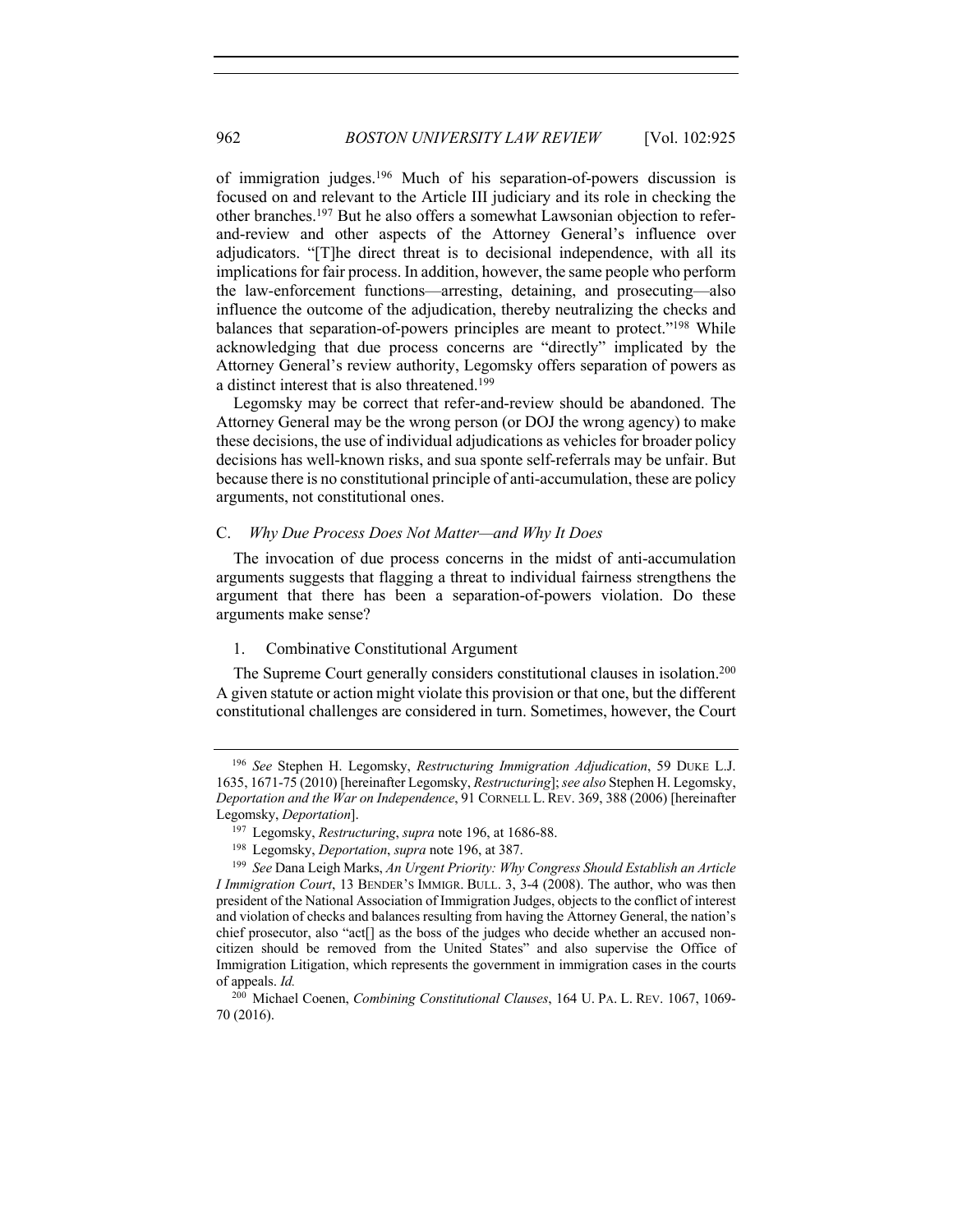of immigration judges.[196] Much of his separation-of-powers discussion is focused on and relevant to the Article III judiciary and its role in checking the other branches.[197] But he also offers a somewhat Lawsonian objection to refer-and-review and other aspects of the Attorney General's influence over adjudicators. "[T]he direct threat is to decisional independence, with all its implications for fair process. In addition, however, the same people who perform the law-enforcement functions—arresting, detaining, and prosecuting—also influence the outcome of the adjudication, thereby neutralizing the checks and balances that separation-of-powers principles are meant to protect."[198] While acknowledging that due process concerns are "directly" implicated by the Attorney General's review authority, Legomsky offers separation of powers as a distinct interest that is also threatened.[199]

Legomsky may be correct that refer-and-review should be abandoned. The Attorney General may be the wrong person (or DOJ the wrong agency) to make these decisions, the use of individual adjudications as vehicles for broader policy decisions has well-known risks, and sua sponte self-referrals may be unfair. But because there is no constitutional principle of anti-accumulation, these are policy arguments, not constitutional ones.

### C. *Why Due Process Does Not Matter—and Why It Does*

The invocation of due process concerns in the midst of anti-accumulation arguments suggests that flagging a threat to individual fairness strengthens the argument that there has been a separation-of-powers violation. Do these arguments make sense?

#### 1. Combinative Constitutional Argument

The Supreme Court generally considers constitutional clauses in isolation.[200] A given statute or action might violate this provision or that one, but the different constitutional challenges are considered in turn. Sometimes, however, the Court

---

[196] *See* Stephen H. Legomsky, *Restructuring Immigration Adjudication*, 59 DUKE L.J. 1635, 1671-75 (2010) [hereinafter Legomsky, *Restructuring*]; *see also* Stephen H. Legomsky, *Deportation and the War on Independence*, 91 CORNELL L. REV. 369, 388 (2006) [hereinafter Legomsky, *Deportation*].

[197] Legomsky, *Restructuring*, *supra* note 196, at 1686-88.

[198] Legomsky, *Deportation*, *supra* note 196, at 387.

[199] *See* Dana Leigh Marks, *An Urgent Priority: Why Congress Should Establish an Article I Immigration Court*, 13 BENDER'S IMMIGR. BULL. 3, 3-4 (2008). The author, who was then president of the National Association of Immigration Judges, objects to the conflict of interest and violation of checks and balances resulting from having the Attorney General, the nation's chief prosecutor, also "act[] as the boss of the judges who decide whether an accused non-citizen should be removed from the United States" and also supervise the Office of Immigration Litigation, which represents the government in immigration cases in the courts of appeals. *Id.*

[200] Michael Coenen, *Combining Constitutional Clauses*, 164 U. PA. L. REV. 1067, 1069-70 (2016).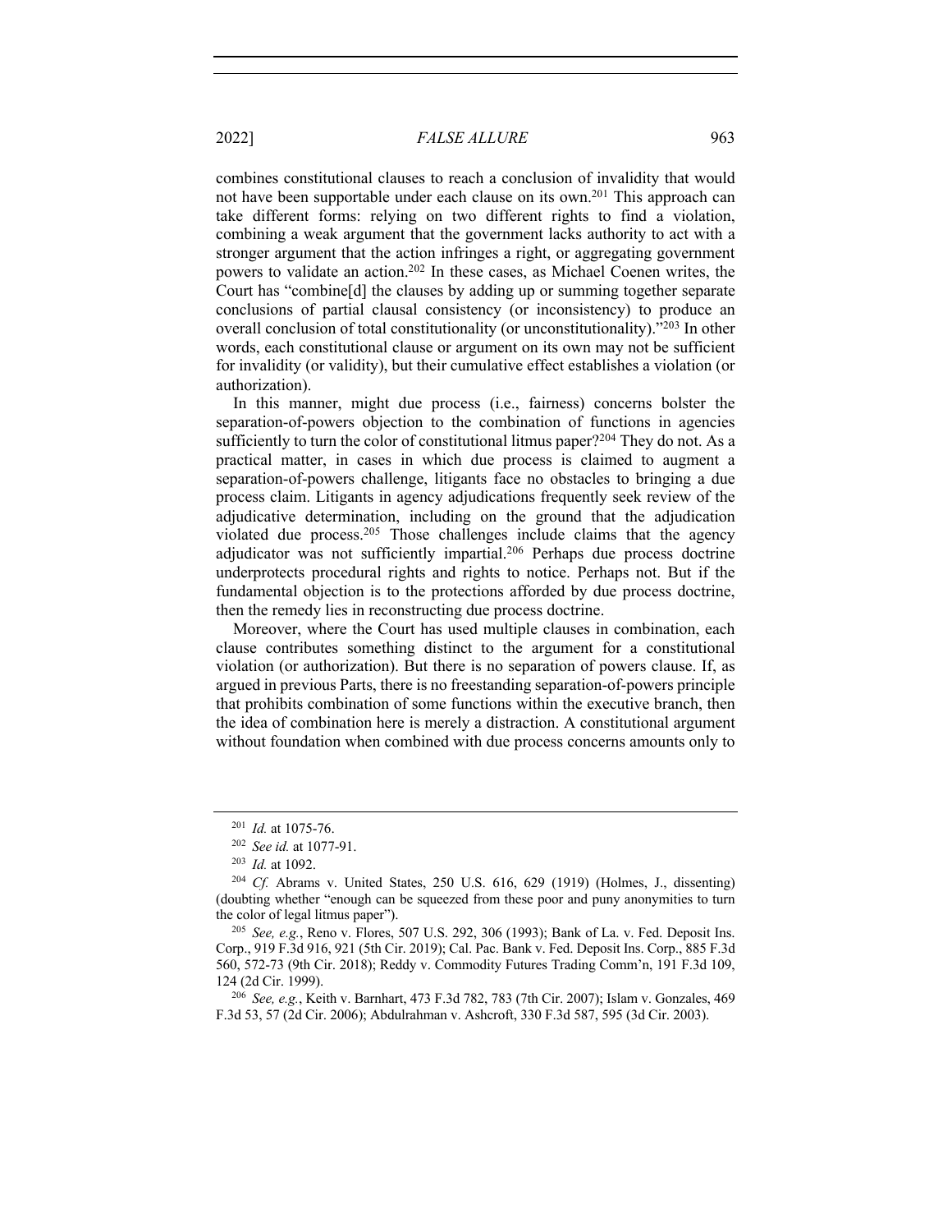combines constitutional clauses to reach a conclusion of invalidity that would not have been supportable under each clause on its own.[201] This approach can take different forms: relying on two different rights to find a violation, combining a weak argument that the government lacks authority to act with a stronger argument that the action infringes a right, or aggregating government powers to validate an action.[202] In these cases, as Michael Coenen writes, the Court has "combine[d] the clauses by adding up or summing together separate conclusions of partial clausal consistency (or inconsistency) to produce an overall conclusion of total constitutionality (or unconstitutionality)."[203] In other words, each constitutional clause or argument on its own may not be sufficient for invalidity (or validity), but their cumulative effect establishes a violation (or authorization).

In this manner, might due process (i.e., fairness) concerns bolster the separation-of-powers objection to the combination of functions in agencies sufficiently to turn the color of constitutional litmus paper?[204] They do not. As a practical matter, in cases in which due process is claimed to augment a separation-of-powers challenge, litigants face no obstacles to bringing a due process claim. Litigants in agency adjudications frequently seek review of the adjudicative determination, including on the ground that the adjudication violated due process.[205] Those challenges include claims that the agency adjudicator was not sufficiently impartial.[206] Perhaps due process doctrine underprotects procedural rights and rights to notice. Perhaps not. But if the fundamental objection is to the protections afforded by due process doctrine, then the remedy lies in reconstructing due process doctrine.

Moreover, where the Court has used multiple clauses in combination, each clause contributes something distinct to the argument for a constitutional violation (or authorization). But there is no separation of powers clause. If, as argued in previous Parts, there is no freestanding separation-of-powers principle that prohibits combination of some functions within the executive branch, then the idea of combination here is merely a distraction. A constitutional argument without foundation when combined with due process concerns amounts only to

---

[201] *Id.* at 1075-76.

[202] *See id.* at 1077-91.

[203] *Id.* at 1092.

[204] *Cf.* Abrams v. United States, 250 U.S. 616, 629 (1919) (Holmes, J., dissenting) (doubting whether "enough can be squeezed from these poor and puny anonymities to turn the color of legal litmus paper").

[205] *See, e.g.*, Reno v. Flores, 507 U.S. 292, 306 (1993); Bank of La. v. Fed. Deposit Ins. Corp., 919 F.3d 916, 921 (5th Cir. 2019); Cal. Pac. Bank v. Fed. Deposit Ins. Corp., 885 F.3d 560, 572-73 (9th Cir. 2018); Reddy v. Commodity Futures Trading Comm'n, 191 F.3d 109, 124 (2d Cir. 1999).

[206] *See, e.g.*, Keith v. Barnhart, 473 F.3d 782, 783 (7th Cir. 2007); Islam v. Gonzales, 469 F.3d 53, 57 (2d Cir. 2006); Abdulrahman v. Ashcroft, 330 F.3d 587, 595 (3d Cir. 2003).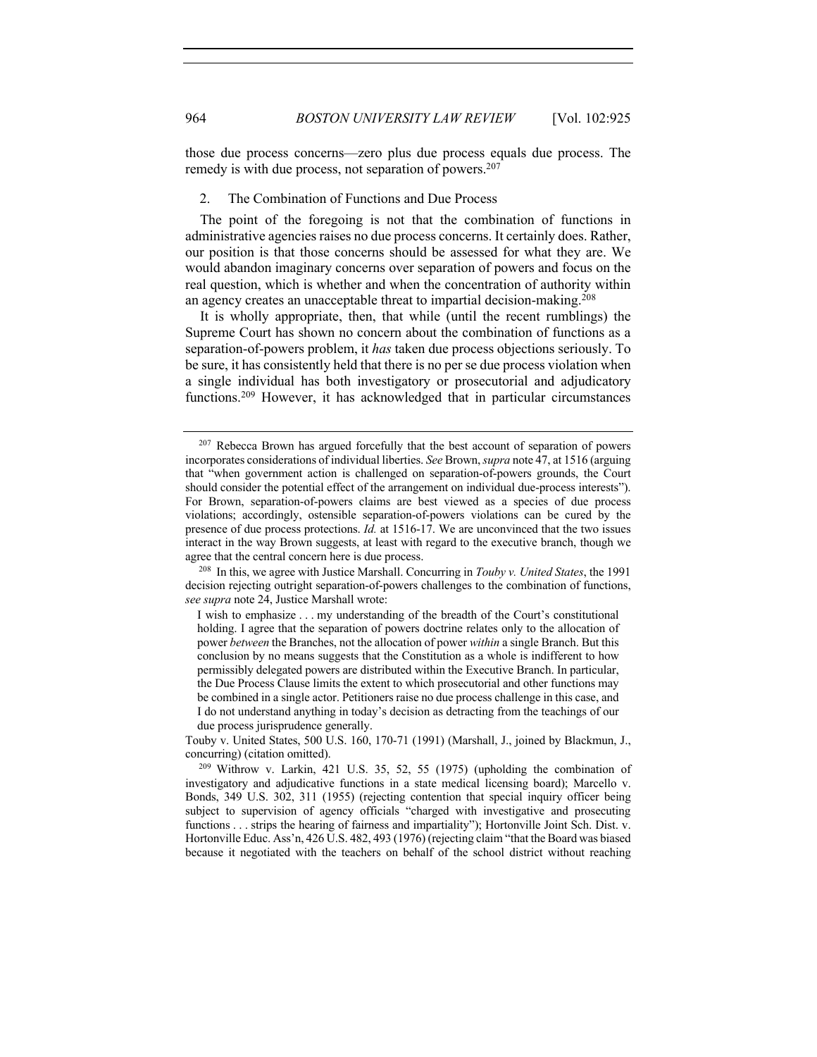those due process concerns—zero plus due process equals due process. The remedy is with due process, not separation of powers.[207]

### 2. The Combination of Functions and Due Process

The point of the foregoing is not that the combination of functions in administrative agencies raises no due process concerns. It certainly does. Rather, our position is that those concerns should be assessed for what they are. We would abandon imaginary concerns over separation of powers and focus on the real question, which is whether and when the concentration of authority within an agency creates an unacceptable threat to impartial decision-making.[208]

It is wholly appropriate, then, that while (until the recent rumblings) the Supreme Court has shown no concern about the combination of functions as a separation-of-powers problem, it *has* taken due process objections seriously. To be sure, it has consistently held that there is no per se due process violation when a single individual has both investigatory or prosecutorial and adjudicatory functions.[209] However, it has acknowledged that in particular circumstances

---

[207] Rebecca Brown has argued forcefully that the best account of separation of powers incorporates considerations of individual liberties. *See* Brown, *supra* note 47, at 1516 (arguing that "when government action is challenged on separation-of-powers grounds, the Court should consider the potential effect of the arrangement on individual due-process interests"). For Brown, separation-of-powers claims are best viewed as a species of due process violations; accordingly, ostensible separation-of-powers violations can be cured by the presence of due process protections. *Id.* at 1516-17. We are unconvinced that the two issues interact in the way Brown suggests, at least with regard to the executive branch, though we agree that the central concern here is due process.

[208] In this, we agree with Justice Marshall. Concurring in *Touby v. United States*, the 1991 decision rejecting outright separation-of-powers challenges to the combination of functions, *see supra* note 24, Justice Marshall wrote:

> I wish to emphasize . . . my understanding of the breadth of the Court's constitutional holding. I agree that the separation of powers doctrine relates only to the allocation of power *between* the Branches, not the allocation of power *within* a single Branch. But this conclusion by no means suggests that the Constitution as a whole is indifferent to how permissibly delegated powers are distributed within the Executive Branch. In particular, the Due Process Clause limits the extent to which prosecutorial and other functions may be combined in a single actor. Petitioners raise no due process challenge in this case, and I do not understand anything in today's decision as detracting from the teachings of our due process jurisprudence generally.

Touby v. United States, 500 U.S. 160, 170-71 (1991) (Marshall, J., joined by Blackmun, J., concurring) (citation omitted).

[209] Withrow v. Larkin, 421 U.S. 35, 52, 55 (1975) (upholding the combination of investigatory and adjudicative functions in a state medical licensing board); Marcello v. Bonds, 349 U.S. 302, 311 (1955) (rejecting contention that special inquiry officer being subject to supervision of agency officials "charged with investigative and prosecuting functions . . . strips the hearing of fairness and impartiality"); Hortonville Joint Sch. Dist. v. Hortonville Educ. Ass'n, 426 U.S. 482, 493 (1976) (rejecting claim "that the Board was biased because it negotiated with the teachers on behalf of the school district without reaching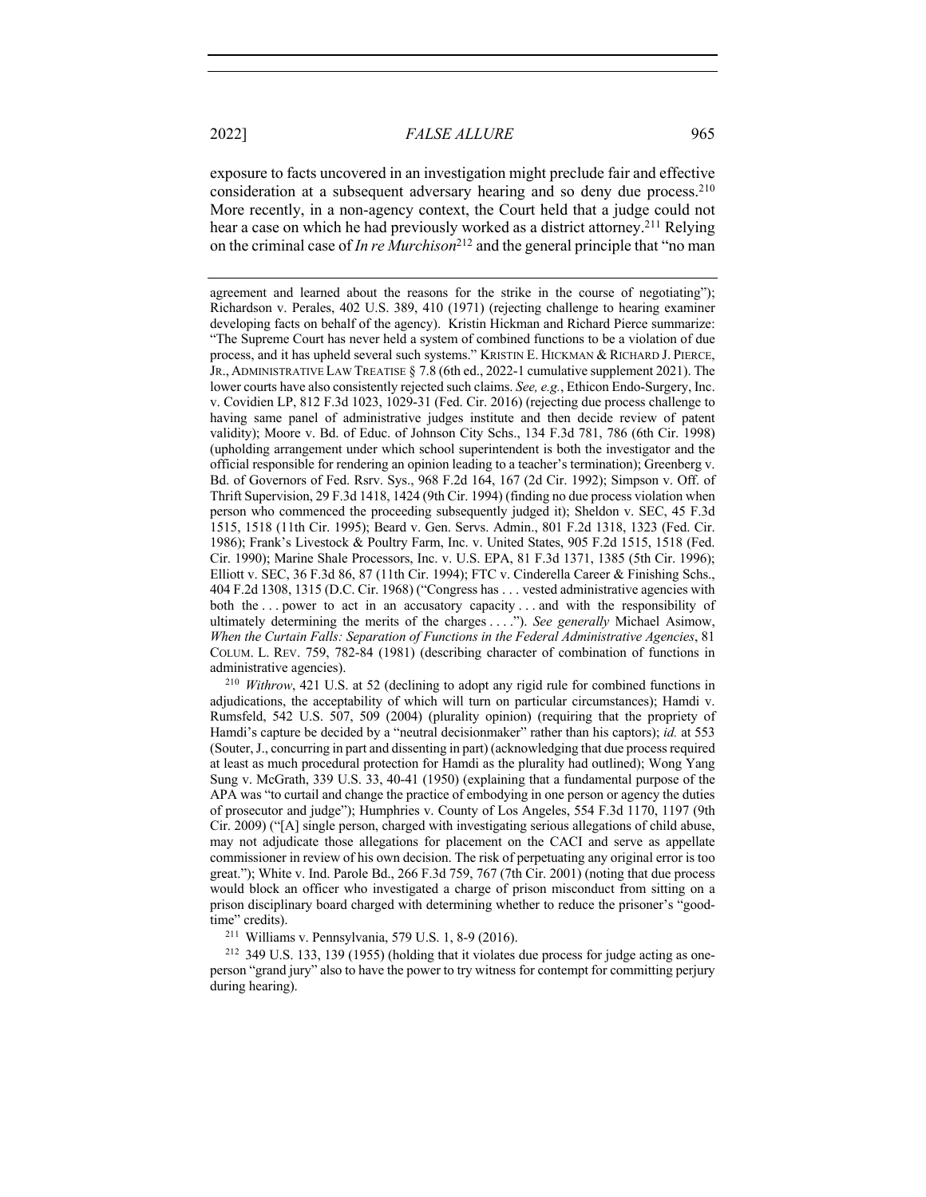exposure to facts uncovered in an investigation might preclude fair and effective consideration at a subsequent adversary hearing and so deny due process.[210] More recently, in a non-agency context, the Court held that a judge could not hear a case on which he had previously worked as a district attorney.[211] Relying on the criminal case of *In re Murchison*[212] and the general principle that "no man

---

agreement and learned about the reasons for the strike in the course of negotiating"); Richardson v. Perales, 402 U.S. 389, 410 (1971) (rejecting challenge to hearing examiner developing facts on behalf of the agency). Kristin Hickman and Richard Pierce summarize: "The Supreme Court has never held a system of combined functions to be a violation of due process, and it has upheld several such systems." KRISTIN E. HICKMAN & RICHARD J. PIERCE, JR., ADMINISTRATIVE LAW TREATISE § 7.8 (6th ed., 2022-1 cumulative supplement 2021). The lower courts have also consistently rejected such claims. *See, e.g.*, Ethicon Endo-Surgery, Inc. v. Covidien LP, 812 F.3d 1023, 1029-31 (Fed. Cir. 2016) (rejecting due process challenge to having same panel of administrative judges institute and then decide review of patent validity); Moore v. Bd. of Educ. of Johnson City Schs., 134 F.3d 781, 786 (6th Cir. 1998) (upholding arrangement under which school superintendent is both the investigator and the official responsible for rendering an opinion leading to a teacher's termination); Greenberg v. Bd. of Governors of Fed. Rsrv. Sys., 968 F.2d 164, 167 (2d Cir. 1992); Simpson v. Off. of Thrift Supervision, 29 F.3d 1418, 1424 (9th Cir. 1994) (finding no due process violation when person who commenced the proceeding subsequently judged it); Sheldon v. SEC, 45 F.3d 1515, 1518 (11th Cir. 1995); Beard v. Gen. Servs. Admin., 801 F.2d 1318, 1323 (Fed. Cir. 1986); Frank's Livestock & Poultry Farm, Inc. v. United States, 905 F.2d 1515, 1518 (Fed. Cir. 1990); Marine Shale Processors, Inc. v. U.S. EPA, 81 F.3d 1371, 1385 (5th Cir. 1996); Elliott v. SEC, 36 F.3d 86, 87 (11th Cir. 1994); FTC v. Cinderella Career & Finishing Schs., 404 F.2d 1308, 1315 (D.C. Cir. 1968) ("Congress has . . . vested administrative agencies with both the . . . power to act in an accusatory capacity . . . and with the responsibility of ultimately determining the merits of the charges . . . ."). *See generally* Michael Asimow, *When the Curtain Falls: Separation of Functions in the Federal Administrative Agencies*, 81 COLUM. L. REV. 759, 782-84 (1981) (describing character of combination of functions in administrative agencies).

[210] *Withrow*, 421 U.S. at 52 (declining to adopt any rigid rule for combined functions in adjudications, the acceptability of which will turn on particular circumstances); Hamdi v. Rumsfeld, 542 U.S. 507, 509 (2004) (plurality opinion) (requiring that the propriety of Hamdi's capture be decided by a "neutral decisionmaker" rather than his captors); *id.* at 553 (Souter, J., concurring in part and dissenting in part) (acknowledging that due process required at least as much procedural protection for Hamdi as the plurality had outlined); Wong Yang Sung v. McGrath, 339 U.S. 33, 40-41 (1950) (explaining that a fundamental purpose of the APA was "to curtail and change the practice of embodying in one person or agency the duties of prosecutor and judge"); Humphries v. County of Los Angeles, 554 F.3d 1170, 1197 (9th Cir. 2009) ("[A] single person, charged with investigating serious allegations of child abuse, may not adjudicate those allegations for placement on the CACI and serve as appellate commissioner in review of his own decision. The risk of perpetuating any original error is too great."); White v. Ind. Parole Bd., 266 F.3d 759, 767 (7th Cir. 2001) (noting that due process would block an officer who investigated a charge of prison misconduct from sitting on a prison disciplinary board charged with determining whether to reduce the prisoner's "good-time" credits).

[211] Williams v. Pennsylvania, 579 U.S. 1, 8-9 (2016).

[212] 349 U.S. 133, 139 (1955) (holding that it violates due process for judge acting as one-person "grand jury" also to have the power to try witness for contempt for committing perjury during hearing).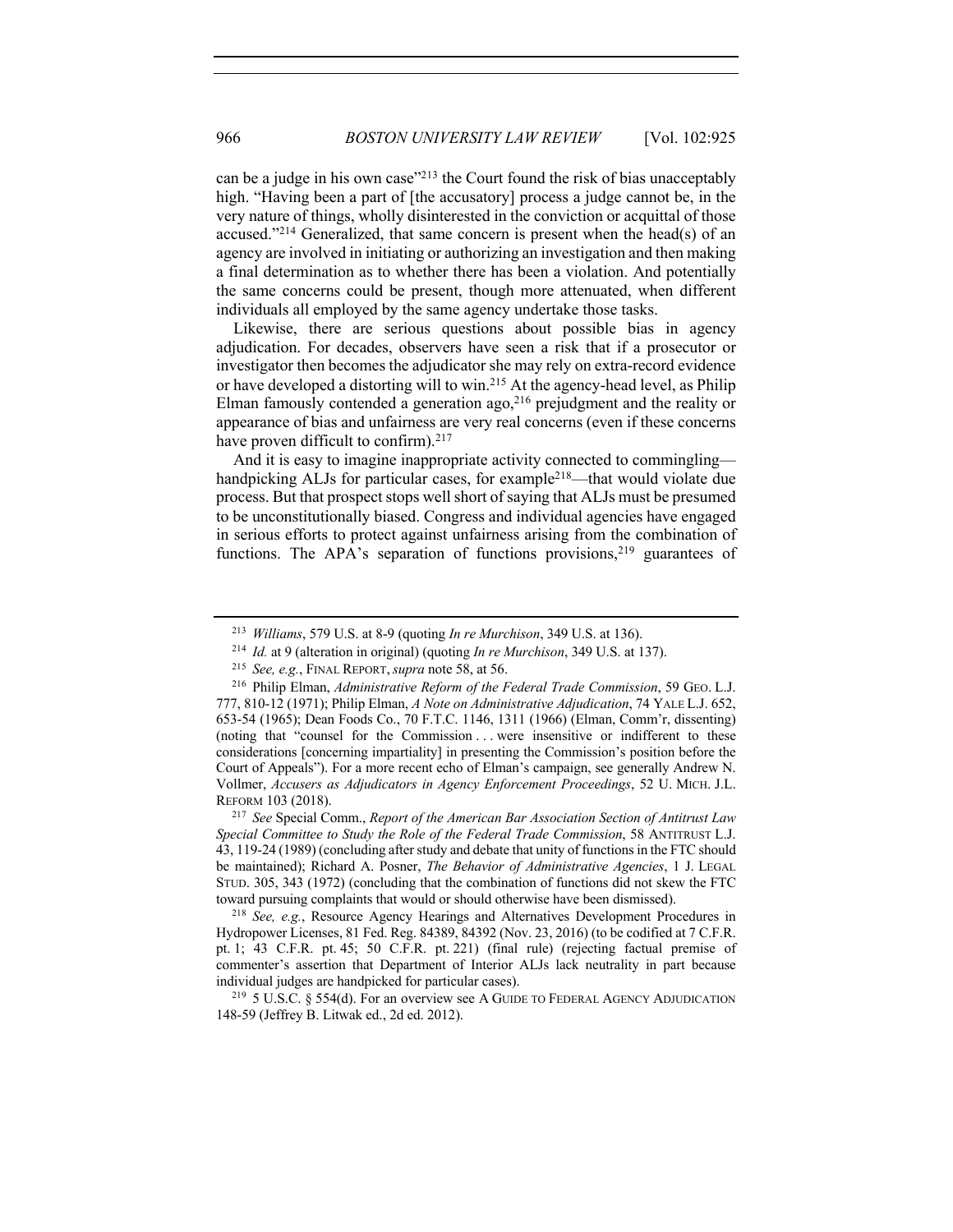can be a judge in his own case"[213] the Court found the risk of bias unacceptably high. "Having been a part of [the accusatory] process a judge cannot be, in the very nature of things, wholly disinterested in the conviction or acquittal of those accused."[214] Generalized, that same concern is present when the head(s) of an agency are involved in initiating or authorizing an investigation and then making a final determination as to whether there has been a violation. And potentially the same concerns could be present, though more attenuated, when different individuals all employed by the same agency undertake those tasks.

Likewise, there are serious questions about possible bias in agency adjudication. For decades, observers have seen a risk that if a prosecutor or investigator then becomes the adjudicator she may rely on extra-record evidence or have developed a distorting will to win.[215] At the agency-head level, as Philip Elman famously contended a generation ago,[216] prejudgment and the reality or appearance of bias and unfairness are very real concerns (even if these concerns have proven difficult to confirm).[217]

And it is easy to imagine inappropriate activity connected to commingling—handpicking ALJs for particular cases, for example[218]—that would violate due process. But that prospect stops well short of saying that ALJs must be presumed to be unconstitutionally biased. Congress and individual agencies have engaged in serious efforts to protect against unfairness arising from the combination of functions. The APA's separation of functions provisions,[219] guarantees of

---

[213] *Williams*, 579 U.S. at 8-9 (quoting *In re Murchison*, 349 U.S. at 136).

[214] *Id.* at 9 (alteration in original) (quoting *In re Murchison*, 349 U.S. at 137).

[215] *See, e.g.*, FINAL REPORT, *supra* note 58, at 56.

[216] Philip Elman, *Administrative Reform of the Federal Trade Commission*, 59 GEO. L.J. 777, 810-12 (1971); Philip Elman, *A Note on Administrative Adjudication*, 74 YALE L.J. 652, 653-54 (1965); Dean Foods Co., 70 F.T.C. 1146, 1311 (1966) (Elman, Comm'r, dissenting) (noting that "counsel for the Commission . . . were insensitive or indifferent to these considerations [concerning impartiality] in presenting the Commission's position before the Court of Appeals"). For a more recent echo of Elman's campaign, see generally Andrew N. Vollmer, *Accusers as Adjudicators in Agency Enforcement Proceedings*, 52 U. MICH. J.L. REFORM 103 (2018).

[217] *See* Special Comm., *Report of the American Bar Association Section of Antitrust Law Special Committee to Study the Role of the Federal Trade Commission*, 58 ANTITRUST L.J. 43, 119-24 (1989) (concluding after study and debate that unity of functions in the FTC should be maintained); Richard A. Posner, *The Behavior of Administrative Agencies*, 1 J. LEGAL STUD. 305, 343 (1972) (concluding that the combination of functions did not skew the FTC toward pursuing complaints that would or should otherwise have been dismissed).

[218] *See, e.g.*, Resource Agency Hearings and Alternatives Development Procedures in Hydropower Licenses, 81 Fed. Reg. 84389, 84392 (Nov. 23, 2016) (to be codified at 7 C.F.R. pt. 1; 43 C.F.R. pt. 45; 50 C.F.R. pt. 221) (final rule) (rejecting factual premise of commenter's assertion that Department of Interior ALJs lack neutrality in part because individual judges are handpicked for particular cases).

[219] 5 U.S.C. § 554(d). For an overview see A GUIDE TO FEDERAL AGENCY ADJUDICATION 148-59 (Jeffrey B. Litwak ed., 2d ed. 2012).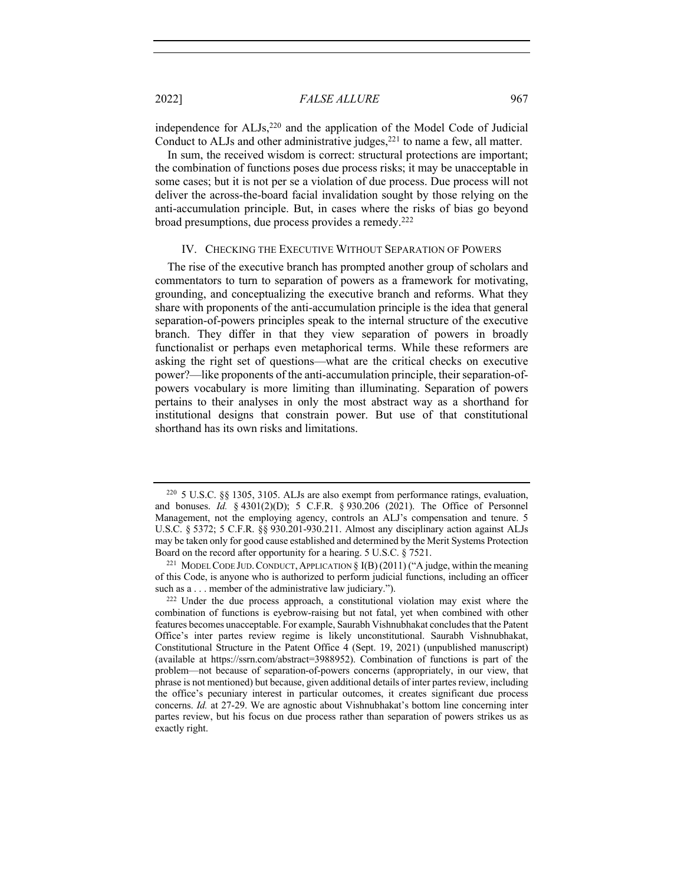independence for ALJs,[220] and the application of the Model Code of Judicial Conduct to ALJs and other administrative judges,[221] to name a few, all matter.

In sum, the received wisdom is correct: structural protections are important; the combination of functions poses due process risks; it may be unacceptable in some cases; but it is not per se a violation of due process. Due process will not deliver the across-the-board facial invalidation sought by those relying on the anti-accumulation principle. But, in cases where the risks of bias go beyond broad presumptions, due process provides a remedy.[222]

## IV. CHECKING THE EXECUTIVE WITHOUT SEPARATION OF POWERS

The rise of the executive branch has prompted another group of scholars and commentators to turn to separation of powers as a framework for motivating, grounding, and conceptualizing the executive branch and reforms. What they share with proponents of the anti-accumulation principle is the idea that general separation-of-powers principles speak to the internal structure of the executive branch. They differ in that they view separation of powers in broadly functionalist or perhaps even metaphorical terms. While these reformers are asking the right set of questions—what are the critical checks on executive power?—like proponents of the anti-accumulation principle, their separation-of-powers vocabulary is more limiting than illuminating. Separation of powers pertains to their analyses in only the most abstract way as a shorthand for institutional designs that constrain power. But use of that constitutional shorthand has its own risks and limitations.

---

[220] 5 U.S.C. §§ 1305, 3105. ALJs are also exempt from performance ratings, evaluation, and bonuses. *Id.* § 4301(2)(D); 5 C.F.R. § 930.206 (2021). The Office of Personnel Management, not the employing agency, controls an ALJ's compensation and tenure. 5 U.S.C. § 5372; 5 C.F.R. §§ 930.201-930.211. Almost any disciplinary action against ALJs may be taken only for good cause established and determined by the Merit Systems Protection Board on the record after opportunity for a hearing. 5 U.S.C. § 7521.

[221] MODEL CODE JUD. CONDUCT, APPLICATION § I(B) (2011) ("A judge, within the meaning of this Code, is anyone who is authorized to perform judicial functions, including an officer such as a . . . member of the administrative law judiciary.").

[222] Under the due process approach, a constitutional violation may exist where the combination of functions is eyebrow-raising but not fatal, yet when combined with other features becomes unacceptable. For example, Saurabh Vishnubhakat concludes that the Patent Office's inter partes review regime is likely unconstitutional. Saurabh Vishnubhakat, Constitutional Structure in the Patent Office 4 (Sept. 19, 2021) (unpublished manuscript) (available at https://ssrn.com/abstract=3988952). Combination of functions is part of the problem—not because of separation-of-powers concerns (appropriately, in our view, that phrase is not mentioned) but because, given additional details of inter partes review, including the office's pecuniary interest in particular outcomes, it creates significant due process concerns. *Id.* at 27-29. We are agnostic about Vishnubhakat's bottom line concerning inter partes review, but his focus on due process rather than separation of powers strikes us as exactly right.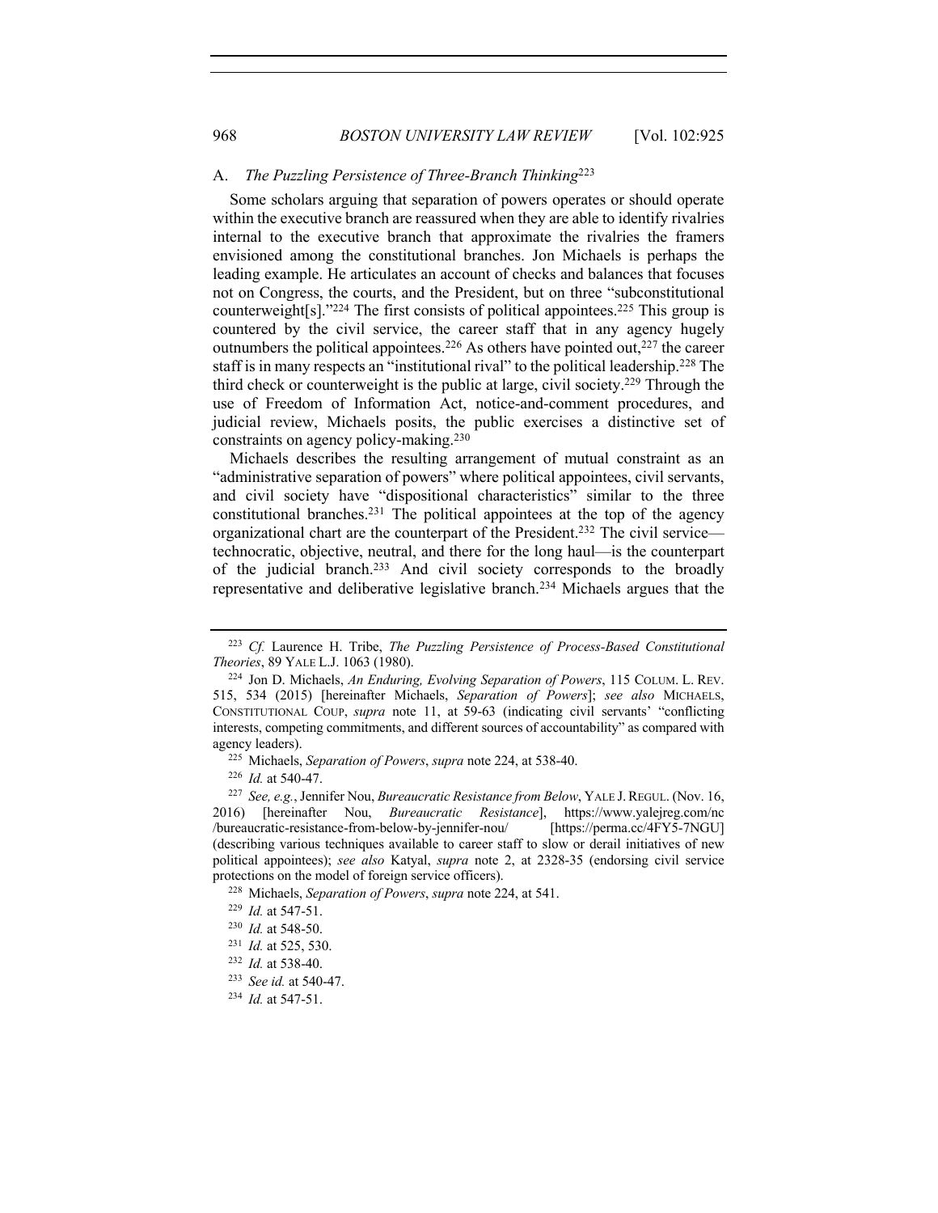### A. *The Puzzling Persistence of Three-Branch Thinking*[223]

Some scholars arguing that separation of powers operates or should operate within the executive branch are reassured when they are able to identify rivalries internal to the executive branch that approximate the rivalries the framers envisioned among the constitutional branches. Jon Michaels is perhaps the leading example. He articulates an account of checks and balances that focuses not on Congress, the courts, and the President, but on three "subconstitutional counterweight[s]."[224] The first consists of political appointees.[225] This group is countered by the civil service, the career staff that in any agency hugely outnumbers the political appointees.[226] As others have pointed out,[227] the career staff is in many respects an "institutional rival" to the political leadership.[228] The third check or counterweight is the public at large, civil society.[229] Through the use of Freedom of Information Act, notice-and-comment procedures, and judicial review, Michaels posits, the public exercises a distinctive set of constraints on agency policy-making.[230]

Michaels describes the resulting arrangement of mutual constraint as an "administrative separation of powers" where political appointees, civil servants, and civil society have "dispositional characteristics" similar to the three constitutional branches.[231] The political appointees at the top of the agency organizational chart are the counterpart of the President.[232] The civil service—technocratic, objective, neutral, and there for the long haul—is the counterpart of the judicial branch.[233] And civil society corresponds to the broadly representative and deliberative legislative branch.[234] Michaels argues that the

---

[223] *Cf.* Laurence H. Tribe, *The Puzzling Persistence of Process-Based Constitutional Theories*, 89 YALE L.J. 1063 (1980).

[224] Jon D. Michaels, *An Enduring, Evolving Separation of Powers*, 115 COLUM. L. REV. 515, 534 (2015) [hereinafter Michaels, *Separation of Powers*]; *see also* MICHAELS, CONSTITUTIONAL COUP, *supra* note 11, at 59-63 (indicating civil servants' "conflicting interests, competing commitments, and different sources of accountability" as compared with agency leaders).

[225] Michaels, *Separation of Powers*, *supra* note 224, at 538-40.

[226] *Id.* at 540-47.

[227] *See, e.g.*, Jennifer Nou, *Bureaucratic Resistance from Below*, YALE J. REGUL. (Nov. 16, 2016) [hereinafter Nou, *Bureaucratic Resistance*], https://www.yalejreg.com/nc/bureaucratic-resistance-from-below-by-jennifer-nou/ [https://perma.cc/4FY5-7NGU] (describing various techniques available to career staff to slow or derail initiatives of new political appointees); *see also* Katyal, *supra* note 2, at 2328-35 (endorsing civil service protections on the model of foreign service officers).

[228] Michaels, *Separation of Powers*, *supra* note 224, at 541.

[229] *Id.* at 547-51.

[230] *Id.* at 548-50.

[231] *Id.* at 525, 530.

[232] *Id.* at 538-40.

[233] *See id.* at 540-47.

[234] *Id.* at 547-51.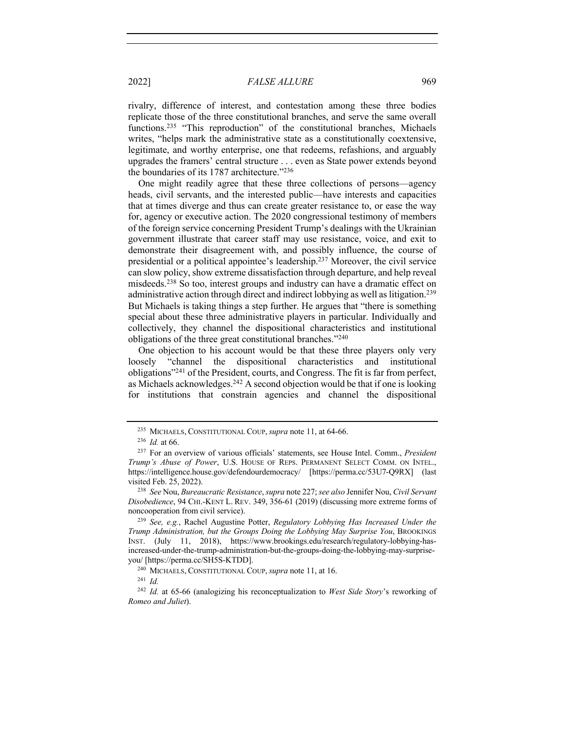rivalry, difference of interest, and contestation among these three bodies replicate those of the three constitutional branches, and serve the same overall functions.[235] "This reproduction" of the constitutional branches, Michaels writes, "helps mark the administrative state as a constitutionally coextensive, legitimate, and worthy enterprise, one that redeems, refashions, and arguably upgrades the framers' central structure . . . even as State power extends beyond the boundaries of its 1787 architecture."[236]

One might readily agree that these three collections of persons—agency heads, civil servants, and the interested public—have interests and capacities that at times diverge and thus can create greater resistance to, or ease the way for, agency or executive action. The 2020 congressional testimony of members of the foreign service concerning President Trump's dealings with the Ukrainian government illustrate that career staff may use resistance, voice, and exit to demonstrate their disagreement with, and possibly influence, the course of presidential or a political appointee's leadership.[237] Moreover, the civil service can slow policy, show extreme dissatisfaction through departure, and help reveal misdeeds.[238] So too, interest groups and industry can have a dramatic effect on administrative action through direct and indirect lobbying as well as litigation.[239] But Michaels is taking things a step further. He argues that "there is something special about these three administrative players in particular. Individually and collectively, they channel the dispositional characteristics and institutional obligations of the three great constitutional branches."[240]

One objection to his account would be that these three players only very loosely "channel the dispositional characteristics and institutional obligations"[241] of the President, courts, and Congress. The fit is far from perfect, as Michaels acknowledges.[242] A second objection would be that if one is looking for institutions that constrain agencies and channel the dispositional

---

[235] MICHAELS, CONSTITUTIONAL COUP, *supra* note 11, at 64-66.

[236] *Id.* at 66.

[237] For an overview of various officials' statements, see House Intel. Comm., *President Trump's Abuse of Power*, U.S. HOUSE OF REPS. PERMANENT SELECT COMM. ON INTEL., https://intelligence.house.gov/defendourdemocracy/ [https://perma.cc/53U7-Q9RX] (last visited Feb. 25, 2022).

[238] *See* Nou, *Bureaucratic Resistance*, *supra* note 227; *see also* Jennifer Nou, *Civil Servant Disobedience*, 94 CHI.-KENT L. REV. 349, 356-61 (2019) (discussing more extreme forms of noncooperation from civil service).

[239] *See, e.g.*, Rachel Augustine Potter, *Regulatory Lobbying Has Increased Under the Trump Administration, but the Groups Doing the Lobbying May Surprise You*, BROOKINGS INST. (July 11, 2018), https://www.brookings.edu/research/regulatory-lobbying-has-increased-under-the-trump-administration-but-the-groups-doing-the-lobbying-may-surprise-you/ [https://perma.cc/SH5S-KTDD].

[240] MICHAELS, CONSTITUTIONAL COUP, *supra* note 11, at 16.

[241] *Id.*

[242] *Id.* at 65-66 (analogizing his reconceptualization to *West Side Story*'s reworking of *Romeo and Juliet*).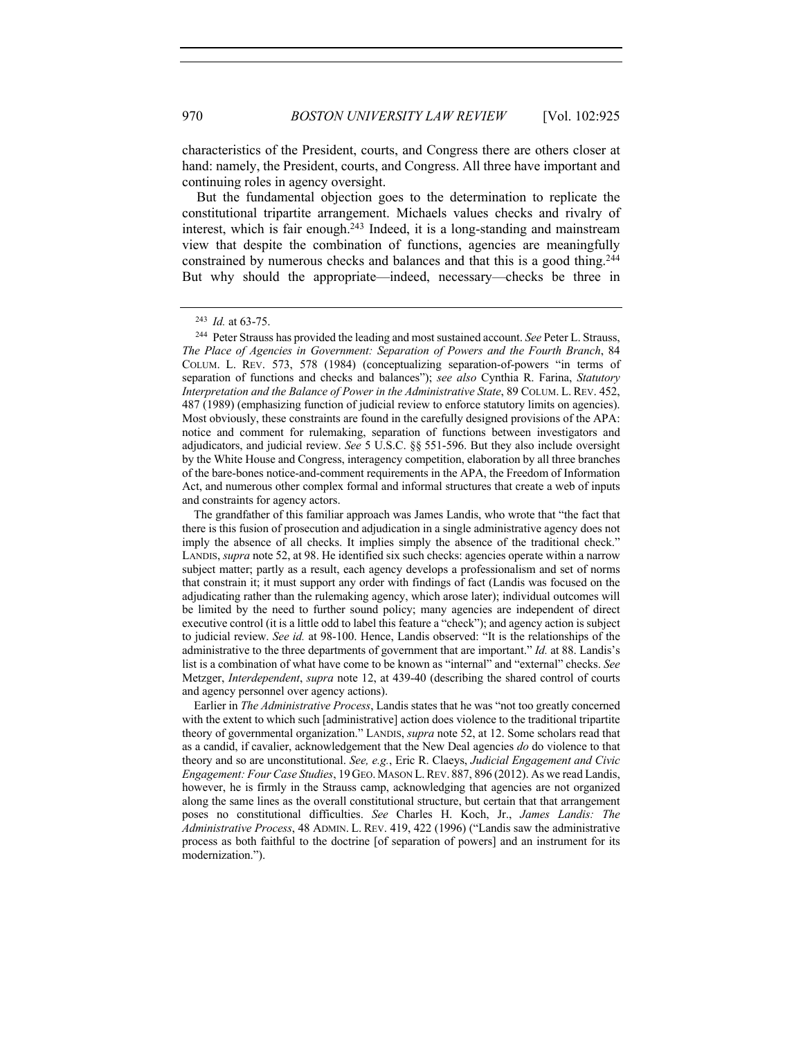characteristics of the President, courts, and Congress there are others closer at hand: namely, the President, courts, and Congress. All three have important and continuing roles in agency oversight.

But the fundamental objection goes to the determination to replicate the constitutional tripartite arrangement. Michaels values checks and rivalry of interest, which is fair enough.[243] Indeed, it is a long-standing and mainstream view that despite the combination of functions, agencies are meaningfully constrained by numerous checks and balances and that this is a good thing.[244] But why should the appropriate—indeed, necessary—checks be three in

---

[243] *Id.* at 63-75.

[244] Peter Strauss has provided the leading and most sustained account. *See* Peter L. Strauss, *The Place of Agencies in Government: Separation of Powers and the Fourth Branch*, 84 COLUM. L. REV. 573, 578 (1984) (conceptualizing separation-of-powers "in terms of separation of functions and checks and balances"); *see also* Cynthia R. Farina, *Statutory Interpretation and the Balance of Power in the Administrative State*, 89 COLUM. L. REV. 452, 487 (1989) (emphasizing function of judicial review to enforce statutory limits on agencies). Most obviously, these constraints are found in the carefully designed provisions of the APA: notice and comment for rulemaking, separation of functions between investigators and adjudicators, and judicial review. *See* 5 U.S.C. §§ 551-596. But they also include oversight by the White House and Congress, interagency competition, elaboration by all three branches of the bare-bones notice-and-comment requirements in the APA, the Freedom of Information Act, and numerous other complex formal and informal structures that create a web of inputs and constraints for agency actors.

The grandfather of this familiar approach was James Landis, who wrote that "the fact that there is this fusion of prosecution and adjudication in a single administrative agency does not imply the absence of all checks. It implies simply the absence of the traditional check." LANDIS, *supra* note 52, at 98. He identified six such checks: agencies operate within a narrow subject matter; partly as a result, each agency develops a professionalism and set of norms that constrain it; it must support any order with findings of fact (Landis was focused on the adjudicating rather than the rulemaking agency, which arose later); individual outcomes will be limited by the need to further sound policy; many agencies are independent of direct executive control (it is a little odd to label this feature a "check"); and agency action is subject to judicial review. *See id.* at 98-100. Hence, Landis observed: "It is the relationships of the administrative to the three departments of government that are important." *Id.* at 88. Landis's list is a combination of what have come to be known as "internal" and "external" checks. *See* Metzger, *Interdependent*, *supra* note 12, at 439-40 (describing the shared control of courts and agency personnel over agency actions).

Earlier in *The Administrative Process*, Landis states that he was "not too greatly concerned with the extent to which such [administrative] action does violence to the traditional tripartite theory of governmental organization." LANDIS, *supra* note 52, at 12. Some scholars read that as a candid, if cavalier, acknowledgement that the New Deal agencies *do* do violence to that theory and so are unconstitutional. *See, e.g.*, Eric R. Claeys, *Judicial Engagement and Civic Engagement: Four Case Studies*, 19 GEO. MASON L. REV. 887, 896 (2012). As we read Landis, however, he is firmly in the Strauss camp, acknowledging that agencies are not organized along the same lines as the overall constitutional structure, but certain that that arrangement poses no constitutional difficulties. *See* Charles H. Koch, Jr., *James Landis: The Administrative Process*, 48 ADMIN. L. REV. 419, 422 (1996) ("Landis saw the administrative process as both faithful to the doctrine [of separation of powers] and an instrument for its modernization.").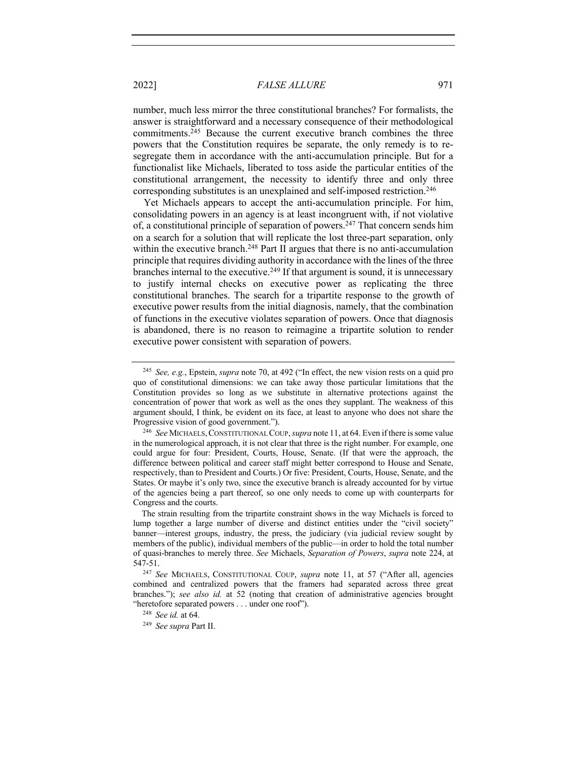number, much less mirror the three constitutional branches? For formalists, the answer is straightforward and a necessary consequence of their methodological commitments.[245] Because the current executive branch combines the three powers that the Constitution requires be separate, the only remedy is to re-segregate them in accordance with the anti-accumulation principle. But for a functionalist like Michaels, liberated to toss aside the particular entities of the constitutional arrangement, the necessity to identify three and only three corresponding substitutes is an unexplained and self-imposed restriction.[246]

Yet Michaels appears to accept the anti-accumulation principle. For him, consolidating powers in an agency is at least incongruent with, if not violative of, a constitutional principle of separation of powers.[247] That concern sends him on a search for a solution that will replicate the lost three-part separation, only within the executive branch.[248] Part II argues that there is no anti-accumulation principle that requires dividing authority in accordance with the lines of the three branches internal to the executive.[249] If that argument is sound, it is unnecessary to justify internal checks on executive power as replicating the three constitutional branches. The search for a tripartite response to the growth of executive power results from the initial diagnosis, namely, that the combination of functions in the executive violates separation of powers. Once that diagnosis is abandoned, there is no reason to reimagine a tripartite solution to render executive power consistent with separation of powers.

---

[245] *See, e.g.*, Epstein, *supra* note 70, at 492 ("In effect, the new vision rests on a quid pro quo of constitutional dimensions: we can take away those particular limitations that the Constitution provides so long as we substitute in alternative protections against the concentration of power that work as well as the ones they supplant. The weakness of this argument should, I think, be evident on its face, at least to anyone who does not share the Progressive vision of good government.").

[246] *See* MICHAELS, CONSTITUTIONAL COUP, *supra* note 11, at 64. Even if there is some value in the numerological approach, it is not clear that three is the right number. For example, one could argue for four: President, Courts, House, Senate. (If that were the approach, the difference between political and career staff might better correspond to House and Senate, respectively, than to President and Courts.) Or five: President, Courts, House, Senate, and the States. Or maybe it's only two, since the executive branch is already accounted for by virtue of the agencies being a part thereof, so one only needs to come up with counterparts for Congress and the courts.

The strain resulting from the tripartite constraint shows in the way Michaels is forced to lump together a large number of diverse and distinct entities under the "civil society" banner—interest groups, industry, the press, the judiciary (via judicial review sought by members of the public), individual members of the public—in order to hold the total number of quasi-branches to merely three. *See* Michaels, *Separation of Powers*, *supra* note 224, at 547-51.

[247] *See* MICHAELS, CONSTITUTIONAL COUP, *supra* note 11, at 57 ("After all, agencies combined and centralized powers that the framers had separated across three great branches."); *see also id.* at 52 (noting that creation of administrative agencies brought "heretofore separated powers . . . under one roof").

[248] *See id.* at 64.

[249] *See supra* Part II.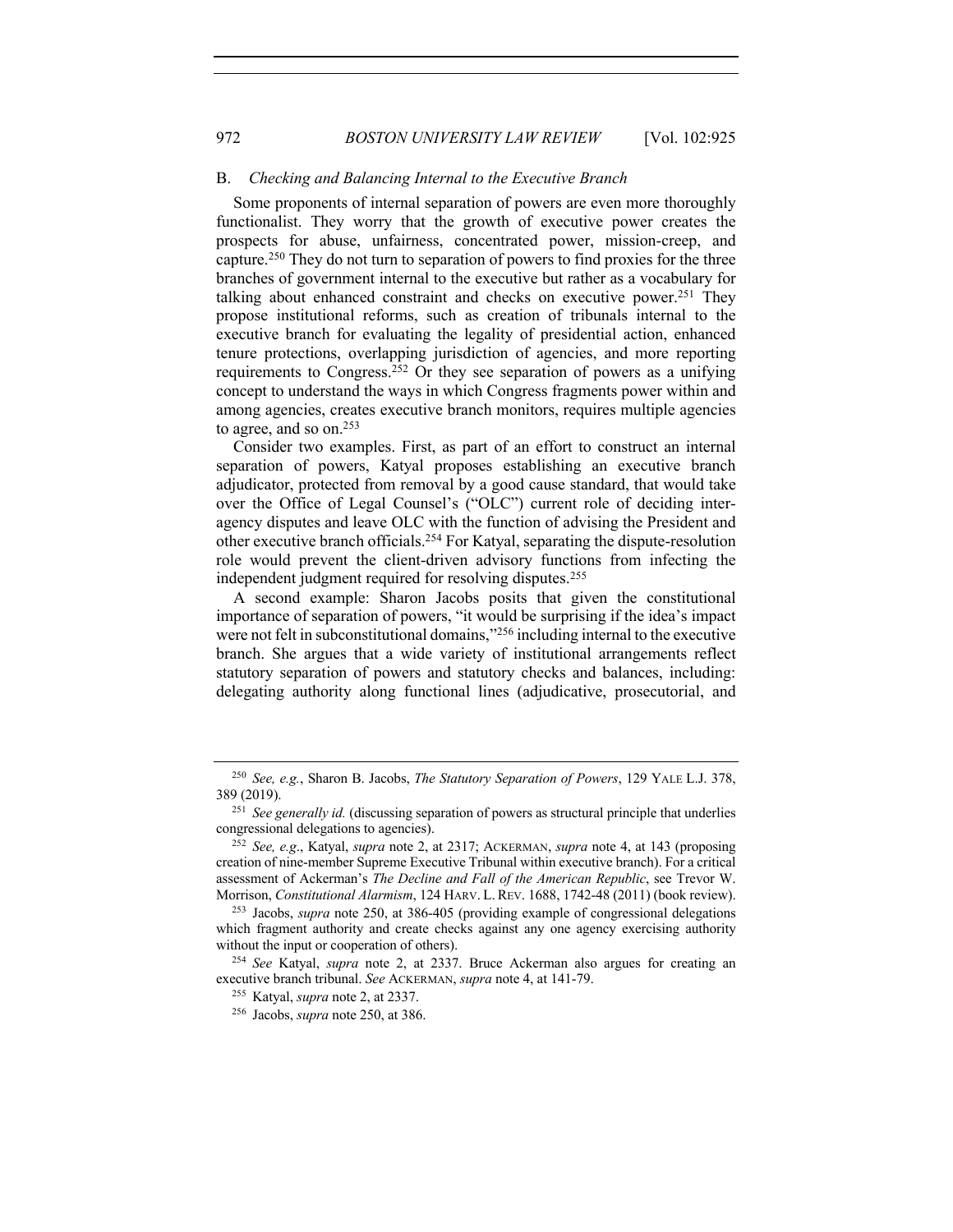### B. *Checking and Balancing Internal to the Executive Branch*

Some proponents of internal separation of powers are even more thoroughly functionalist. They worry that the growth of executive power creates the prospects for abuse, unfairness, concentrated power, mission-creep, and capture.[250] They do not turn to separation of powers to find proxies for the three branches of government internal to the executive but rather as a vocabulary for talking about enhanced constraint and checks on executive power.[251] They propose institutional reforms, such as creation of tribunals internal to the executive branch for evaluating the legality of presidential action, enhanced tenure protections, overlapping jurisdiction of agencies, and more reporting requirements to Congress.[252] Or they see separation of powers as a unifying concept to understand the ways in which Congress fragments power within and among agencies, creates executive branch monitors, requires multiple agencies to agree, and so on.[253]

Consider two examples. First, as part of an effort to construct an internal separation of powers, Katyal proposes establishing an executive branch adjudicator, protected from removal by a good cause standard, that would take over the Office of Legal Counsel's ("OLC") current role of deciding inter-agency disputes and leave OLC with the function of advising the President and other executive branch officials.[254] For Katyal, separating the dispute-resolution role would prevent the client-driven advisory functions from infecting the independent judgment required for resolving disputes.[255]

A second example: Sharon Jacobs posits that given the constitutional importance of separation of powers, "it would be surprising if the idea's impact were not felt in subconstitutional domains,"[256] including internal to the executive branch. She argues that a wide variety of institutional arrangements reflect statutory separation of powers and statutory checks and balances, including: delegating authority along functional lines (adjudicative, prosecutorial, and

---

[250] *See, e.g.*, Sharon B. Jacobs, *The Statutory Separation of Powers*, 129 YALE L.J. 378, 389 (2019).

[251] *See generally id.* (discussing separation of powers as structural principle that underlies congressional delegations to agencies).

[252] *See, e.g*., Katyal, *supra* note 2, at 2317; ACKERMAN, *supra* note 4, at 143 (proposing creation of nine-member Supreme Executive Tribunal within executive branch). For a critical assessment of Ackerman's *The Decline and Fall of the American Republic*, see Trevor W. Morrison, *Constitutional Alarmism*, 124 HARV. L. REV. 1688, 1742-48 (2011) (book review).

[253] Jacobs, *supra* note 250, at 386-405 (providing example of congressional delegations which fragment authority and create checks against any one agency exercising authority without the input or cooperation of others).

[254] *See* Katyal, *supra* note 2, at 2337. Bruce Ackerman also argues for creating an executive branch tribunal. *See* ACKERMAN, *supra* note 4, at 141-79.

[255] Katyal, *supra* note 2, at 2337.

[256] Jacobs, *supra* note 250, at 386.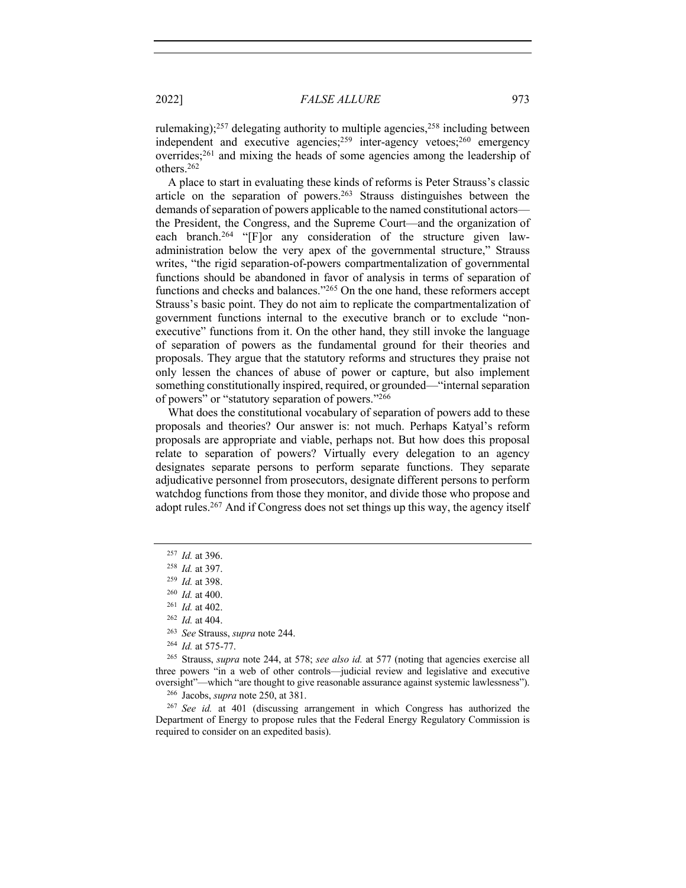rulemaking);[257] delegating authority to multiple agencies,[258] including between independent and executive agencies;[259] inter-agency vetoes;[260] emergency overrides;[261] and mixing the heads of some agencies among the leadership of others.[262]

A place to start in evaluating these kinds of reforms is Peter Strauss's classic article on the separation of powers.[263] Strauss distinguishes between the demands of separation of powers applicable to the named constitutional actors—the President, the Congress, and the Supreme Court—and the organization of each branch.[264] "[F]or any consideration of the structure given law-administration below the very apex of the governmental structure," Strauss writes, "the rigid separation-of-powers compartmentalization of governmental functions should be abandoned in favor of analysis in terms of separation of functions and checks and balances."[265] On the one hand, these reformers accept Strauss's basic point. They do not aim to replicate the compartmentalization of government functions internal to the executive branch or to exclude "non-executive" functions from it. On the other hand, they still invoke the language of separation of powers as the fundamental ground for their theories and proposals. They argue that the statutory reforms and structures they praise not only lessen the chances of abuse of power or capture, but also implement something constitutionally inspired, required, or grounded—"internal separation of powers" or "statutory separation of powers."[266]

What does the constitutional vocabulary of separation of powers add to these proposals and theories? Our answer is: not much. Perhaps Katyal's reform proposals are appropriate and viable, perhaps not. But how does this proposal relate to separation of powers? Virtually every delegation to an agency designates separate persons to perform separate functions. They separate adjudicative personnel from prosecutors, designate different persons to perform watchdog functions from those they monitor, and divide those who propose and adopt rules.[267] And if Congress does not set things up this way, the agency itself

---

[257] *Id.* at 396.

[258] *Id.* at 397.

[259] *Id.* at 398.

[260] *Id.* at 400.

[261] *Id.* at 402.

[262] *Id.* at 404.

[263] *See* Strauss, *supra* note 244.

[264] *Id.* at 575-77.

[265] Strauss, *supra* note 244, at 578; *see also id.* at 577 (noting that agencies exercise all three powers "in a web of other controls—judicial review and legislative and executive oversight"—which "are thought to give reasonable assurance against systemic lawlessness").

[266] Jacobs, *supra* note 250, at 381.

[267] *See id.* at 401 (discussing arrangement in which Congress has authorized the Department of Energy to propose rules that the Federal Energy Regulatory Commission is required to consider on an expedited basis).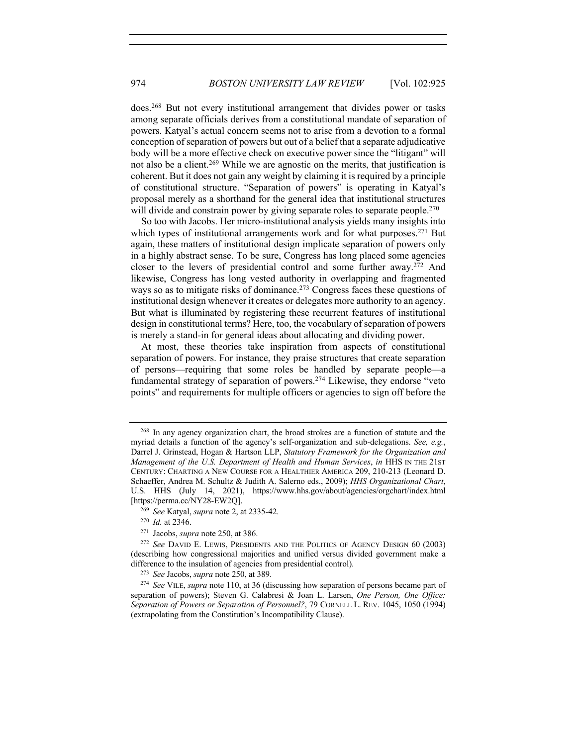does.[268] But not every institutional arrangement that divides power or tasks among separate officials derives from a constitutional mandate of separation of powers. Katyal's actual concern seems not to arise from a devotion to a formal conception of separation of powers but out of a belief that a separate adjudicative body will be a more effective check on executive power since the "litigant" will not also be a client.[269] While we are agnostic on the merits, that justification is coherent. But it does not gain any weight by claiming it is required by a principle of constitutional structure. "Separation of powers" is operating in Katyal's proposal merely as a shorthand for the general idea that institutional structures will divide and constrain power by giving separate roles to separate people.[270]

So too with Jacobs. Her micro-institutional analysis yields many insights into which types of institutional arrangements work and for what purposes.[271] But again, these matters of institutional design implicate separation of powers only in a highly abstract sense. To be sure, Congress has long placed some agencies closer to the levers of presidential control and some further away.[272] And likewise, Congress has long vested authority in overlapping and fragmented ways so as to mitigate risks of dominance.[273] Congress faces these questions of institutional design whenever it creates or delegates more authority to an agency. But what is illuminated by registering these recurrent features of institutional design in constitutional terms? Here, too, the vocabulary of separation of powers is merely a stand-in for general ideas about allocating and dividing power.

At most, these theories take inspiration from aspects of constitutional separation of powers. For instance, they praise structures that create separation of persons—requiring that some roles be handled by separate people—a fundamental strategy of separation of powers.[274] Likewise, they endorse "veto points" and requirements for multiple officers or agencies to sign off before the

---

[268] In any agency organization chart, the broad strokes are a function of statute and the myriad details a function of the agency's self-organization and sub-delegations. *See, e.g.*, Darrel J. Grinstead, Hogan & Hartson LLP, *Statutory Framework for the Organization and Management of the U.S. Department of Health and Human Services*, *in* HHS IN THE 21ST CENTURY: CHARTING A NEW COURSE FOR A HEALTHIER AMERICA 209, 210-213 (Leonard D. Schaeffer, Andrea M. Schultz & Judith A. Salerno eds., 2009); *HHS Organizational Chart*, U.S. HHS (July 14, 2021), https://www.hhs.gov/about/agencies/orgchart/index.html [https://perma.cc/NY28-EW2Q].

[269] *See* Katyal, *supra* note 2, at 2335-42.

[270] *Id.* at 2346.

[271] Jacobs, *supra* note 250, at 386.

[272] *See* DAVID E. LEWIS, PRESIDENTS AND THE POLITICS OF AGENCY DESIGN 60 (2003) (describing how congressional majorities and unified versus divided government make a difference to the insulation of agencies from presidential control).

[273] *See* Jacobs, *supra* note 250, at 389.

[274] *See* VILE, *supra* note 110, at 36 (discussing how separation of persons became part of separation of powers); Steven G. Calabresi & Joan L. Larsen, *One Person, One Office: Separation of Powers or Separation of Personnel?*, 79 CORNELL L. REV. 1045, 1050 (1994) (extrapolating from the Constitution's Incompatibility Clause).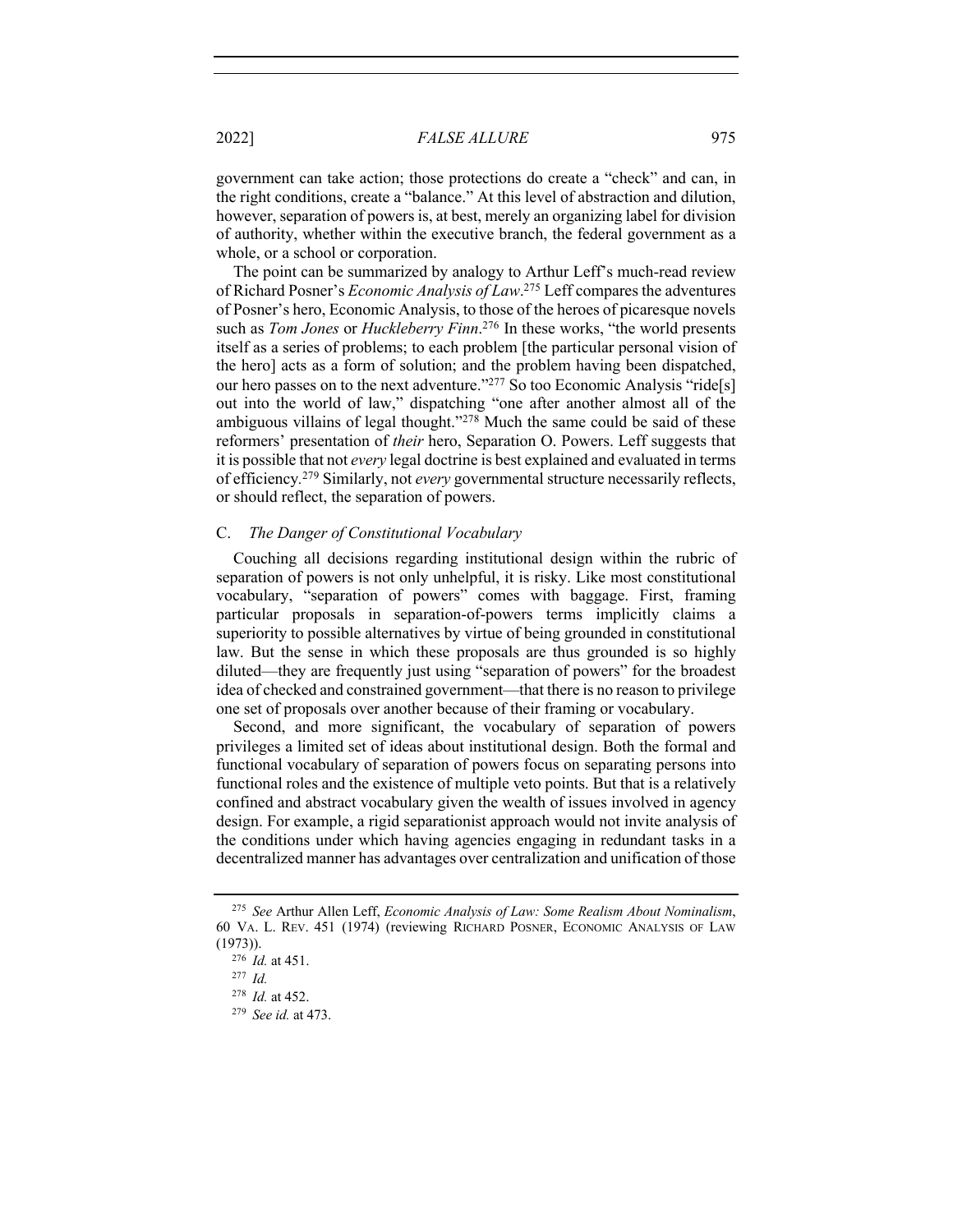government can take action; those protections do create a "check" and can, in the right conditions, create a "balance." At this level of abstraction and dilution, however, separation of powers is, at best, merely an organizing label for division of authority, whether within the executive branch, the federal government as a whole, or a school or corporation.

The point can be summarized by analogy to Arthur Leff's much-read review of Richard Posner's *Economic Analysis of Law*.[275] Leff compares the adventures of Posner's hero, Economic Analysis, to those of the heroes of picaresque novels such as *Tom Jones* or *Huckleberry Finn*.[276] In these works, "the world presents itself as a series of problems; to each problem [the particular personal vision of the hero] acts as a form of solution; and the problem having been dispatched, our hero passes on to the next adventure."[277] So too Economic Analysis "ride[s] out into the world of law," dispatching "one after another almost all of the ambiguous villains of legal thought."[278] Much the same could be said of these reformers' presentation of *their* hero, Separation O. Powers. Leff suggests that it is possible that not *every* legal doctrine is best explained and evaluated in terms of efficiency.[279] Similarly, not *every* governmental structure necessarily reflects, or should reflect, the separation of powers.

### C. *The Danger of Constitutional Vocabulary*

Couching all decisions regarding institutional design within the rubric of separation of powers is not only unhelpful, it is risky. Like most constitutional vocabulary, "separation of powers" comes with baggage. First, framing particular proposals in separation-of-powers terms implicitly claims a superiority to possible alternatives by virtue of being grounded in constitutional law. But the sense in which these proposals are thus grounded is so highly diluted—they are frequently just using "separation of powers" for the broadest idea of checked and constrained government—that there is no reason to privilege one set of proposals over another because of their framing or vocabulary.

Second, and more significant, the vocabulary of separation of powers privileges a limited set of ideas about institutional design. Both the formal and functional vocabulary of separation of powers focus on separating persons into functional roles and the existence of multiple veto points. But that is a relatively confined and abstract vocabulary given the wealth of issues involved in agency design. For example, a rigid separationist approach would not invite analysis of the conditions under which having agencies engaging in redundant tasks in a decentralized manner has advantages over centralization and unification of those

---

[275] *See* Arthur Allen Leff, *Economic Analysis of Law: Some Realism About Nominalism*, 60 VA. L. REV. 451 (1974) (reviewing RICHARD POSNER, ECONOMIC ANALYSIS OF LAW (1973)).

[276] *Id.* at 451.

[277] *Id.*

[278] *Id.* at 452.

[279] *See id.* at 473.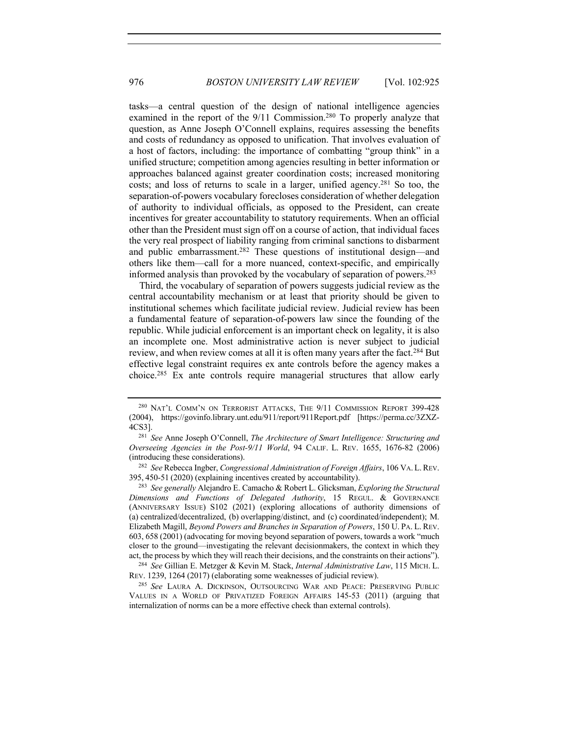tasks—a central question of the design of national intelligence agencies examined in the report of the 9/11 Commission.[280] To properly analyze that question, as Anne Joseph O'Connell explains, requires assessing the benefits and costs of redundancy as opposed to unification. That involves evaluation of a host of factors, including: the importance of combatting "group think" in a unified structure; competition among agencies resulting in better information or approaches balanced against greater coordination costs; increased monitoring costs; and loss of returns to scale in a larger, unified agency.[281] So too, the separation-of-powers vocabulary forecloses consideration of whether delegation of authority to individual officials, as opposed to the President, can create incentives for greater accountability to statutory requirements. When an official other than the President must sign off on a course of action, that individual faces the very real prospect of liability ranging from criminal sanctions to disbarment and public embarrassment.[282] These questions of institutional design—and others like them—call for a more nuanced, context-specific, and empirically informed analysis than provoked by the vocabulary of separation of powers.[283]

Third, the vocabulary of separation of powers suggests judicial review as the central accountability mechanism or at least that priority should be given to institutional schemes which facilitate judicial review. Judicial review has been a fundamental feature of separation-of-powers law since the founding of the republic. While judicial enforcement is an important check on legality, it is also an incomplete one. Most administrative action is never subject to judicial review, and when review comes at all it is often many years after the fact.[284] But effective legal constraint requires ex ante controls before the agency makes a choice.[285] Ex ante controls require managerial structures that allow early

---

[280] NAT'L COMM'N ON TERRORIST ATTACKS, THE 9/11 COMMISSION REPORT 399-428 (2004), https://govinfo.library.unt.edu/911/report/911Report.pdf [https://perma.cc/3ZXZ-4CS3].

[281] *See* Anne Joseph O'Connell, *The Architecture of Smart Intelligence: Structuring and Overseeing Agencies in the Post-9/11 World*, 94 CALIF. L. REV. 1655, 1676-82 (2006) (introducing these considerations).

[282] *See* Rebecca Ingber, *Congressional Administration of Foreign Affairs*, 106 VA. L. REV. 395, 450-51 (2020) (explaining incentives created by accountability).

[283] *See generally* Alejandro E. Camacho & Robert L. Glicksman, *Exploring the Structural Dimensions and Functions of Delegated Authority*, 15 REGUL. & GOVERNANCE (ANNIVERSARY ISSUE) S102 (2021) (exploring allocations of authority dimensions of (a) centralized/decentralized, (b) overlapping/distinct, and (c) coordinated/independent); M. Elizabeth Magill, *Beyond Powers and Branches in Separation of Powers*, 150 U. PA. L. REV. 603, 658 (2001) (advocating for moving beyond separation of powers, towards a work "much closer to the ground—investigating the relevant decisionmakers, the context in which they act, the process by which they will reach their decisions, and the constraints on their actions").

[284] *See* Gillian E. Metzger & Kevin M. Stack, *Internal Administrative Law*, 115 MICH. L. REV. 1239, 1264 (2017) (elaborating some weaknesses of judicial review).

[285] *See* LAURA A. DICKINSON, OUTSOURCING WAR AND PEACE: PRESERVING PUBLIC VALUES IN A WORLD OF PRIVATIZED FOREIGN AFFAIRS 145-53 (2011) (arguing that internalization of norms can be a more effective check than external controls).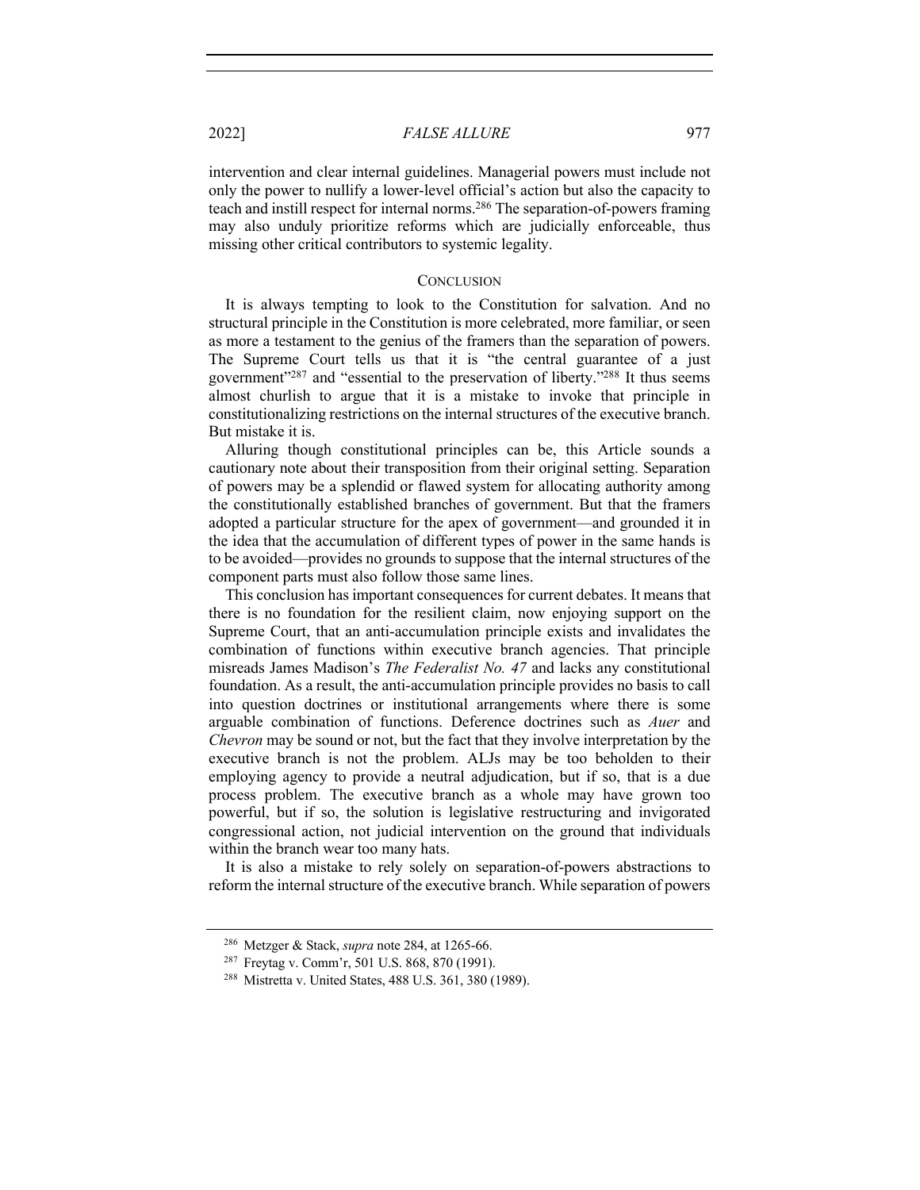intervention and clear internal guidelines. Managerial powers must include not only the power to nullify a lower-level official's action but also the capacity to teach and instill respect for internal norms.[286] The separation-of-powers framing may also unduly prioritize reforms which are judicially enforceable, thus missing other critical contributors to systemic legality.

## CONCLUSION

It is always tempting to look to the Constitution for salvation. And no structural principle in the Constitution is more celebrated, more familiar, or seen as more a testament to the genius of the framers than the separation of powers. The Supreme Court tells us that it is "the central guarantee of a just government"[287] and "essential to the preservation of liberty."[288] It thus seems almost churlish to argue that it is a mistake to invoke that principle in constitutionalizing restrictions on the internal structures of the executive branch. But mistake it is.

Alluring though constitutional principles can be, this Article sounds a cautionary note about their transposition from their original setting. Separation of powers may be a splendid or flawed system for allocating authority among the constitutionally established branches of government. But that the framers adopted a particular structure for the apex of government—and grounded it in the idea that the accumulation of different types of power in the same hands is to be avoided—provides no grounds to suppose that the internal structures of the component parts must also follow those same lines.

This conclusion has important consequences for current debates. It means that there is no foundation for the resilient claim, now enjoying support on the Supreme Court, that an anti-accumulation principle exists and invalidates the combination of functions within executive branch agencies. That principle misreads James Madison's *The Federalist No. 47* and lacks any constitutional foundation. As a result, the anti-accumulation principle provides no basis to call into question doctrines or institutional arrangements where there is some arguable combination of functions. Deference doctrines such as *Auer* and *Chevron* may be sound or not, but the fact that they involve interpretation by the executive branch is not the problem. ALJs may be too beholden to their employing agency to provide a neutral adjudication, but if so, that is a due process problem. The executive branch as a whole may have grown too powerful, but if so, the solution is legislative restructuring and invigorated congressional action, not judicial intervention on the ground that individuals within the branch wear too many hats.

It is also a mistake to rely solely on separation-of-powers abstractions to reform the internal structure of the executive branch. While separation of powers

---

[286] Metzger & Stack, *supra* note 284, at 1265-66.

[287] Freytag v. Comm'r, 501 U.S. 868, 870 (1991).

[288] Mistretta v. United States, 488 U.S. 361, 380 (1989).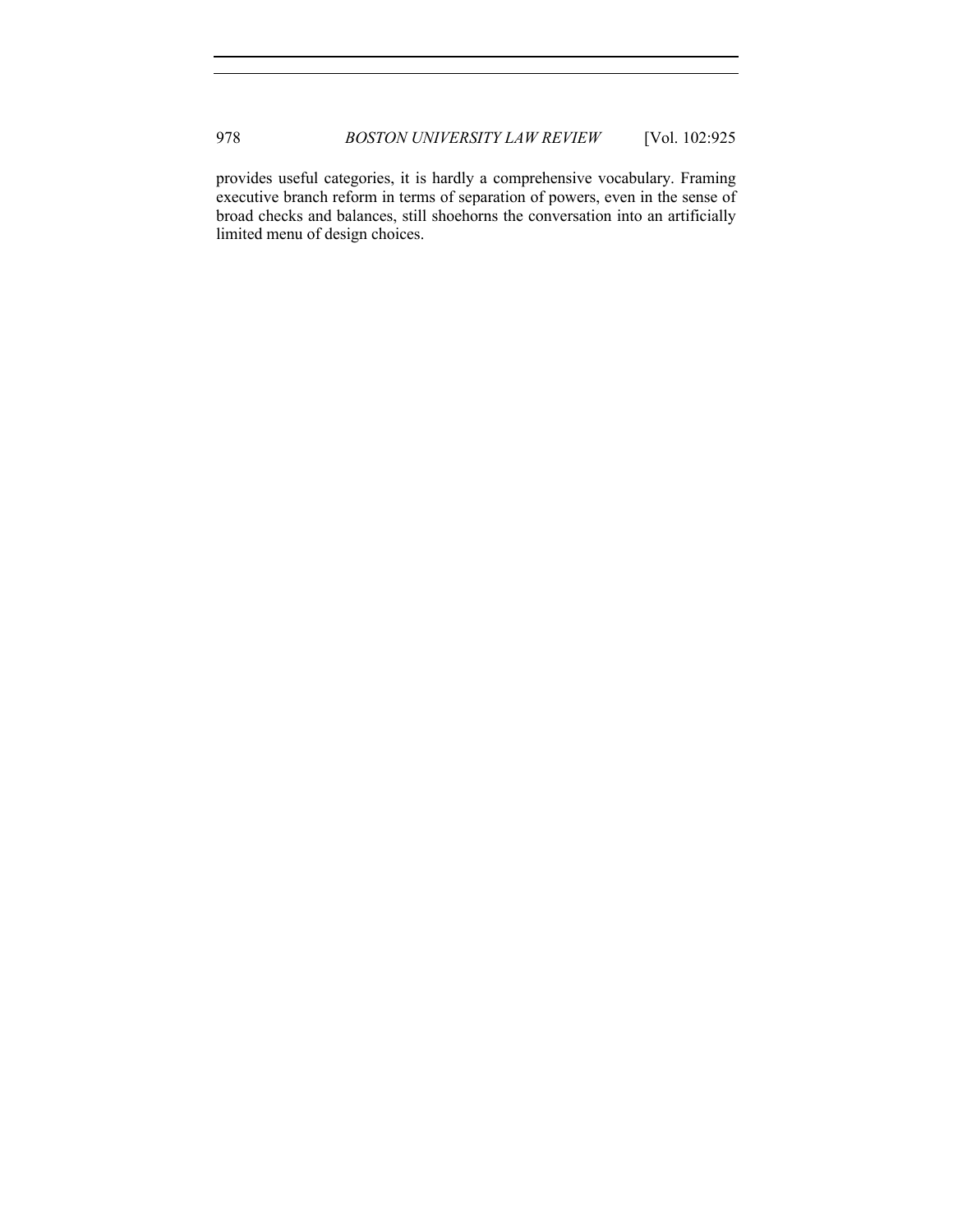provides useful categories, it is hardly a comprehensive vocabulary. Framing executive branch reform in terms of separation of powers, even in the sense of broad checks and balances, still shoehorns the conversation into an artificially limited menu of design choices.